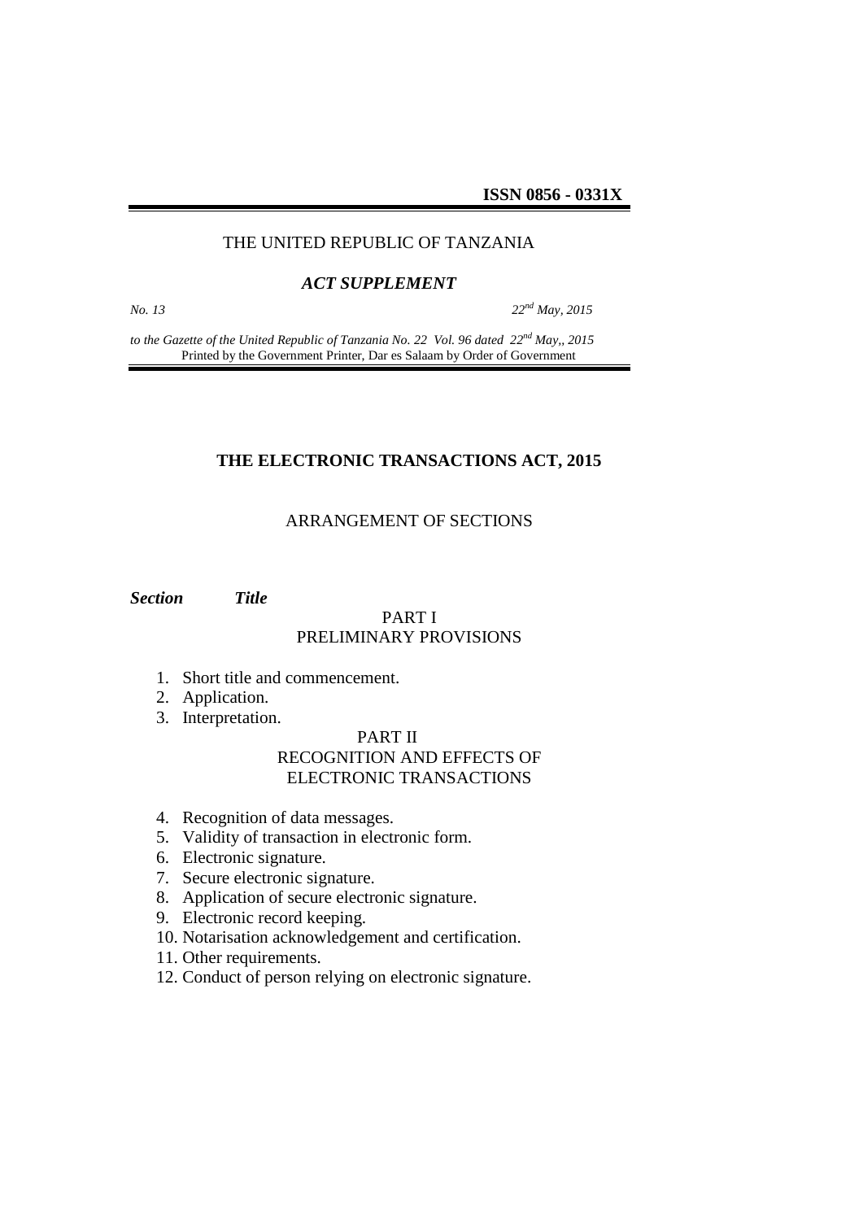**ISSN 0856 - 0331X**

THE UNITED REPUBLIC OF TANZANIA

***ACT SUPPLEMENT***

*No. 13* *22nd May, 2015*

*to the Gazette of the United Republic of Tanzania No. 22 Vol. 96 dated 22nd May,, 2015*
Printed by the Government Printer, Dar es Salaam by Order of Government

# THE ELECTRONIC TRANSACTIONS ACT, 2015

## ARRANGEMENT OF SECTIONS

***Section*** ***Title***

PART I
PRELIMINARY PROVISIONS

1. Short title and commencement.
2. Application.
3. Interpretation.

PART II
RECOGNITION AND EFFECTS OF
ELECTRONIC TRANSACTIONS

4. Recognition of data messages.
5. Validity of transaction in electronic form.
6. Electronic signature.
7. Secure electronic signature.
8. Application of secure electronic signature.
9. Electronic record keeping.
10. Notarisation acknowledgement and certification.
11. Other requirements.
12. Conduct of person relying on electronic signature.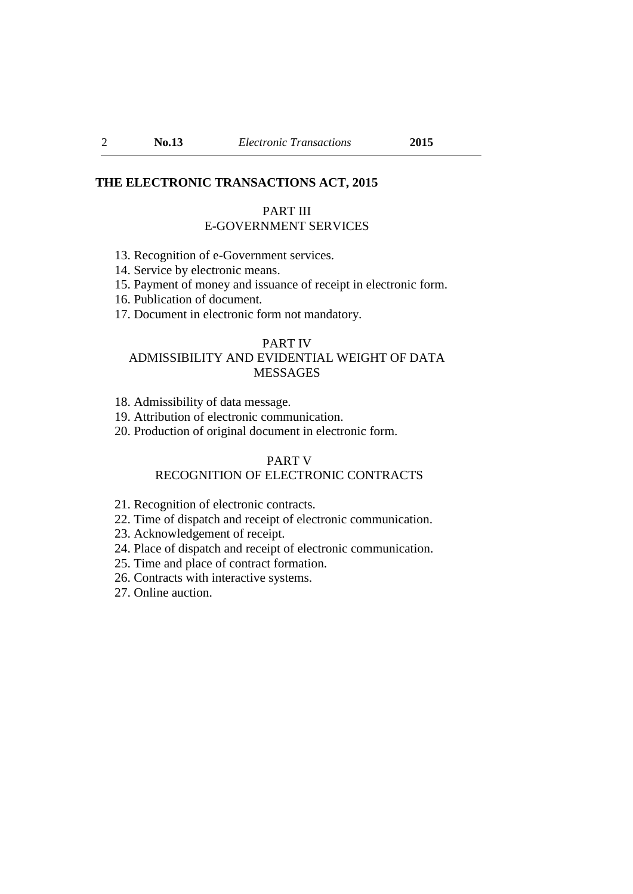**THE ELECTRONIC TRANSACTIONS ACT, 2015**

PART III
E-GOVERNMENT SERVICES

13. Recognition of e-Government services.
14. Service by electronic means.
15. Payment of money and issuance of receipt in electronic form.
16. Publication of document.
17. Document in electronic form not mandatory.

PART IV
ADMISSIBILITY AND EVIDENTIAL WEIGHT OF DATA MESSAGES

18. Admissibility of data message.
19. Attribution of electronic communication.
20. Production of original document in electronic form.

PART V
RECOGNITION OF ELECTRONIC CONTRACTS

21. Recognition of electronic contracts.
22. Time of dispatch and receipt of electronic communication.
23. Acknowledgement of receipt.
24. Place of dispatch and receipt of electronic communication.
25. Time and place of contract formation.
26. Contracts with interactive systems.
27. Online auction.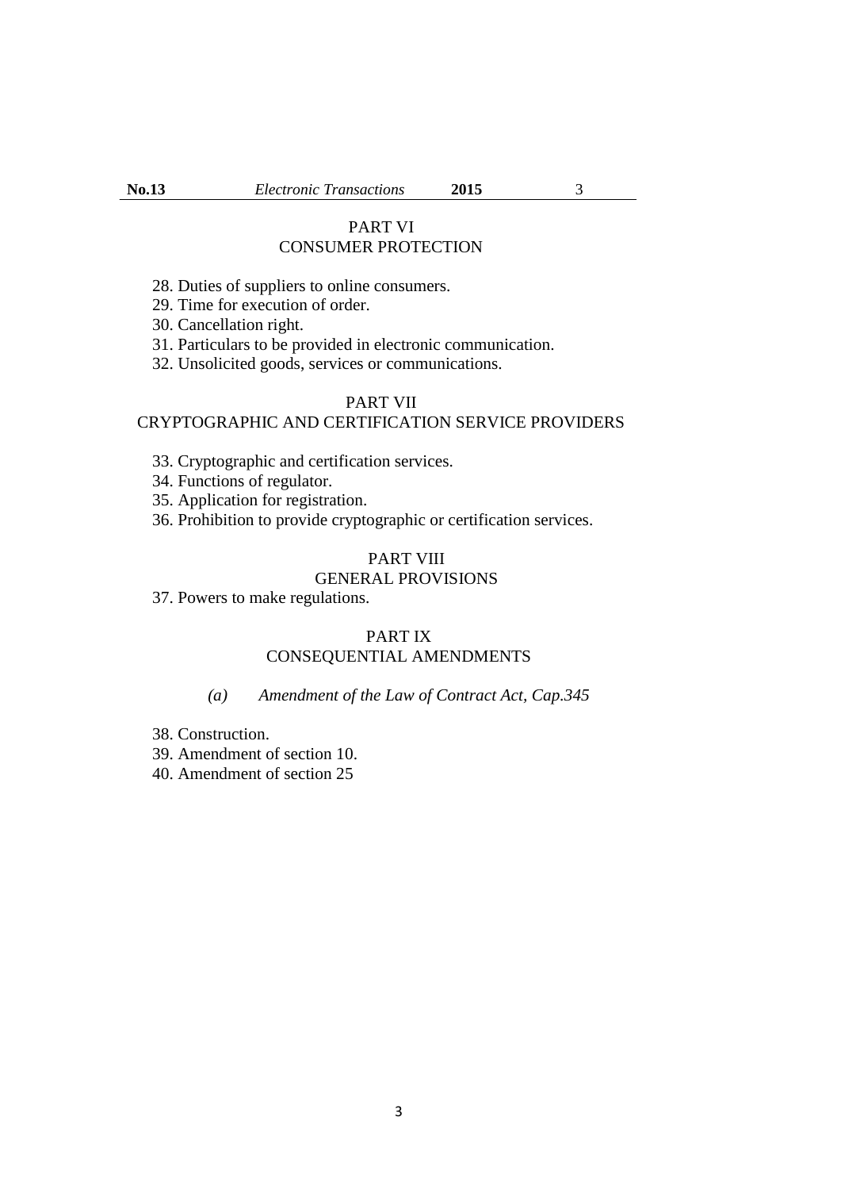## PART VI
## CONSUMER PROTECTION

28. Duties of suppliers to online consumers.
29. Time for execution of order.
30. Cancellation right.
31. Particulars to be provided in electronic communication.
32. Unsolicited goods, services or communications.

## PART VII
## CRYPTOGRAPHIC AND CERTIFICATION SERVICE PROVIDERS

33. Cryptographic and certification services.
34. Functions of regulator.
35. Application for registration.
36. Prohibition to provide cryptographic or certification services.

## PART VIII
## GENERAL PROVISIONS

37. Powers to make regulations.

## PART IX
## CONSEQUENTIAL AMENDMENTS

*(a) Amendment of the Law of Contract Act, Cap.345*

38. Construction.
39. Amendment of section 10.
40. Amendment of section 25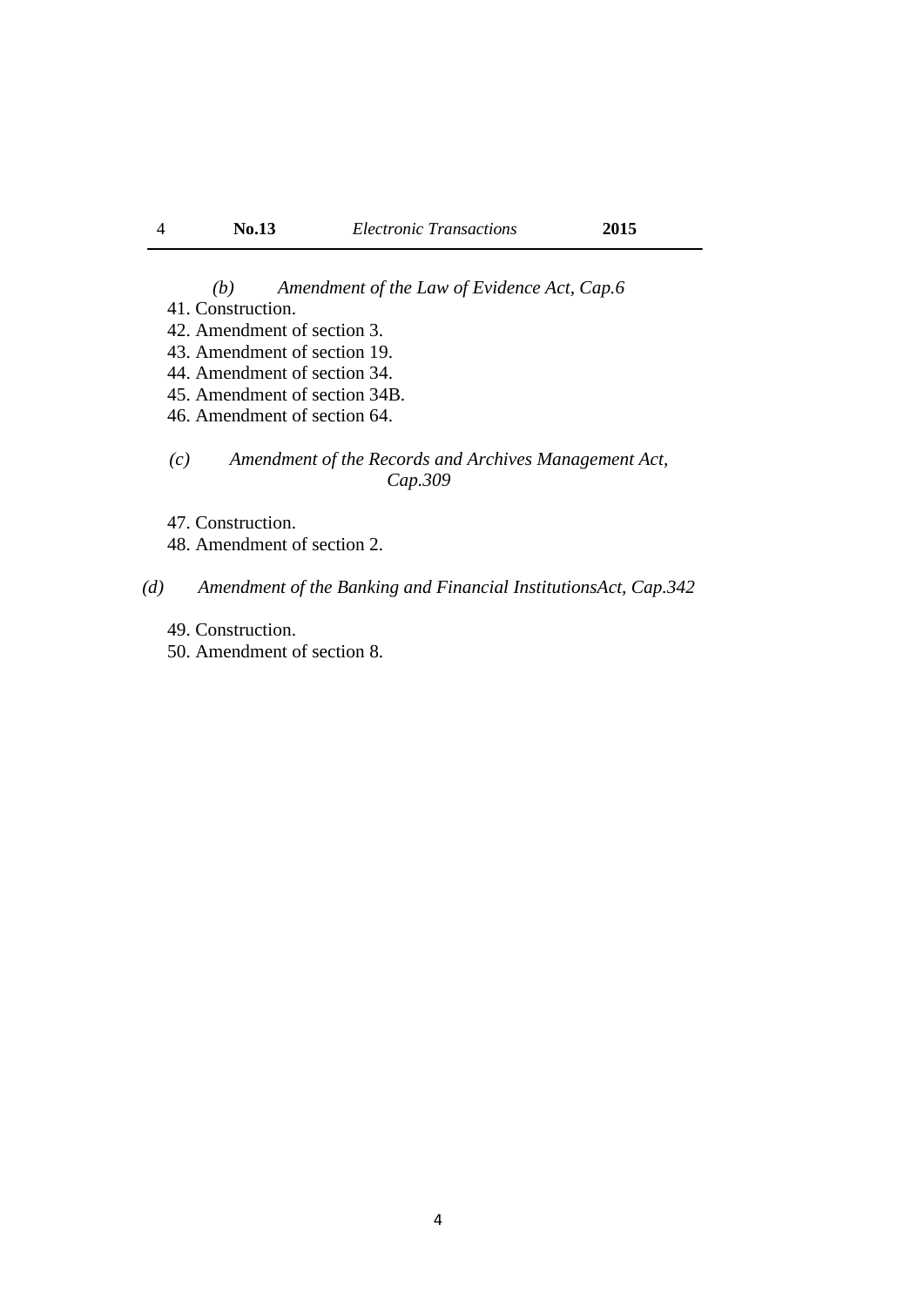*(b) Amendment of the Law of Evidence Act, Cap.6*

41. Construction.
42. Amendment of section 3.
43. Amendment of section 19.
44. Amendment of section 34.
45. Amendment of section 34B.
46. Amendment of section 64.

*(c) Amendment of the Records and Archives Management Act, Cap.309*

47. Construction.
48. Amendment of section 2.

*(d) Amendment of the Banking and Financial InstitutionsAct, Cap.342*

49. Construction.
50. Amendment of section 8.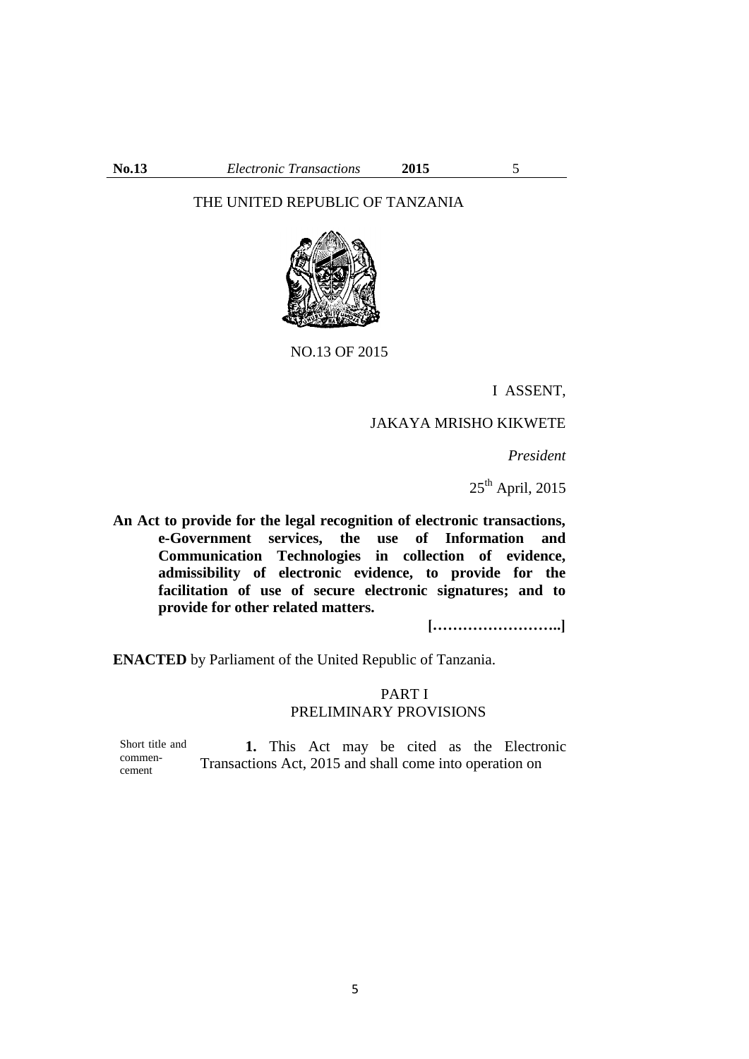THE UNITED REPUBLIC OF TANZANIA

NO.13 OF 2015

I ASSENT,

JAKAYA MRISHO KIKWETE

*President*

25th April, 2015

**An Act to provide for the legal recognition of electronic transactions, e-Government services, the use of Information and Communication Technologies in collection of evidence, admissibility of electronic evidence, to provide for the facilitation of use of secure electronic signatures; and to provide for other related matters.**

**[……………………..]**

**ENACTED** by Parliament of the United Republic of Tanzania.

## PART I
## PRELIMINARY PROVISIONS

Short title and commencement

**1.** This Act may be cited as the Electronic Transactions Act, 2015 and shall come into operation on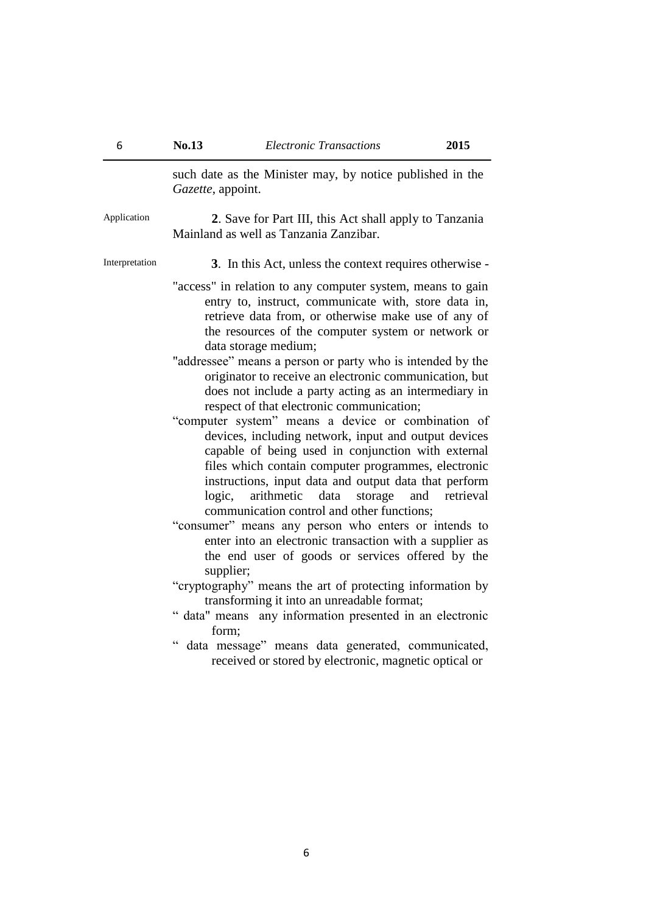such date as the Minister may, by notice published in the *Gazette*, appoint.

Application

**2**. Save for Part III, this Act shall apply to Tanzania Mainland as well as Tanzania Zanzibar.

Interpretation

**3**. In this Act, unless the context requires otherwise -

"access" in relation to any computer system, means to gain entry to, instruct, communicate with, store data in, retrieve data from, or otherwise make use of any of the resources of the computer system or network or data storage medium;

"addressee" means a person or party who is intended by the originator to receive an electronic communication, but does not include a party acting as an intermediary in respect of that electronic communication;

"computer system" means a device or combination of devices, including network, input and output devices capable of being used in conjunction with external files which contain computer programmes, electronic instructions, input data and output data that perform logic, arithmetic data storage and retrieval communication control and other functions;

"consumer" means any person who enters or intends to enter into an electronic transaction with a supplier as the end user of goods or services offered by the supplier;

"cryptography" means the art of protecting information by transforming it into an unreadable format;

" data" means any information presented in an electronic form;

" data message" means data generated, communicated, received or stored by electronic, magnetic optical or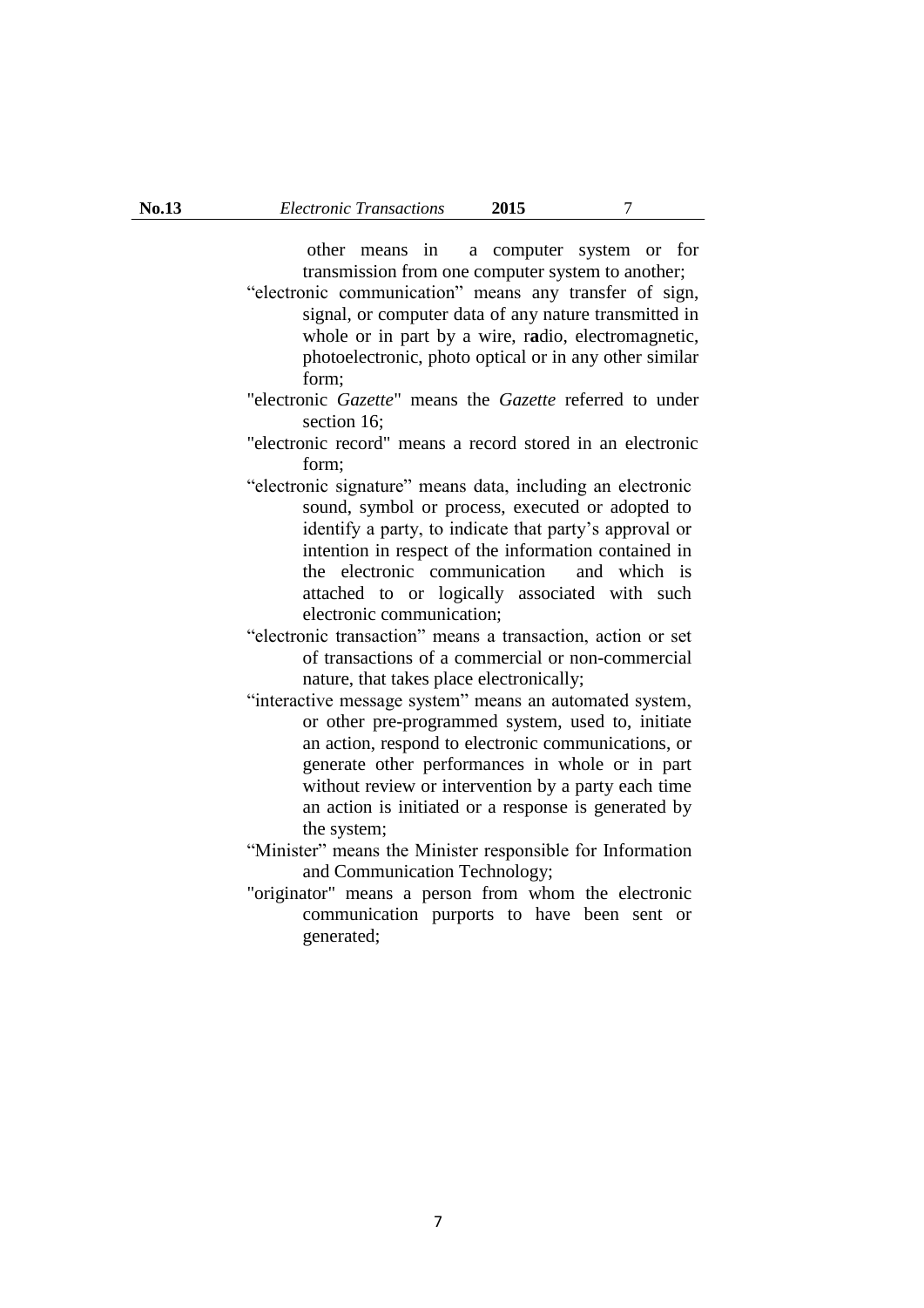other means in a computer system or for transmission from one computer system to another;

"electronic communication" means any transfer of sign, signal, or computer data of any nature transmitted in whole or in part by a wire, radio, electromagnetic, photoelectronic, photo optical or in any other similar form;

"electronic *Gazette*" means the *Gazette* referred to under section 16;

"electronic record" means a record stored in an electronic form;

"electronic signature" means data, including an electronic sound, symbol or process, executed or adopted to identify a party, to indicate that party's approval or intention in respect of the information contained in the electronic communication and which is attached to or logically associated with such electronic communication;

"electronic transaction" means a transaction, action or set of transactions of a commercial or non-commercial nature, that takes place electronically;

"interactive message system" means an automated system, or other pre-programmed system, used to, initiate an action, respond to electronic communications, or generate other performances in whole or in part without review or intervention by a party each time an action is initiated or a response is generated by the system;

"Minister" means the Minister responsible for Information and Communication Technology;

"originator" means a person from whom the electronic communication purports to have been sent or generated;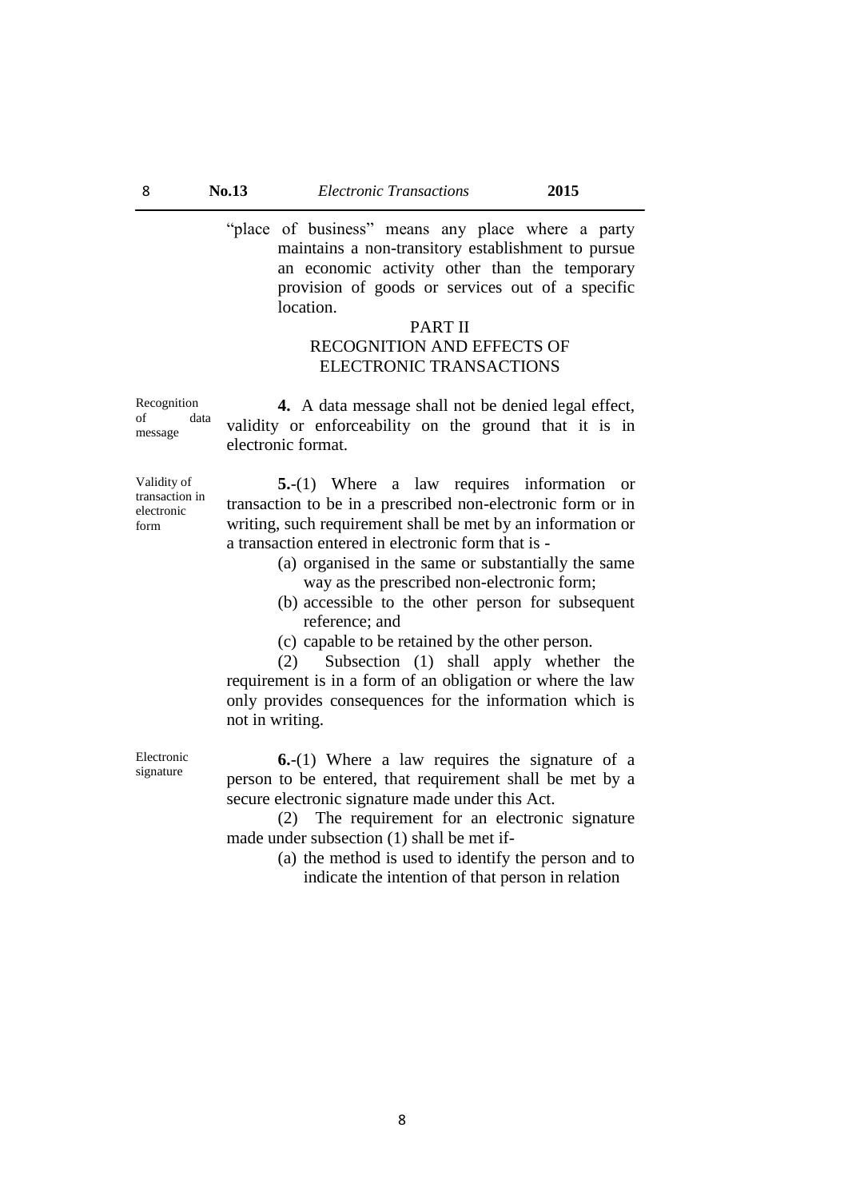"place of business" means any place where a party maintains a non-transitory establishment to pursue an economic activity other than the temporary provision of goods or services out of a specific location.

## PART II
## RECOGNITION AND EFFECTS OF ELECTRONIC TRANSACTIONS

Recognition of data message

**4.** A data message shall not be denied legal effect, validity or enforceability on the ground that it is in electronic format.

Validity of transaction in electronic form

**5.**-(1) Where a law requires information or transaction to be in a prescribed non-electronic form or in writing, such requirement shall be met by an information or a transaction entered in electronic form that is -

(a) organised in the same or substantially the same way as the prescribed non-electronic form;
(b) accessible to the other person for subsequent reference; and
(c) capable to be retained by the other person.

(2) Subsection (1) shall apply whether the requirement is in a form of an obligation or where the law only provides consequences for the information which is not in writing.

Electronic signature

**6.**-(1) Where a law requires the signature of a person to be entered, that requirement shall be met by a secure electronic signature made under this Act.

(2) The requirement for an electronic signature made under subsection (1) shall be met if-

(a) the method is used to identify the person and to indicate the intention of that person in relation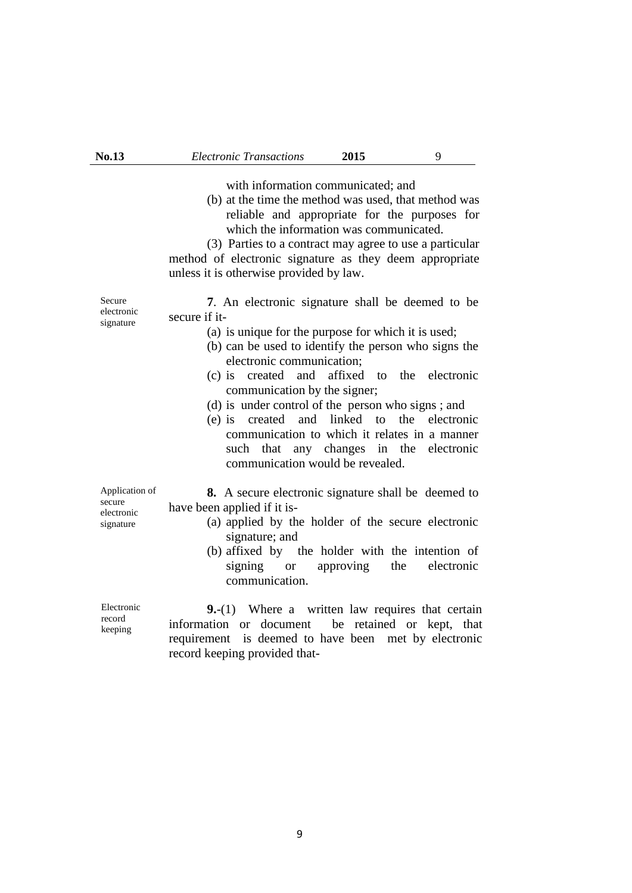with information communicated; and

(b) at the time the method was used, that method was reliable and appropriate for the purposes for which the information was communicated.

(3) Parties to a contract may agree to use a particular method of electronic signature as they deem appropriate unless it is otherwise provided by law.

Secure electronic signature

**7**. An electronic signature shall be deemed to be secure if it-

(a) is unique for the purpose for which it is used;

(b) can be used to identify the person who signs the electronic communication;

(c) is created and affixed to the electronic communication by the signer;

(d) is under control of the person who signs ; and

(e) is created and linked to the electronic communication to which it relates in a manner such that any changes in the electronic communication would be revealed.

Application of secure electronic signature

**8.** A secure electronic signature shall be deemed to have been applied if it is-

(a) applied by the holder of the secure electronic signature; and

(b) affixed by the holder with the intention of signing or approving the electronic communication.

Electronic record keeping

**9.**-(1) Where a written law requires that certain information or document be retained or kept, that requirement is deemed to have been met by electronic record keeping provided that-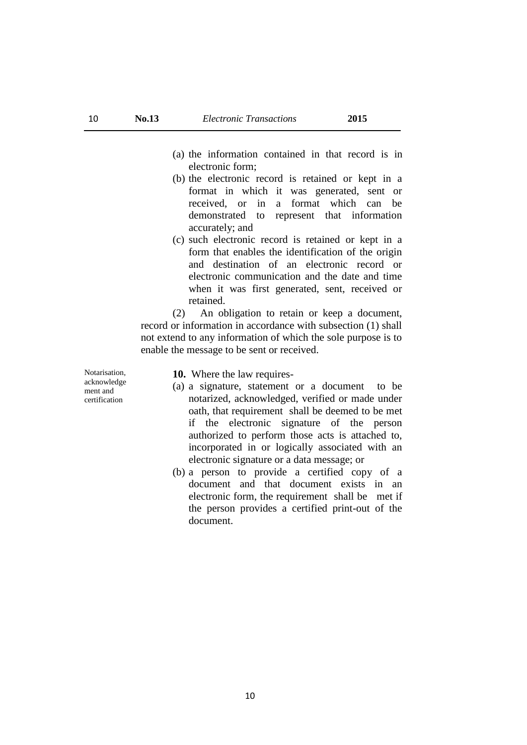(a) the information contained in that record is in electronic form;

(b) the electronic record is retained or kept in a format in which it was generated, sent or received, or in a format which can be demonstrated to represent that information accurately; and

(c) such electronic record is retained or kept in a form that enables the identification of the origin and destination of an electronic record or electronic communication and the date and time when it was first generated, sent, received or retained.

(2) An obligation to retain or keep a document, record or information in accordance with subsection (1) shall not extend to any information of which the sole purpose is to enable the message to be sent or received.

Notarisation, acknowledgement and certification

**10.** Where the law requires-

(a) a signature, statement or a document to be notarized, acknowledged, verified or made under oath, that requirement shall be deemed to be met if the electronic signature of the person authorized to perform those acts is attached to, incorporated in or logically associated with an electronic signature or a data message; or

(b) a person to provide a certified copy of a document and that document exists in an electronic form, the requirement shall be met if the person provides a certified print-out of the document.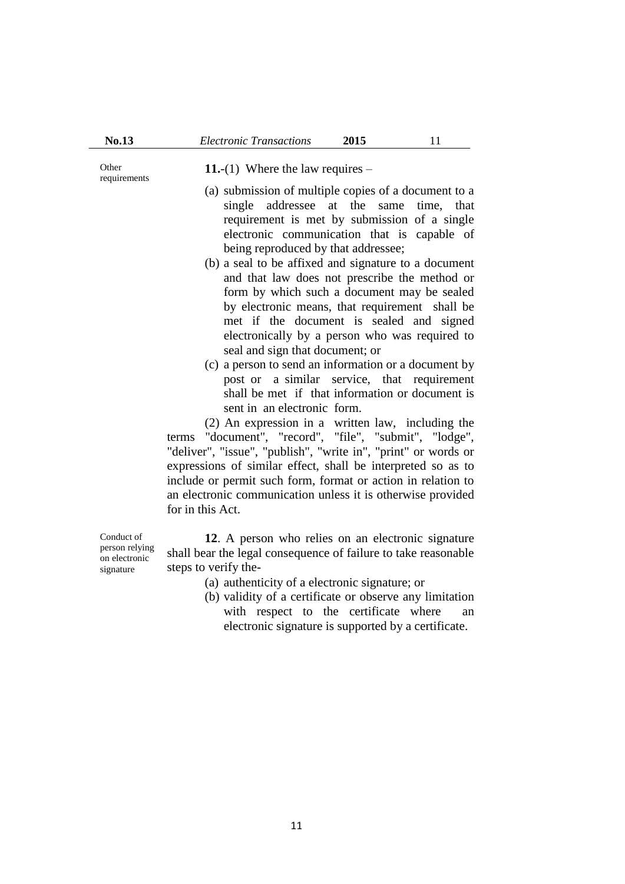Other requirements

**11.**-(1) Where the law requires –

(a) submission of multiple copies of a document to a single addressee at the same time, that requirement is met by submission of a single electronic communication that is capable of being reproduced by that addressee;

(b) a seal to be affixed and signature to a document and that law does not prescribe the method or form by which such a document may be sealed by electronic means, that requirement shall be met if the document is sealed and signed electronically by a person who was required to seal and sign that document; or

(c) a person to send an information or a document by post or a similar service, that requirement shall be met if that information or document is sent in an electronic form.

(2) An expression in a written law, including the terms "document", "record", "file", "submit", "lodge", "deliver", "issue", "publish", "write in", "print" or words or expressions of similar effect, shall be interpreted so as to include or permit such form, format or action in relation to an electronic communication unless it is otherwise provided for in this Act.

Conduct of person relying on electronic signature

**12**. A person who relies on an electronic signature shall bear the legal consequence of failure to take reasonable steps to verify the-

(a) authenticity of a electronic signature; or

(b) validity of a certificate or observe any limitation with respect to the certificate where an electronic signature is supported by a certificate.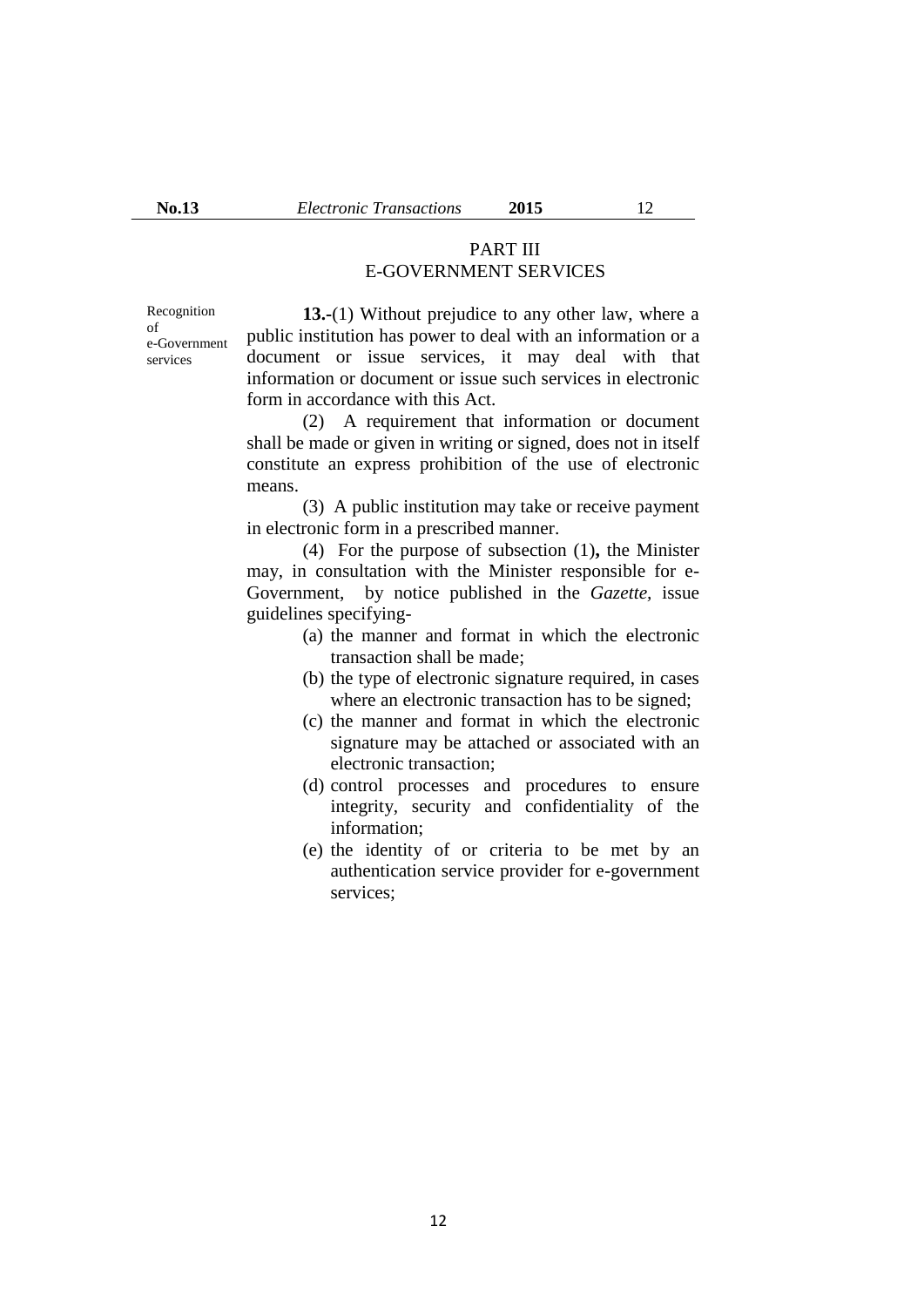## PART III
## E-GOVERNMENT SERVICES

Recognition of e-Government services

**13.-**(1) Without prejudice to any other law, where a public institution has power to deal with an information or a document or issue services, it may deal with that information or document or issue such services in electronic form in accordance with this Act.

(2) A requirement that information or document shall be made or given in writing or signed, does not in itself constitute an express prohibition of the use of electronic means.

(3) A public institution may take or receive payment in electronic form in a prescribed manner.

(4) For the purpose of subsection (1)**,** the Minister may, in consultation with the Minister responsible for e-Government, by notice published in the *Gazette*, issue guidelines specifying-

(a) the manner and format in which the electronic transaction shall be made;

(b) the type of electronic signature required, in cases where an electronic transaction has to be signed;

(c) the manner and format in which the electronic signature may be attached or associated with an electronic transaction;

(d) control processes and procedures to ensure integrity, security and confidentiality of the information;

(e) the identity of or criteria to be met by an authentication service provider for e-government services;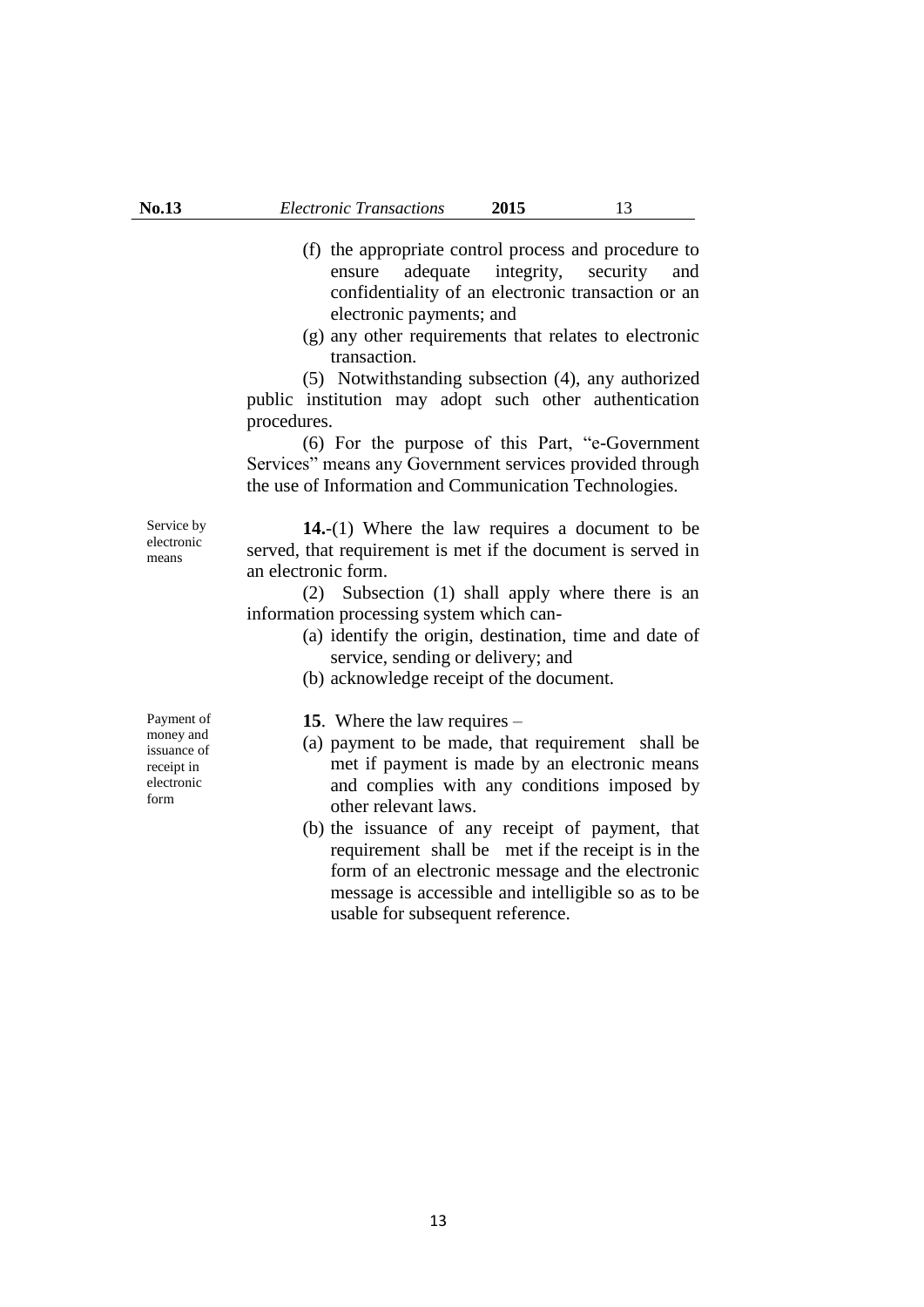(f) the appropriate control process and procedure to ensure adequate integrity, security and confidentiality of an electronic transaction or an electronic payments; and

(g) any other requirements that relates to electronic transaction.

(5) Notwithstanding subsection (4), any authorized public institution may adopt such other authentication procedures.

(6) For the purpose of this Part, "e-Government Services" means any Government services provided through the use of Information and Communication Technologies.

Service by electronic means

**14.**-(1) Where the law requires a document to be served, that requirement is met if the document is served in an electronic form.

(2) Subsection (1) shall apply where there is an information processing system which can-

(a) identify the origin, destination, time and date of service, sending or delivery; and

(b) acknowledge receipt of the document.

Payment of money and issuance of receipt in electronic form

**15**. Where the law requires –

(a) payment to be made, that requirement shall be met if payment is made by an electronic means and complies with any conditions imposed by other relevant laws.

(b) the issuance of any receipt of payment, that requirement shall be met if the receipt is in the form of an electronic message and the electronic message is accessible and intelligible so as to be usable for subsequent reference.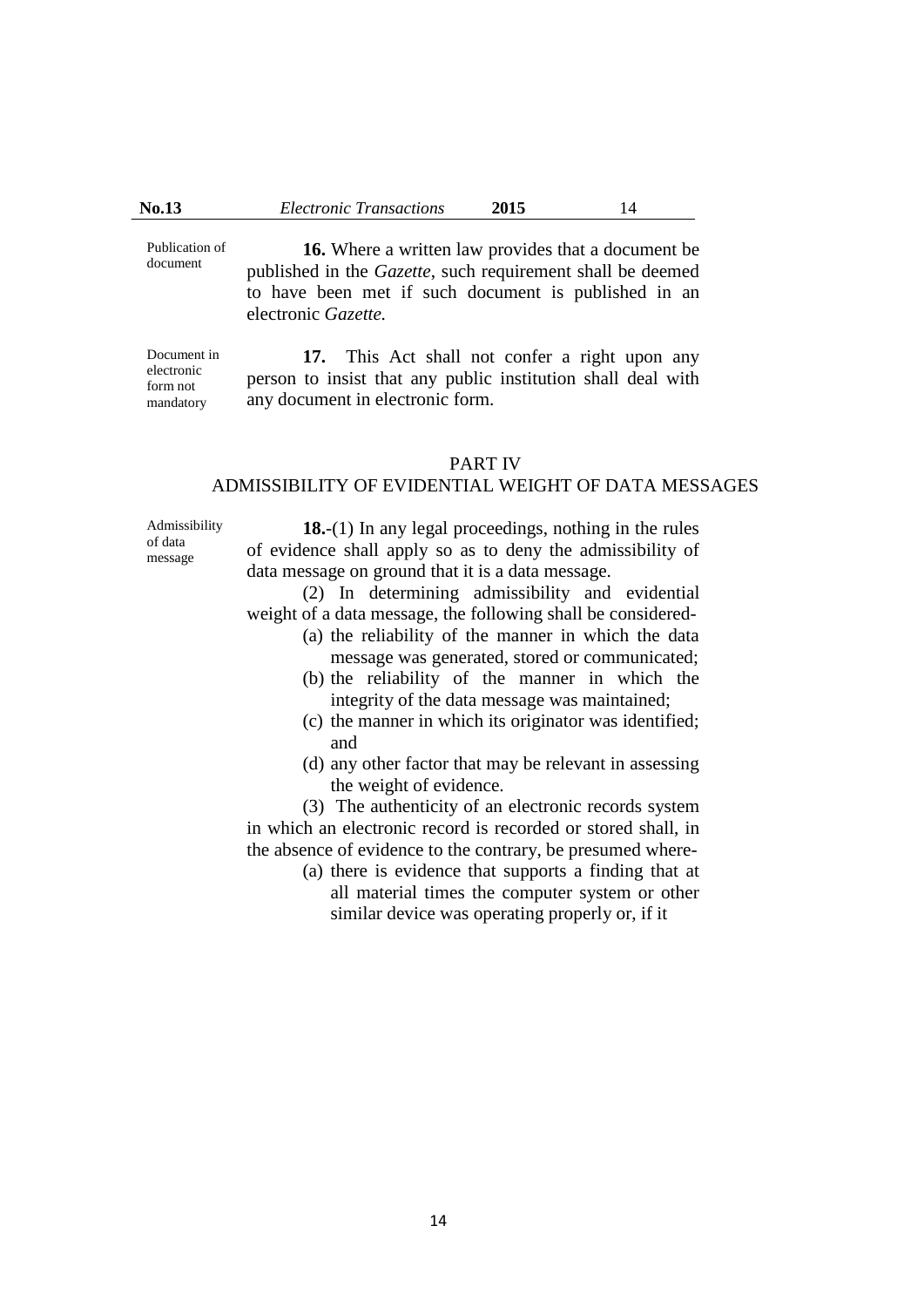Publication of document

**16.** Where a written law provides that a document be published in the *Gazette*, such requirement shall be deemed to have been met if such document is published in an electronic *Gazette.*

Document in electronic form not mandatory

**17.** This Act shall not confer a right upon any person to insist that any public institution shall deal with any document in electronic form.

## PART IV
## ADMISSIBILITY OF EVIDENTIAL WEIGHT OF DATA MESSAGES

Admissibility of data message

**18.**-(1) In any legal proceedings, nothing in the rules of evidence shall apply so as to deny the admissibility of data message on ground that it is a data message.

(2) In determining admissibility and evidential weight of a data message, the following shall be considered-

(a) the reliability of the manner in which the data message was generated, stored or communicated;
(b) the reliability of the manner in which the integrity of the data message was maintained;
(c) the manner in which its originator was identified; and
(d) any other factor that may be relevant in assessing the weight of evidence.

(3) The authenticity of an electronic records system in which an electronic record is recorded or stored shall, in the absence of evidence to the contrary, be presumed where-

(a) there is evidence that supports a finding that at all material times the computer system or other similar device was operating properly or, if it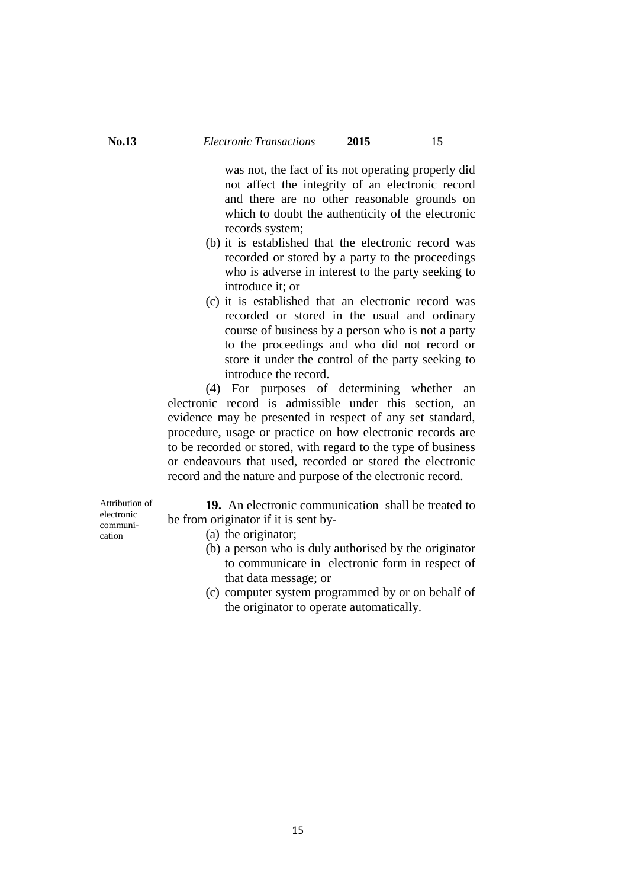was not, the fact of its not operating properly did not affect the integrity of an electronic record and there are no other reasonable grounds on which to doubt the authenticity of the electronic records system;

(b) it is established that the electronic record was recorded or stored by a party to the proceedings who is adverse in interest to the party seeking to introduce it; or

(c) it is established that an electronic record was recorded or stored in the usual and ordinary course of business by a person who is not a party to the proceedings and who did not record or store it under the control of the party seeking to introduce the record.

(4) For purposes of determining whether an electronic record is admissible under this section, an evidence may be presented in respect of any set standard, procedure, usage or practice on how electronic records are to be recorded or stored, with regard to the type of business or endeavours that used, recorded or stored the electronic record and the nature and purpose of the electronic record.

Attribution of electronic communication

**19.** An electronic communication shall be treated to be from originator if it is sent by-

(a) the originator;

(b) a person who is duly authorised by the originator to communicate in electronic form in respect of that data message; or

(c) computer system programmed by or on behalf of the originator to operate automatically.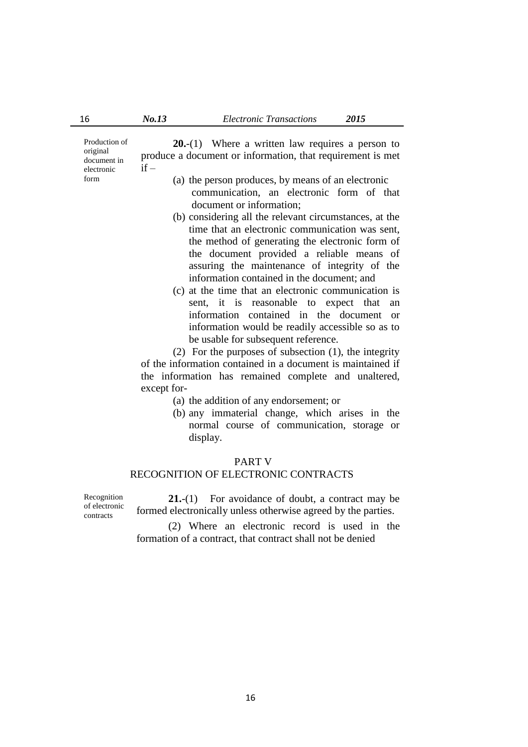Production of original document in electronic form

**20.**-(1) Where a written law requires a person to produce a document or information, that requirement is met if –

(a) the person produces, by means of an electronic communication, an electronic form of that document or information;

(b) considering all the relevant circumstances, at the time that an electronic communication was sent, the method of generating the electronic form of the document provided a reliable means of assuring the maintenance of integrity of the information contained in the document; and

(c) at the time that an electronic communication is sent, it is reasonable to expect that an information contained in the document or information would be readily accessible so as to be usable for subsequent reference.

(2) For the purposes of subsection (1), the integrity of the information contained in a document is maintained if the information has remained complete and unaltered, except for-

(a) the addition of any endorsement; or

(b) any immaterial change, which arises in the normal course of communication, storage or display.

## PART V
## RECOGNITION OF ELECTRONIC CONTRACTS

Recognition of electronic contracts

**21.**-(1) For avoidance of doubt, a contract may be formed electronically unless otherwise agreed by the parties.

(2) Where an electronic record is used in the formation of a contract, that contract shall not be denied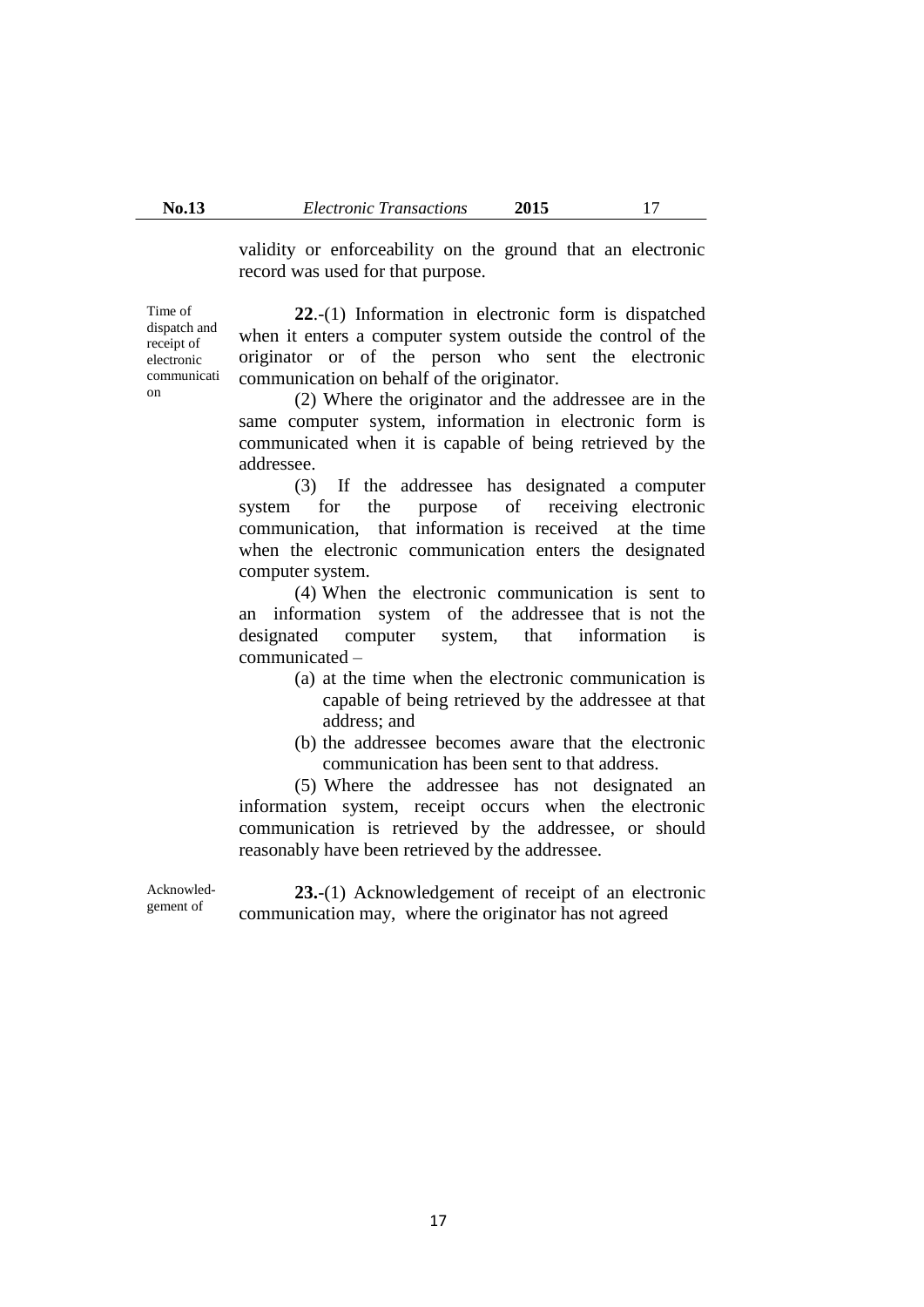validity or enforceability on the ground that an electronic record was used for that purpose.

Time of dispatch and receipt of electronic communication

**22**.-(1) Information in electronic form is dispatched when it enters a computer system outside the control of the originator or of the person who sent the electronic communication on behalf of the originator.

(2) Where the originator and the addressee are in the same computer system, information in electronic form is communicated when it is capable of being retrieved by the addressee.

(3) If the addressee has designated a computer system for the purpose of receiving electronic communication, that information is received at the time when the electronic communication enters the designated computer system.

(4) When the electronic communication is sent to an information system of the addressee that is not the designated computer system, that information is communicated –

(a) at the time when the electronic communication is capable of being retrieved by the addressee at that address; and

(b) the addressee becomes aware that the electronic communication has been sent to that address.

(5) Where the addressee has not designated an information system, receipt occurs when the electronic communication is retrieved by the addressee, or should reasonably have been retrieved by the addressee.

Acknowledgement of

**23.**-(1) Acknowledgement of receipt of an electronic communication may, where the originator has not agreed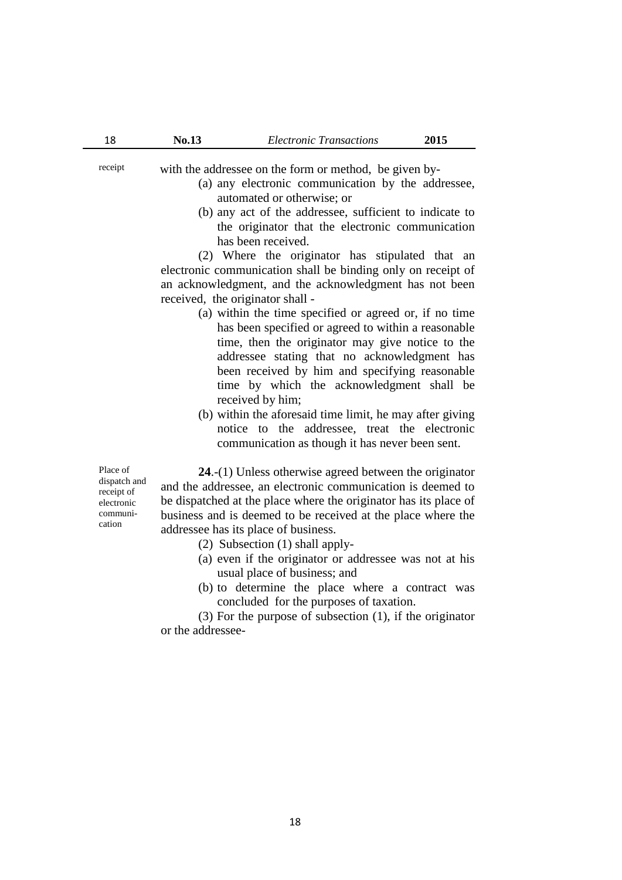receipt

with the addressee on the form or method, be given by-

(a) any electronic communication by the addressee, automated or otherwise; or

(b) any act of the addressee, sufficient to indicate to the originator that the electronic communication has been received.

(2) Where the originator has stipulated that an electronic communication shall be binding only on receipt of an acknowledgment, and the acknowledgment has not been received, the originator shall -

(a) within the time specified or agreed or, if no time has been specified or agreed to within a reasonable time, then the originator may give notice to the addressee stating that no acknowledgment has been received by him and specifying reasonable time by which the acknowledgment shall be received by him;

(b) within the aforesaid time limit, he may after giving notice to the addressee, treat the electronic communication as though it has never been sent.

Place of dispatch and receipt of electronic communication

**24**.-(1) Unless otherwise agreed between the originator and the addressee, an electronic communication is deemed to be dispatched at the place where the originator has its place of business and is deemed to be received at the place where the addressee has its place of business.

(2) Subsection (1) shall apply-

(a) even if the originator or addressee was not at his usual place of business; and

(b) to determine the place where a contract was concluded for the purposes of taxation.

(3) For the purpose of subsection (1), if the originator or the addressee-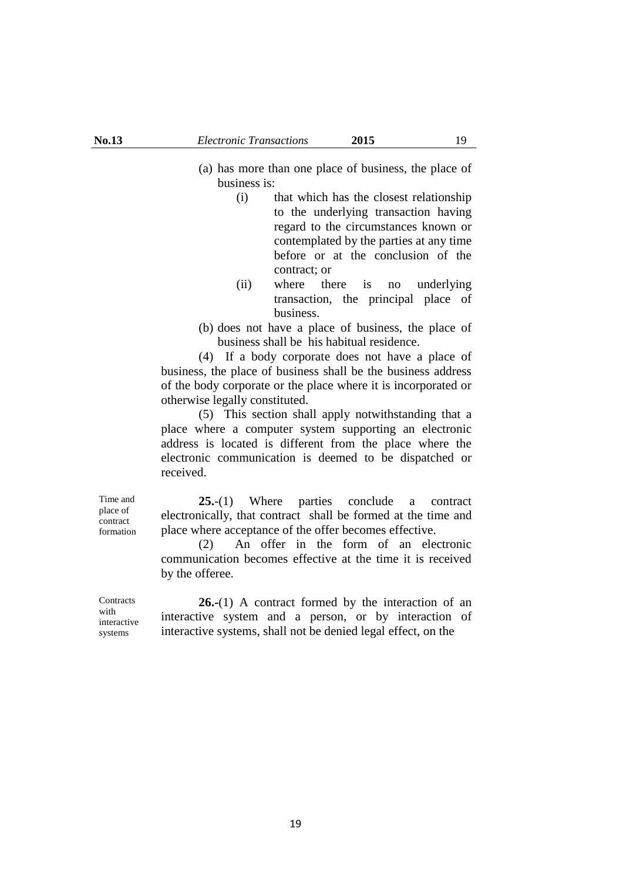(a) has more than one place of business, the place of business is:

   (i) that which has the closest relationship to the underlying transaction having regard to the circumstances known or contemplated by the parties at any time before or at the conclusion of the contract; or

   (ii) where there is no underlying transaction, the principal place of business.

(b) does not have a place of business, the place of business shall be his habitual residence.

(4) If a body corporate does not have a place of business, the place of business shall be the business address of the body corporate or the place where it is incorporated or otherwise legally constituted.

(5) This section shall apply notwithstanding that a place where a computer system supporting an electronic address is located is different from the place where the electronic communication is deemed to be dispatched or received.

Time and place of contract formation

**25.**-(1) Where parties conclude a contract electronically, that contract shall be formed at the time and place where acceptance of the offer becomes effective.

(2) An offer in the form of an electronic communication becomes effective at the time it is received by the offeree.

Contracts with interactive systems

**26.-**(1) A contract formed by the interaction of an interactive system and a person, or by interaction of interactive systems, shall not be denied legal effect, on the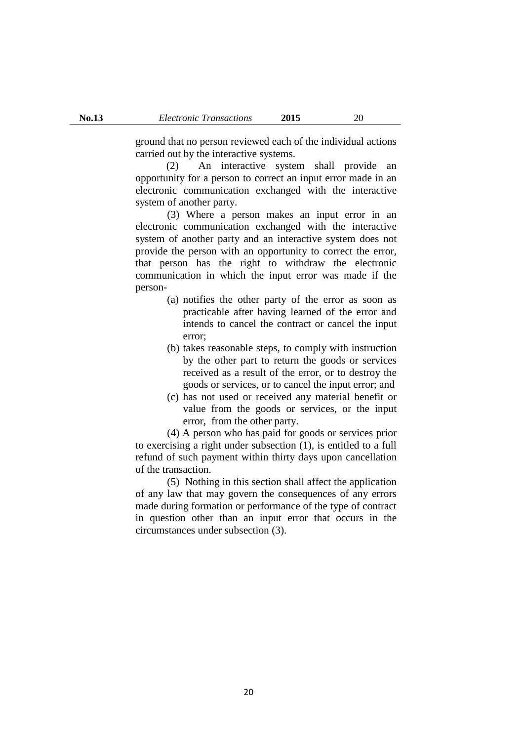ground that no person reviewed each of the individual actions carried out by the interactive systems.

(2) An interactive system shall provide an opportunity for a person to correct an input error made in an electronic communication exchanged with the interactive system of another party.

(3) Where a person makes an input error in an electronic communication exchanged with the interactive system of another party and an interactive system does not provide the person with an opportunity to correct the error, that person has the right to withdraw the electronic communication in which the input error was made if the person-

(a) notifies the other party of the error as soon as practicable after having learned of the error and intends to cancel the contract or cancel the input error;

(b) takes reasonable steps, to comply with instruction by the other part to return the goods or services received as a result of the error, or to destroy the goods or services, or to cancel the input error; and

(c) has not used or received any material benefit or value from the goods or services, or the input error, from the other party.

(4) A person who has paid for goods or services prior to exercising a right under subsection (1), is entitled to a full refund of such payment within thirty days upon cancellation of the transaction.

(5) Nothing in this section shall affect the application of any law that may govern the consequences of any errors made during formation or performance of the type of contract in question other than an input error that occurs in the circumstances under subsection (3).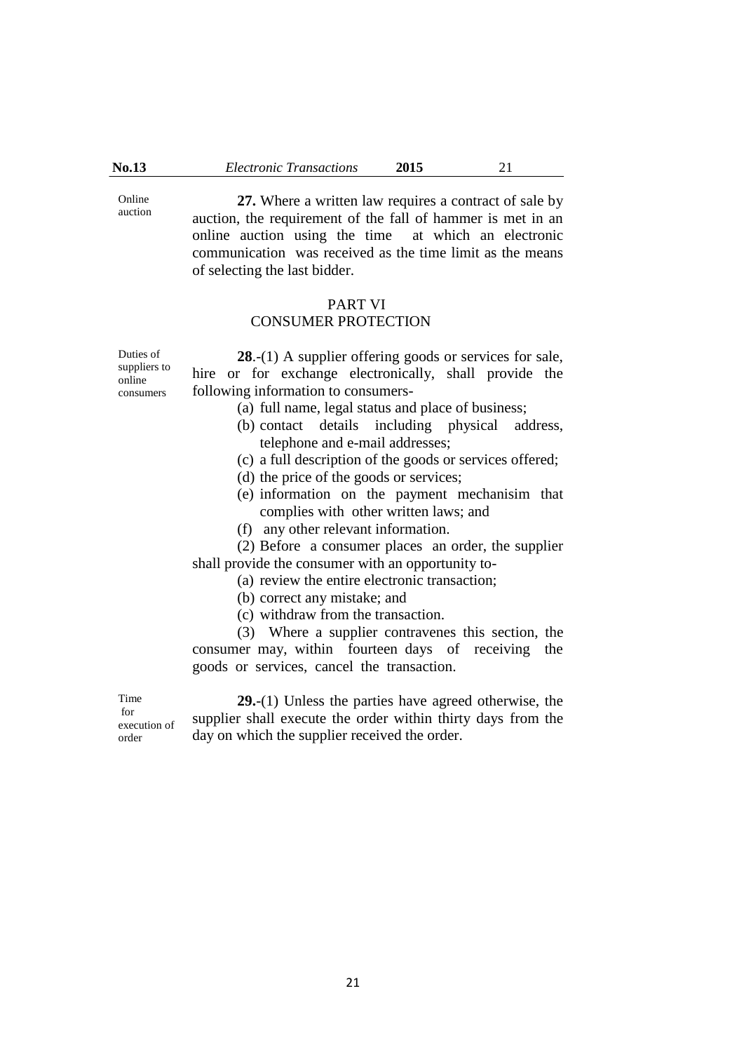Online auction

**27.** Where a written law requires a contract of sale by auction, the requirement of the fall of hammer is met in an online auction using the time at which an electronic communication was received as the time limit as the means of selecting the last bidder.

## PART VI
## CONSUMER PROTECTION

Duties of suppliers to online consumers

**28**.-(1) A supplier offering goods or services for sale, hire or for exchange electronically, shall provide the following information to consumers-

(a) full name, legal status and place of business;

(b) contact details including physical address, telephone and e-mail addresses;

(c) a full description of the goods or services offered;

(d) the price of the goods or services;

(e) information on the payment mechanisim that complies with other written laws; and

(f) any other relevant information.

(2) Before a consumer places an order, the supplier shall provide the consumer with an opportunity to-

(a) review the entire electronic transaction;

(b) correct any mistake; and

(c) withdraw from the transaction.

(3) Where a supplier contravenes this section, the consumer may, within fourteen days of receiving the goods or services, cancel the transaction.

Time for execution of order

**29.**-(1) Unless the parties have agreed otherwise, the supplier shall execute the order within thirty days from the day on which the supplier received the order.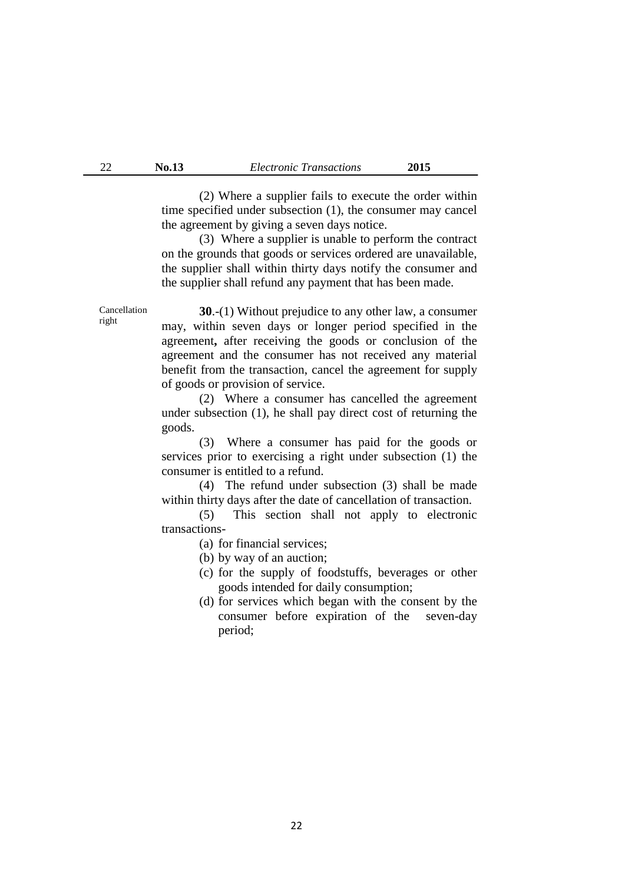(2) Where a supplier fails to execute the order within time specified under subsection (1), the consumer may cancel the agreement by giving a seven days notice.

(3) Where a supplier is unable to perform the contract on the grounds that goods or services ordered are unavailable, the supplier shall within thirty days notify the consumer and the supplier shall refund any payment that has been made.

Cancellation right

**30**.-(1) Without prejudice to any other law, a consumer may, within seven days or longer period specified in the agreement**,** after receiving the goods or conclusion of the agreement and the consumer has not received any material benefit from the transaction, cancel the agreement for supply of goods or provision of service.

(2) Where a consumer has cancelled the agreement under subsection (1), he shall pay direct cost of returning the goods.

(3) Where a consumer has paid for the goods or services prior to exercising a right under subsection (1) the consumer is entitled to a refund.

(4) The refund under subsection (3) shall be made within thirty days after the date of cancellation of transaction.

(5) This section shall not apply to electronic transactions-

(a) for financial services;

(b) by way of an auction;

(c) for the supply of foodstuffs, beverages or other goods intended for daily consumption;

(d) for services which began with the consent by the consumer before expiration of the seven-day period;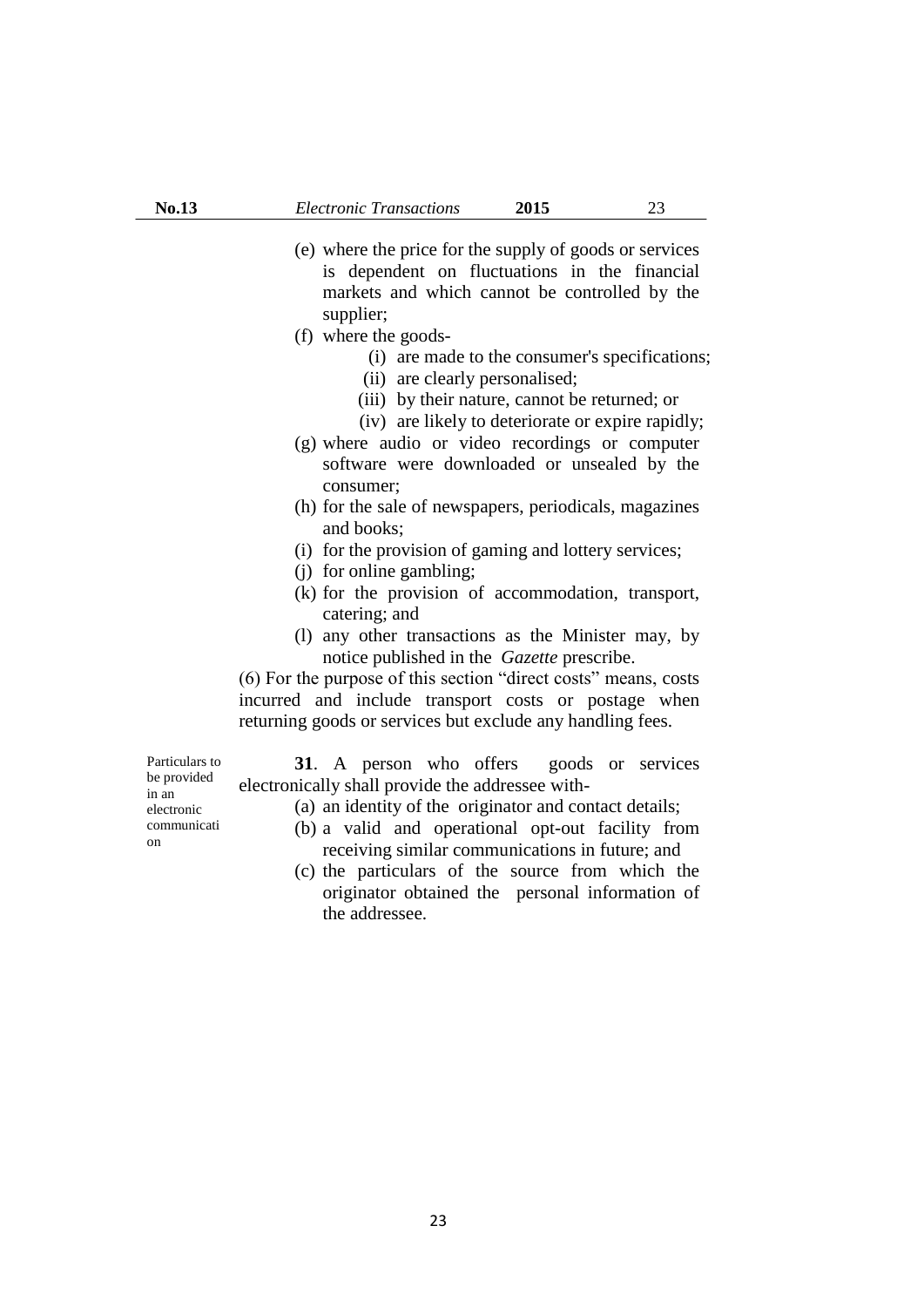(e) where the price for the supply of goods or services is dependent on fluctuations in the financial markets and which cannot be controlled by the supplier;

(f) where the goods-

  (i) are made to the consumer's specifications;

  (ii) are clearly personalised;

  (iii) by their nature, cannot be returned; or

  (iv) are likely to deteriorate or expire rapidly;

(g) where audio or video recordings or computer software were downloaded or unsealed by the consumer;

(h) for the sale of newspapers, periodicals, magazines and books;

(i) for the provision of gaming and lottery services;

(j) for online gambling;

(k) for the provision of accommodation, transport, catering; and

(l) any other transactions as the Minister may, by notice published in the *Gazette* prescribe.

(6) For the purpose of this section "direct costs" means, costs incurred and include transport costs or postage when returning goods or services but exclude any handling fees.

Particulars to be provided in an electronic communication

**31**. A person who offers goods or services electronically shall provide the addressee with-

(a) an identity of the originator and contact details;

(b) a valid and operational opt-out facility from receiving similar communications in future; and

(c) the particulars of the source from which the originator obtained the personal information of the addressee.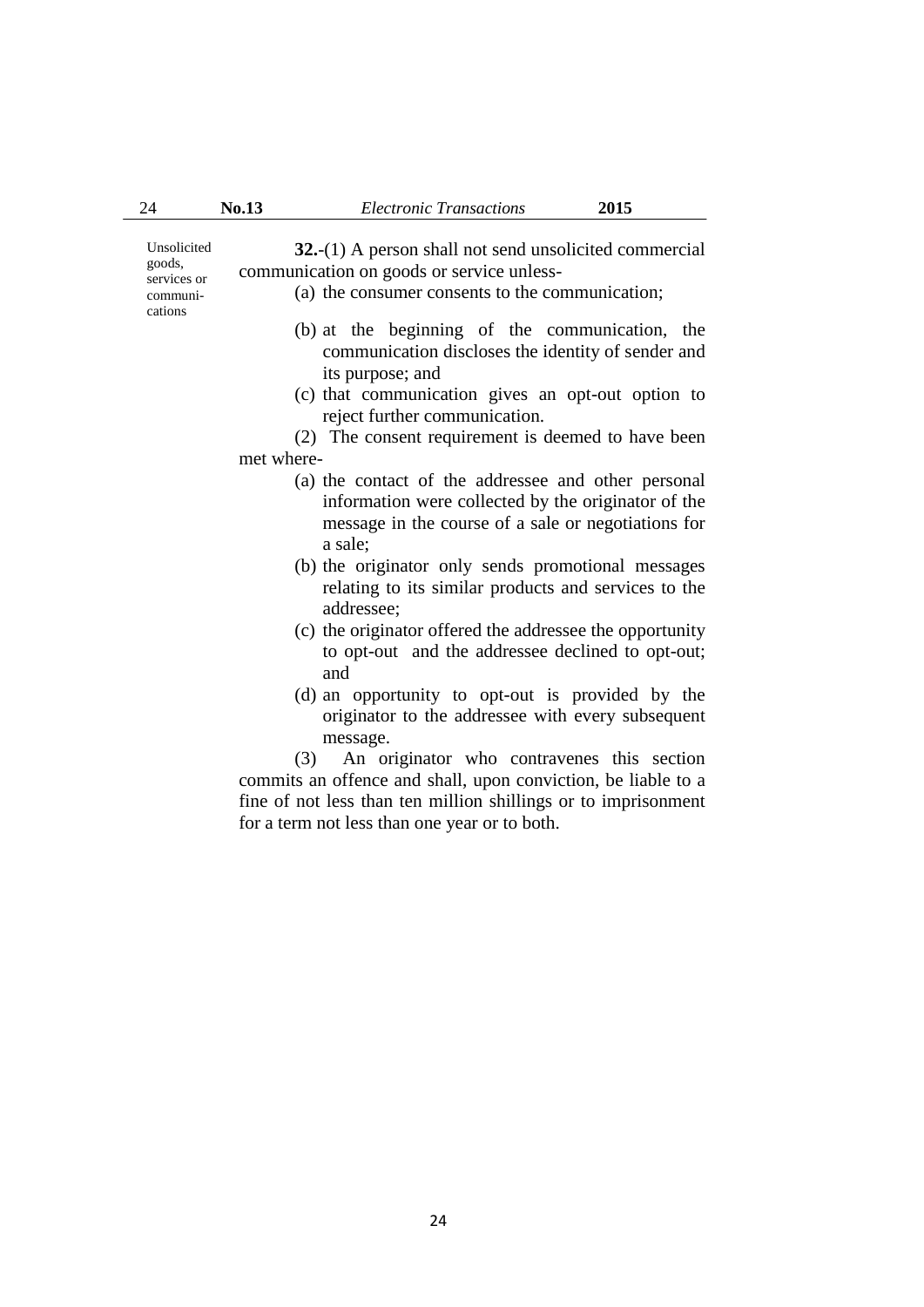Unsolicited goods, services or communications

**32.**-(1) A person shall not send unsolicited commercial communication on goods or service unless-

(a) the consumer consents to the communication;

(b) at the beginning of the communication, the communication discloses the identity of sender and its purpose; and

(c) that communication gives an opt-out option to reject further communication.

(2) The consent requirement is deemed to have been met where-

(a) the contact of the addressee and other personal information were collected by the originator of the message in the course of a sale or negotiations for a sale;

(b) the originator only sends promotional messages relating to its similar products and services to the addressee;

(c) the originator offered the addressee the opportunity to opt-out and the addressee declined to opt-out; and

(d) an opportunity to opt-out is provided by the originator to the addressee with every subsequent message.

(3) An originator who contravenes this section commits an offence and shall, upon conviction, be liable to a fine of not less than ten million shillings or to imprisonment for a term not less than one year or to both.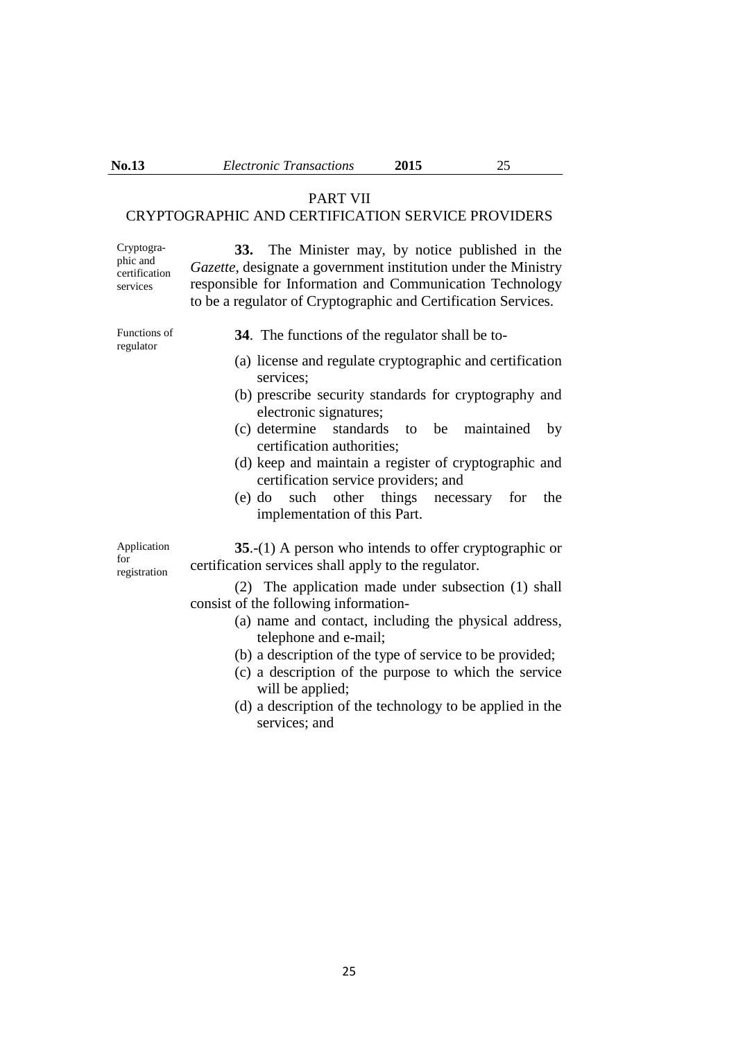## PART VII

## CRYPTOGRAPHIC AND CERTIFICATION SERVICE PROVIDERS

Cryptographic and certification services

**33.** The Minister may, by notice published in the *Gazette*, designate a government institution under the Ministry responsible for Information and Communication Technology to be a regulator of Cryptographic and Certification Services.

Functions of regulator

**34**. The functions of the regulator shall be to-

(a) license and regulate cryptographic and certification services;

(b) prescribe security standards for cryptography and electronic signatures;

(c) determine standards to be maintained by certification authorities;

(d) keep and maintain a register of cryptographic and certification service providers; and

(e) do such other things necessary for the implementation of this Part.

Application for registration

**35**.-(1) A person who intends to offer cryptographic or certification services shall apply to the regulator.

(2) The application made under subsection (1) shall consist of the following information-

(a) name and contact, including the physical address, telephone and e-mail;

(b) a description of the type of service to be provided;

(c) a description of the purpose to which the service will be applied;

(d) a description of the technology to be applied in the services; and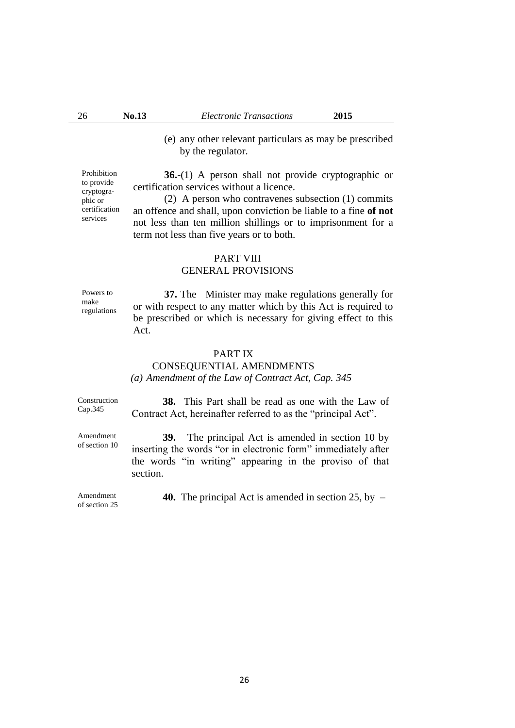(e) any other relevant particulars as may be prescribed by the regulator.

Prohibition to provide cryptographic or certification services

**36.**-(1) A person shall not provide cryptographic or certification services without a licence.

(2) A person who contravenes subsection (1) commits an offence and shall, upon conviction be liable to a fine **of not** not less than ten million shillings or to imprisonment for a term not less than five years or to both.

## PART VIII
## GENERAL PROVISIONS

Powers to make regulations

**37.** The Minister may make regulations generally for or with respect to any matter which by this Act is required to be prescribed or which is necessary for giving effect to this Act.

## PART IX
## CONSEQUENTIAL AMENDMENTS
### *(a) Amendment of the Law of Contract Act, Cap. 345*

Construction Cap.345

**38.** This Part shall be read as one with the Law of Contract Act, hereinafter referred to as the "principal Act".

Amendment of section 10

**39.** The principal Act is amended in section 10 by inserting the words "or in electronic form" immediately after the words "in writing" appearing in the proviso of that section.

Amendment of section 25

**40.** The principal Act is amended in section 25, by –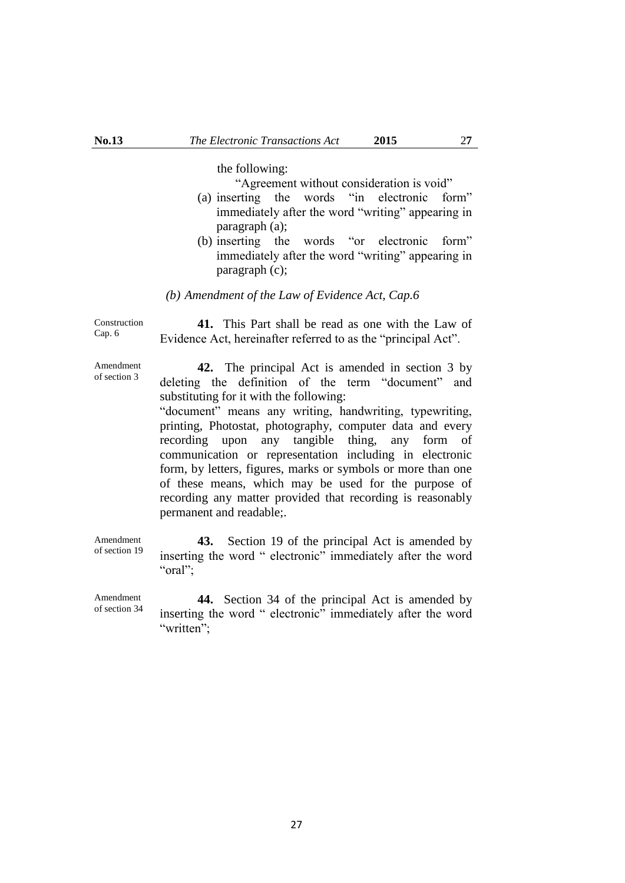the following:

"Agreement without consideration is void"

(a) inserting the words "in electronic form" immediately after the word "writing" appearing in paragraph (a);

(b) inserting the words "or electronic form" immediately after the word "writing" appearing in paragraph (c);

*(b) Amendment of the Law of Evidence Act, Cap.6*

Construction Cap. 6

**41.** This Part shall be read as one with the Law of Evidence Act, hereinafter referred to as the "principal Act".

Amendment of section 3

**42.** The principal Act is amended in section 3 by deleting the definition of the term "document" and substituting for it with the following:

"document" means any writing, handwriting, typewriting, printing, Photostat, photography, computer data and every recording upon any tangible thing, any form of communication or representation including in electronic form, by letters, figures, marks or symbols or more than one of these means, which may be used for the purpose of recording any matter provided that recording is reasonably permanent and readable;.

Amendment of section 19

**43.** Section 19 of the principal Act is amended by inserting the word " electronic" immediately after the word "oral";

Amendment of section 34

**44.** Section 34 of the principal Act is amended by inserting the word " electronic" immediately after the word "written";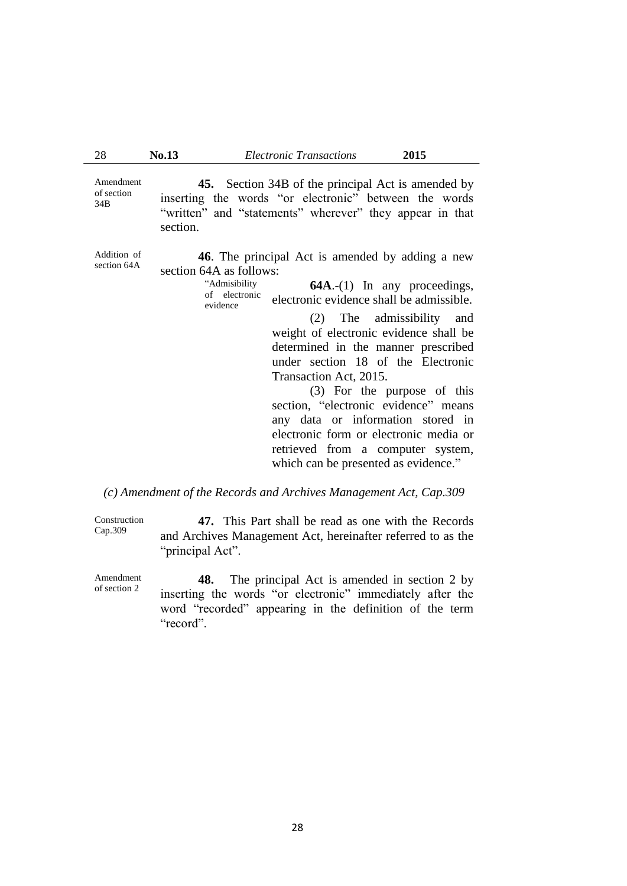Amendment of section 34B

**45.** Section 34B of the principal Act is amended by inserting the words "or electronic" between the words "written" and "statements" wherever" they appear in that section.

Addition of section 64A

**46**. The principal Act is amended by adding a new section 64A as follows:

"Admisibility of electronic evidence

**64A**.-(1) In any proceedings, electronic evidence shall be admissible.

(2) The admissibility and weight of electronic evidence shall be determined in the manner prescribed under section 18 of the Electronic Transaction Act, 2015.

(3) For the purpose of this section, "electronic evidence" means any data or information stored in electronic form or electronic media or retrieved from a computer system, which can be presented as evidence."

*(c) Amendment of the Records and Archives Management Act, Cap.309*

Construction Cap.309

**47.** This Part shall be read as one with the Records and Archives Management Act, hereinafter referred to as the "principal Act".

Amendment of section 2

**48.** The principal Act is amended in section 2 by inserting the words "or electronic" immediately after the word "recorded" appearing in the definition of the term "record".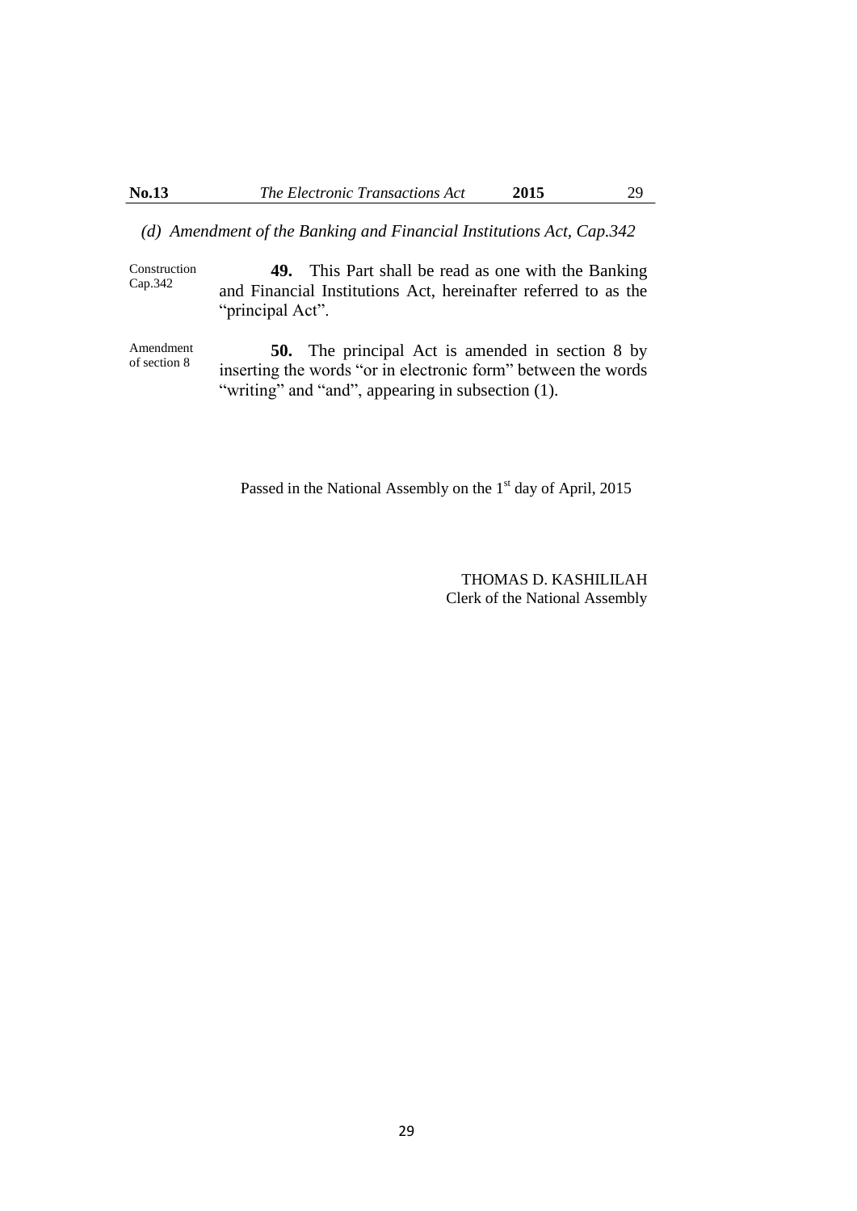*(d) Amendment of the Banking and Financial Institutions Act, Cap.342*

Construction Cap.342

**49.** This Part shall be read as one with the Banking and Financial Institutions Act, hereinafter referred to as the "principal Act".

Amendment of section 8

**50.** The principal Act is amended in section 8 by inserting the words "or in electronic form" between the words "writing" and "and", appearing in subsection (1).

Passed in the National Assembly on the 1st day of April, 2015

THOMAS D. KASHILILAH
Clerk of the National Assembly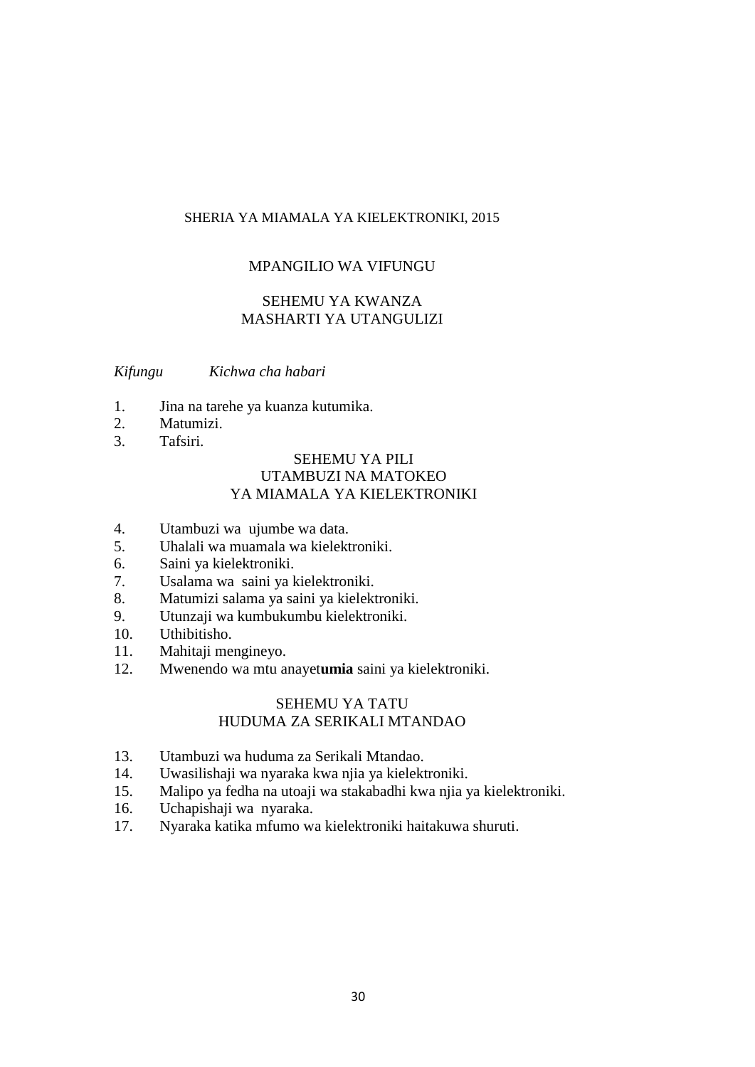# SHERIA YA MIAMALA YA KIELEKTRONIKI, 2015

## MPANGILIO WA VIFUNGU

### SEHEMU YA KWANZA
### MASHARTI YA UTANGULIZI

*Kifungu* *Kichwa cha habari*

1. Jina na tarehe ya kuanza kutumika.
2. Matumizi.
3. Tafsiri.

### SEHEMU YA PILI
### UTAMBUZI NA MATOKEO YA MIAMALA YA KIELEKTRONIKI

4. Utambuzi wa ujumbe wa data.
5. Uhalali wa muamala wa kielektroniki.
6. Saini ya kielektroniki.
7. Usalama wa saini ya kielektroniki.
8. Matumizi salama ya saini ya kielektroniki.
9. Utunzaji wa kumbukumbu kielektroniki.
10. Uthibitisho.
11. Mahitaji mengineyo.
12. Mwenendo wa mtu anayet**umia** saini ya kielektroniki.

### SEHEMU YA TATU
### HUDUMA ZA SERIKALI MTANDAO

13. Utambuzi wa huduma za Serikali Mtandao.
14. Uwasilishaji wa nyaraka kwa njia ya kielektroniki.
15. Malipo ya fedha na utoaji wa stakabadhi kwa njia ya kielektroniki.
16. Uchapishaji wa nyaraka.
17. Nyaraka katika mfumo wa kielektroniki haitakuwa shuruti.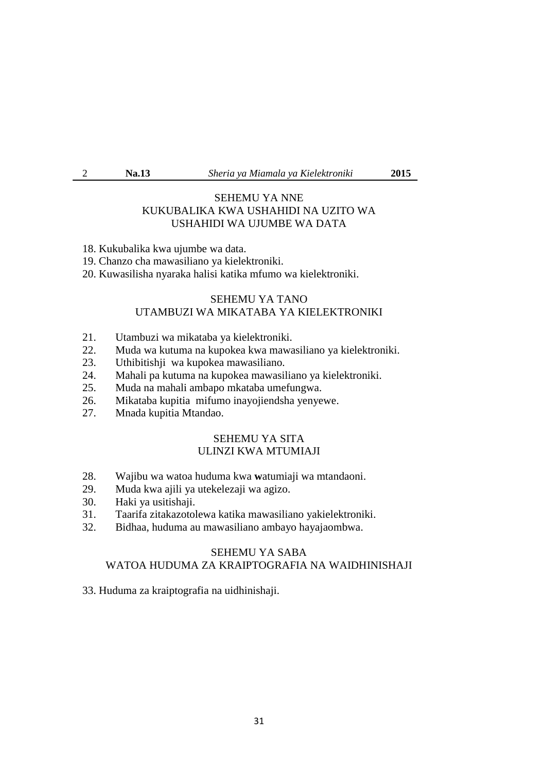## SEHEMU YA NNE
## KUKUBALIKA KWA USHAHIDI NA UZITO WA USHAHIDI WA UJUMBE WA DATA

18. Kukubalika kwa ujumbe wa data.
19. Chanzo cha mawasiliano ya kielektroniki.
20. Kuwasilisha nyaraka halisi katika mfumo wa kielektroniki.

## SEHEMU YA TANO
## UTAMBUZI WA MIKATABA YA KIELEKTRONIKI

21. Utambuzi wa mikataba ya kielektroniki.
22. Muda wa kutuma na kupokea kwa mawasiliano ya kielektroniki.
23. Uthibitishji wa kupokea mawasiliano.
24. Mahali pa kutuma na kupokea mawasiliano ya kielektroniki.
25. Muda na mahali ambapo mkataba umefungwa.
26. Mikataba kupitia mifumo inayojiendsha yenyewe.
27. Mnada kupitia Mtandao.

## SEHEMU YA SITA
## ULINZI KWA MTUMIAJI

28. Wajibu wa watoa huduma kwa **w**atumiaji wa mtandaoni.
29. Muda kwa ajili ya utekelezaji wa agizo.
30. Haki ya usitishaji.
31. Taarifa zitakazotolewa katika mawasiliano yakielektroniki.
32. Bidhaa, huduma au mawasiliano ambayo hayajaombwa.

## SEHEMU YA SABA
## WATOA HUDUMA ZA KRAIPTOGRAFIA NA WAIDHINISHAJI

33. Huduma za kraiptografia na uidhinishaji.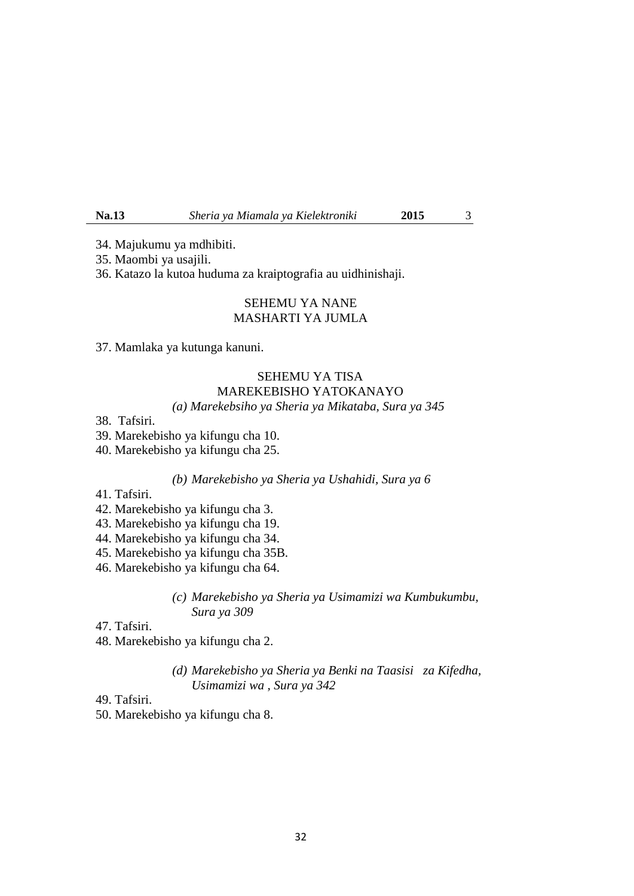34. Majukumu ya mdhibiti.
35. Maombi ya usajili.
36. Katazo la kutoa huduma za kraiptografia au uidhinishaji.

## SEHEMU YA NANE
## MASHARTI YA JUMLA

37. Mamlaka ya kutunga kanuni.

## SEHEMU YA TISA
## MAREKEBISHO YATOKANAYO

*(a) Marekebsiho ya Sheria ya Mikataba, Sura ya 345*

38. Tafsiri.
39. Marekebisho ya kifungu cha 10.
40. Marekebisho ya kifungu cha 25.

*(b) Marekebisho ya Sheria ya Ushahidi, Sura ya 6*

41. Tafsiri.
42. Marekebisho ya kifungu cha 3.
43. Marekebisho ya kifungu cha 19.
44. Marekebisho ya kifungu cha 34.
45. Marekebisho ya kifungu cha 35B.
46. Marekebisho ya kifungu cha 64.

*(c) Marekebisho ya Sheria ya Usimamizi wa Kumbukumbu, Sura ya 309*

47. Tafsiri.
48. Marekebisho ya kifungu cha 2.

*(d) Marekebisho ya Sheria ya Benki na Taasisi za Kifedha, Usimamizi wa , Sura ya 342*

49. Tafsiri.
50. Marekebisho ya kifungu cha 8.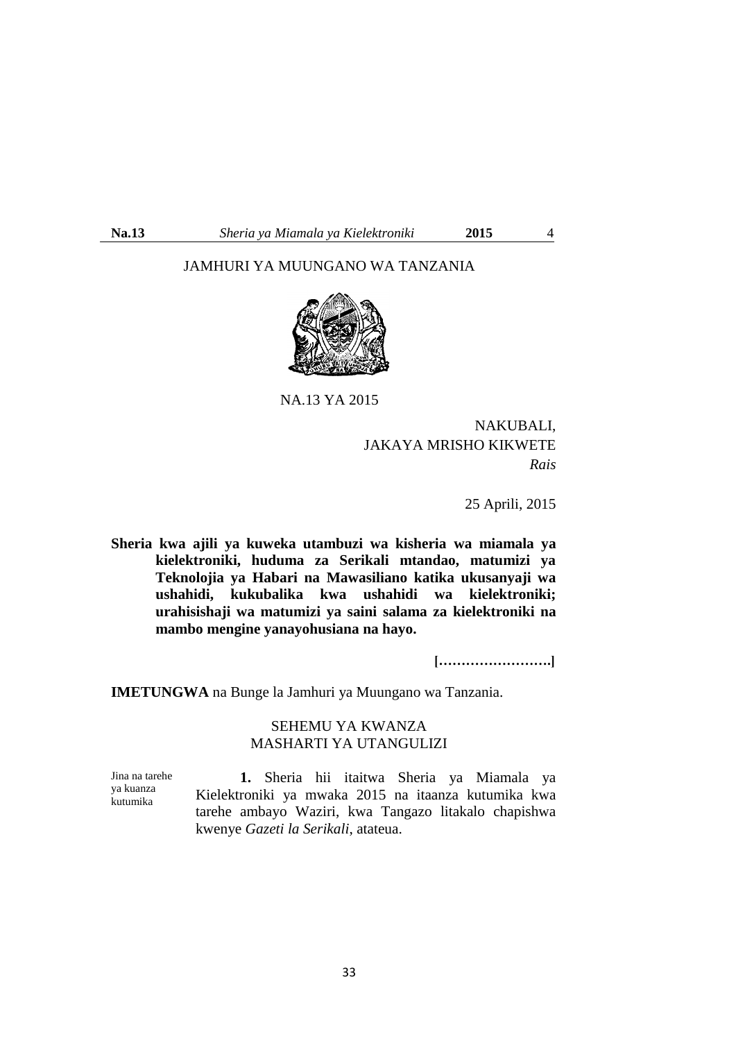JAMHURI YA MUUNGANO WA TANZANIA

NA.13 YA 2015

NAKUBALI,
JAKAYA MRISHO KIKWETE
*Rais*

25 Aprili, 2015

**Sheria kwa ajili ya kuweka utambuzi wa kisheria wa miamala ya kielektroniki, huduma za Serikali mtandao, matumizi ya Teknolojia ya Habari na Mawasiliano katika ukusanyaji wa ushahidi, kukubalika kwa ushahidi wa kielektroniki; urahisishaji wa matumizi ya saini salama za kielektroniki na mambo mengine yanayohusiana na hayo.**

**[…………………….]**

**IMETUNGWA** na Bunge la Jamhuri ya Muungano wa Tanzania.

## SEHEMU YA KWANZA
## MASHARTI YA UTANGULIZI

Jina na tarehe ya kuanza kutumika

**1.** Sheria hii itaitwa Sheria ya Miamala ya Kielektroniki ya mwaka 2015 na itaanza kutumika kwa tarehe ambayo Waziri, kwa Tangazo litakalo chapishwa kwenye *Gazeti la Serikali*, atateua.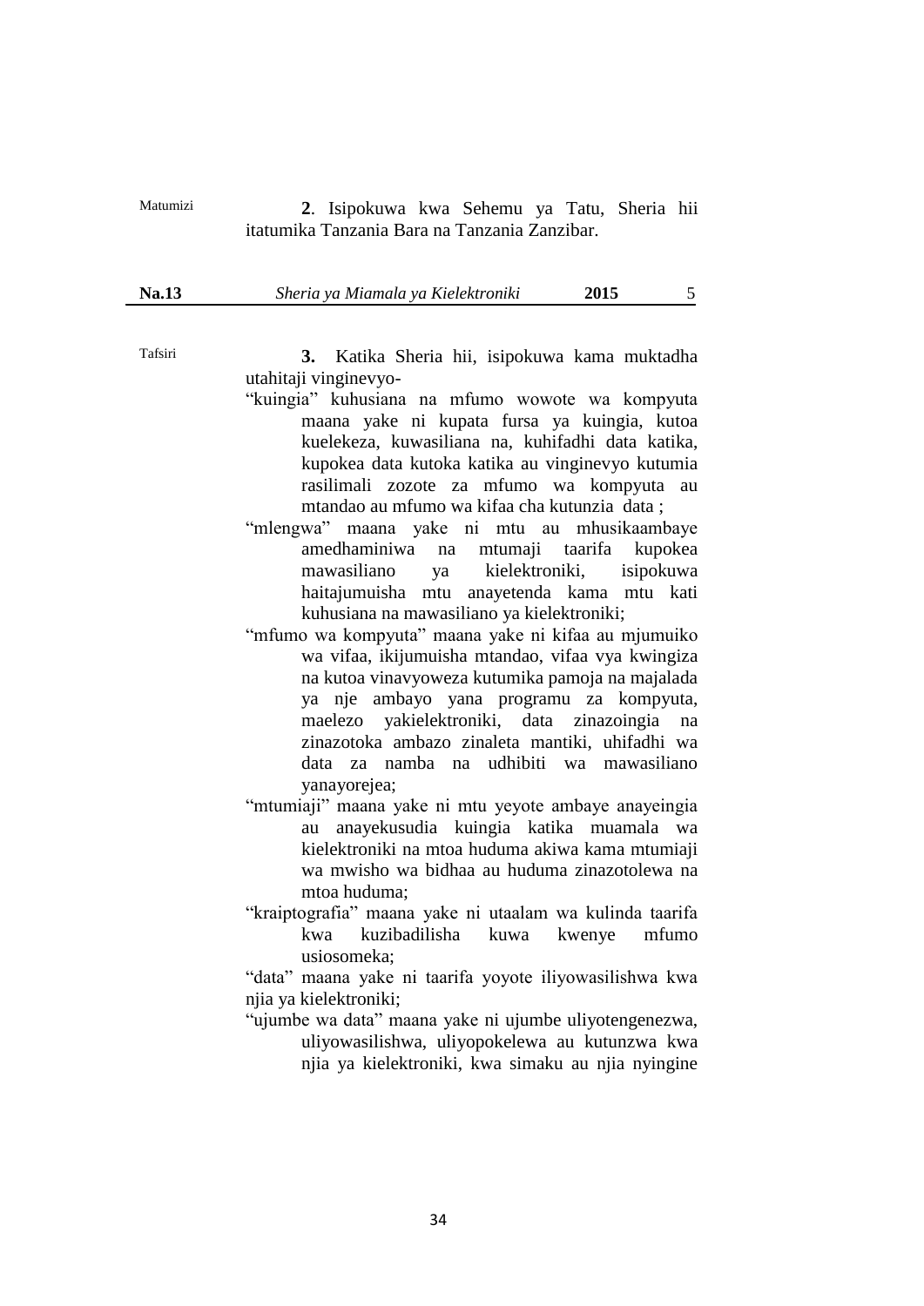Matumizi

**2**. Isipokuwa kwa Sehemu ya Tatu, Sheria hii itatumika Tanzania Bara na Tanzania Zanzibar.

Tafsiri

**3.** Katika Sheria hii, isipokuwa kama muktadha utahitaji vinginevyo-

"kuingia" kuhusiana na mfumo wowote wa kompyuta maana yake ni kupata fursa ya kuingia, kutoa kuelekeza, kuwasiliana na, kuhifadhi data katika, kupokea data kutoka katika au vinginevyo kutumia rasilimali zozote za mfumo wa kompyuta au mtandao au mfumo wa kifaa cha kutunzia data ;

"mlengwa" maana yake ni mtu au mhusikaambaye amedhaminiwa na mtumaji taarifa kupokea mawasiliano ya kielektroniki, isipokuwa haitajumuisha mtu anayetenda kama mtu kati kuhusiana na mawasiliano ya kielektroniki;

"mfumo wa kompyuta" maana yake ni kifaa au mjumuiko wa vifaa, ikijumuisha mtandao, vifaa vya kwingiza na kutoa vinavyoweza kutumika pamoja na majalada ya nje ambayo yana programu za kompyuta, maelezo yakielektroniki, data zinazoingia na zinazotoka ambazo zinaleta mantiki, uhifadhi wa data za namba na udhibiti wa mawasiliano yanayorejea;

"mtumiaji" maana yake ni mtu yeyote ambaye anayeingia au anayekusudia kuingia katika muamala wa kielektroniki na mtoa huduma akiwa kama mtumiaji wa mwisho wa bidhaa au huduma zinazotolewa na mtoa huduma;

"kraiptografia" maana yake ni utaalam wa kulinda taarifa kwa kuzibadilisha kuwa kwenye mfumo usiosomeka;

"data" maana yake ni taarifa yoyote iliyowasilishwa kwa njia ya kielektroniki;

"ujumbe wa data" maana yake ni ujumbe uliyotengenezwa, uliyowasilishwa, uliyopokelewa au kutunzwa kwa njia ya kielektroniki, kwa simaku au njia nyingine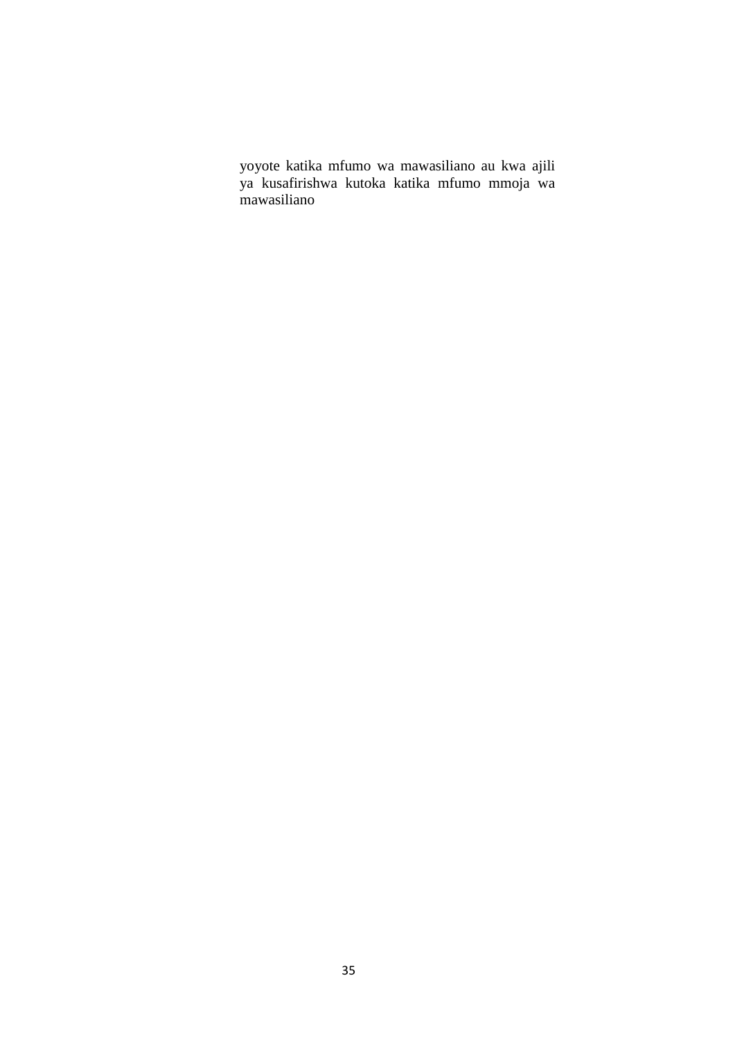yoyote katika mfumo wa mawasiliano au kwa ajili ya kusafirishwa kutoka katika mfumo mmoja wa mawasiliano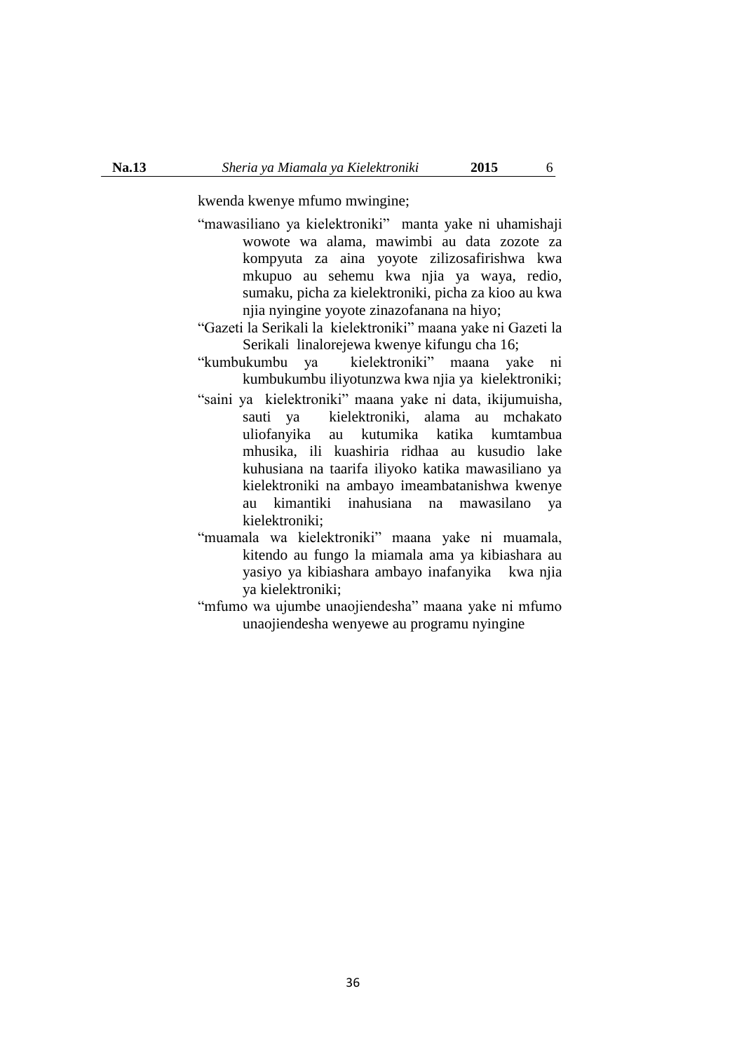kwenda kwenye mfumo mwingine;

"mawasiliano ya kielektroniki" manta yake ni uhamishaji wowote wa alama, mawimbi au data zozote za kompyuta za aina yoyote zilizosafirishwa kwa mkupuo au sehemu kwa njia ya waya, redio, sumaku, picha za kielektroniki, picha za kioo au kwa njia nyingine yoyote zinazofanana na hiyo;

"Gazeti la Serikali la kielektroniki" maana yake ni Gazeti la Serikali linalorejewa kwenye kifungu cha 16;

"kumbukumbu ya kielektroniki" maana yake ni kumbukumbu iliyotunzwa kwa njia ya kielektroniki;

"saini ya kielektroniki" maana yake ni data, ikijumuisha, sauti ya kielektroniki, alama au mchakato uliofanyika au kutumika katika kumtambua mhusika, ili kuashiria ridhaa au kusudio lake kuhusiana na taarifa iliyoko katika mawasiliano ya kielektroniki na ambayo imeambatanishwa kwenye au kimantiki inahusiana na mawasilano ya kielektroniki;

"muamala wa kielektroniki" maana yake ni muamala, kitendo au fungo la miamala ama ya kibiashara au yasiyo ya kibiashara ambayo inafanyika kwa njia ya kielektroniki;

"mfumo wa ujumbe unaojiendesha" maana yake ni mfumo unaojiendesha wenyewe au programu nyingine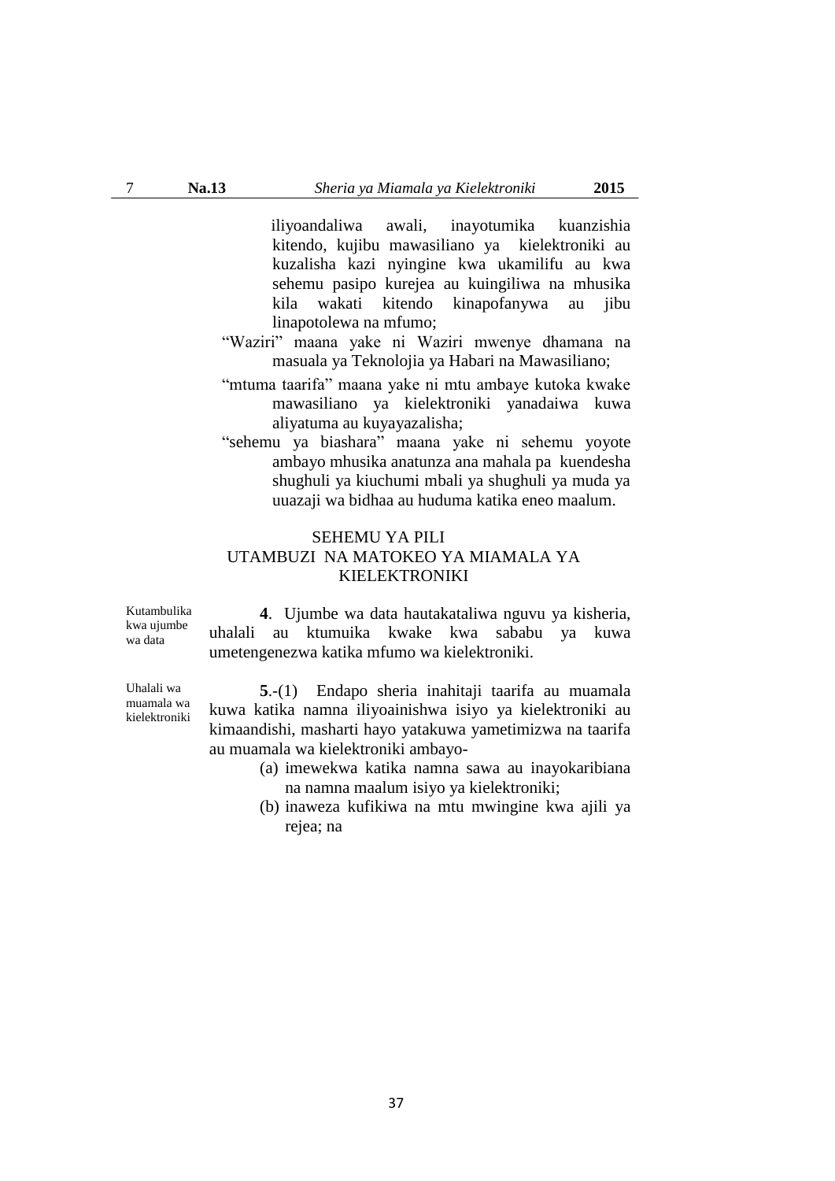iliyoandaliwa awali, inayotumika kuanzishia kitendo, kujibu mawasiliano ya kielektroniki au kuzalisha kazi nyingine kwa ukamilifu au kwa sehemu pasipo kurejea au kuingiliwa na mhusika kila wakati kitendo kinapofanywa au jibu linapotolewa na mfumo;

"Waziri" maana yake ni Waziri mwenye dhamana na masuala ya Teknolojia ya Habari na Mawasiliano;

"mtuma taarifa" maana yake ni mtu ambaye kutoka kwake mawasiliano ya kielektroniki yanadaiwa kuwa aliyatuma au kuyayazalisha;

"sehemu ya biashara" maana yake ni sehemu yoyote ambayo mhusika anatunza ana mahala pa kuendesha shughuli ya kiuchumi mbali ya shughuli ya muda ya uuazaji wa bidhaa au huduma katika eneo maalum.

## SEHEMU YA PILI
## UTAMBUZI NA MATOKEO YA MIAMALA YA KIELEKTRONIKI

Kutambulika kwa ujumbe wa data

**4**. Ujumbe wa data hautakataliwa nguvu ya kisheria, uhalali au ktumuika kwake kwa sababu ya kuwa umetengenezwa katika mfumo wa kielektroniki.

Uhalali wa muamala wa kielektroniki

**5**.-(1) Endapo sheria inahitaji taarifa au muamala kuwa katika namna iliyoainishwa isiyo ya kielektroniki au kimaandishi, masharti hayo yatakuwa yametimizwa na taarifa au muamala wa kielektroniki ambayo-

(a) imewekwa katika namna sawa au inayokaribiana na namna maalum isiyo ya kielektroniki;

(b) inaweza kufikiwa na mtu mwingine kwa ajili ya rejea; na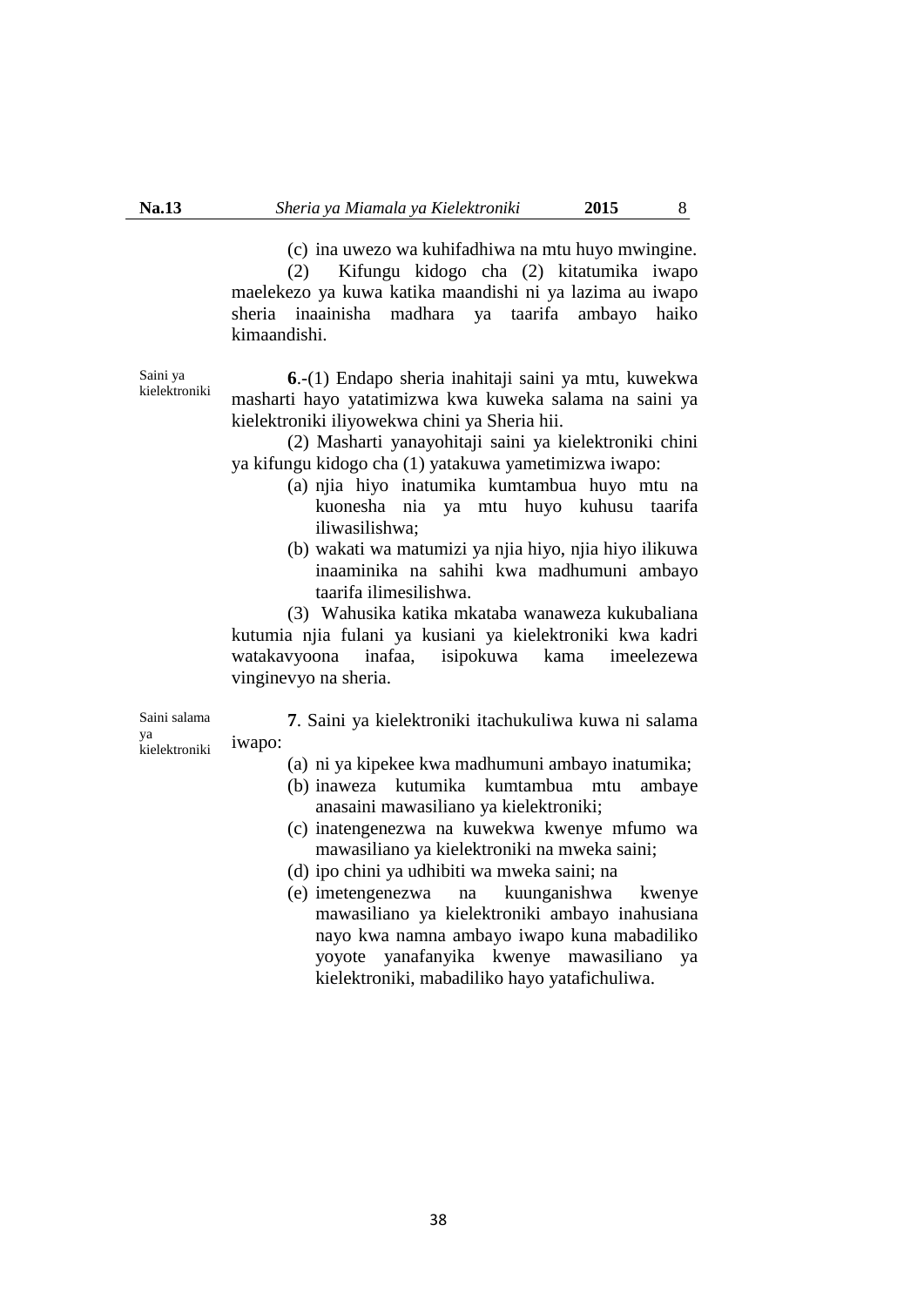(c) ina uwezo wa kuhifadhiwa na mtu huyo mwingine.

(2) Kifungu kidogo cha (2) kitatumika iwapo maelekezo ya kuwa katika maandishi ni ya lazima au iwapo sheria inaainisha madhara ya taarifa ambayo haiko kimaandishi.

Saini ya kielektroniki

**6**.-(1) Endapo sheria inahitaji saini ya mtu, kuwekwa masharti hayo yatatimizwa kwa kuweka salama na saini ya kielektroniki iliyowekwa chini ya Sheria hii.

(2) Masharti yanayohitaji saini ya kielektroniki chini ya kifungu kidogo cha (1) yatakuwa yametimizwa iwapo:

(a) njia hiyo inatumika kumtambua huyo mtu na kuonesha nia ya mtu huyo kuhusu taarifa iliwasilishwa;

(b) wakati wa matumizi ya njia hiyo, njia hiyo ilikuwa inaaminika na sahihi kwa madhumuni ambayo taarifa ilimesilishwa.

(3) Wahusika katika mkataba wanaweza kukubaliana kutumia njia fulani ya kusiani ya kielektroniki kwa kadri watakavyoona inafaa, isipokuwa kama imeelezewa vinginevyo na sheria.

Saini salama ya kielektroniki

**7**. Saini ya kielektroniki itachukuliwa kuwa ni salama iwapo:

(a) ni ya kipekee kwa madhumuni ambayo inatumika;

(b) inaweza kutumika kumtambua mtu ambaye anasaini mawasiliano ya kielektroniki;

(c) inatengenezwa na kuwekwa kwenye mfumo wa mawasiliano ya kielektroniki na mweka saini;

(d) ipo chini ya udhibiti wa mweka saini; na

(e) imetengenezwa na kuunganishwa kwenye mawasiliano ya kielektroniki ambayo inahusiana nayo kwa namna ambayo iwapo kuna mabadiliko yoyote yanafanyika kwenye mawasiliano ya kielektroniki, mabadiliko hayo yatafichuliwa.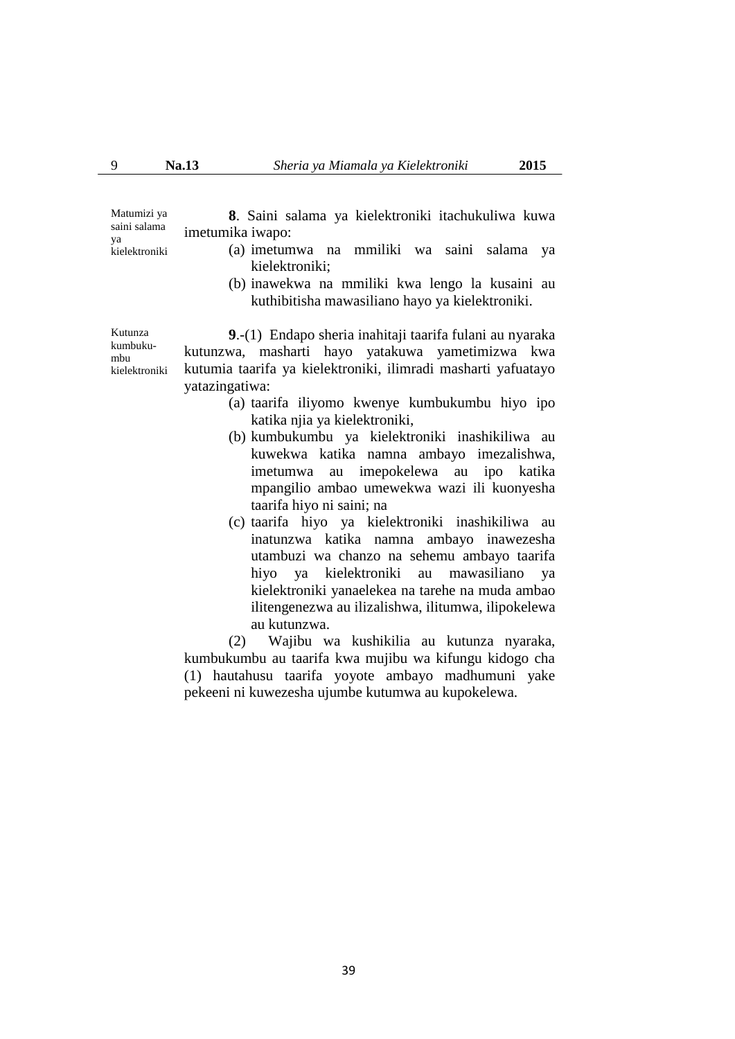Matumizi ya saini salama ya kielektroniki

**8**. Saini salama ya kielektroniki itachukuliwa kuwa imetumika iwapo:

(a) imetumwa na mmiliki wa saini salama ya kielektroniki;

(b) inawekwa na mmiliki kwa lengo la kusaini au kuthibitisha mawasiliano hayo ya kielektroniki.

Kutunza kumbukumbu kielektroniki

**9**.-(1) Endapo sheria inahitaji taarifa fulani au nyaraka kutunzwa, masharti hayo yatakuwa yametimizwa kwa kutumia taarifa ya kielektroniki, ilimradi masharti yafuatayo yatazingatiwa:

(a) taarifa iliyomo kwenye kumbukumbu hiyo ipo katika njia ya kielektroniki,

(b) kumbukumbu ya kielektroniki inashikiliwa au kuwekwa katika namna ambayo imezalishwa, imetumwa au imepokelewa au ipo katika mpangilio ambao umewekwa wazi ili kuonyesha taarifa hiyo ni saini; na

(c) taarifa hiyo ya kielektroniki inashikiliwa au inatunzwa katika namna ambayo inawezesha utambuzi wa chanzo na sehemu ambayo taarifa hiyo ya kielektroniki au mawasiliano ya kielektroniki yanaelekea na tarehe na muda ambao ilitengenezwa au ilizalishwa, ilitumwa, ilipokelewa au kutunzwa.

(2) Wajibu wa kushikilia au kutunza nyaraka, kumbukumbu au taarifa kwa mujibu wa kifungu kidogo cha (1) hautahusu taarifa yoyote ambayo madhumuni yake pekeeni ni kuwezesha ujumbe kutumwa au kupokelewa.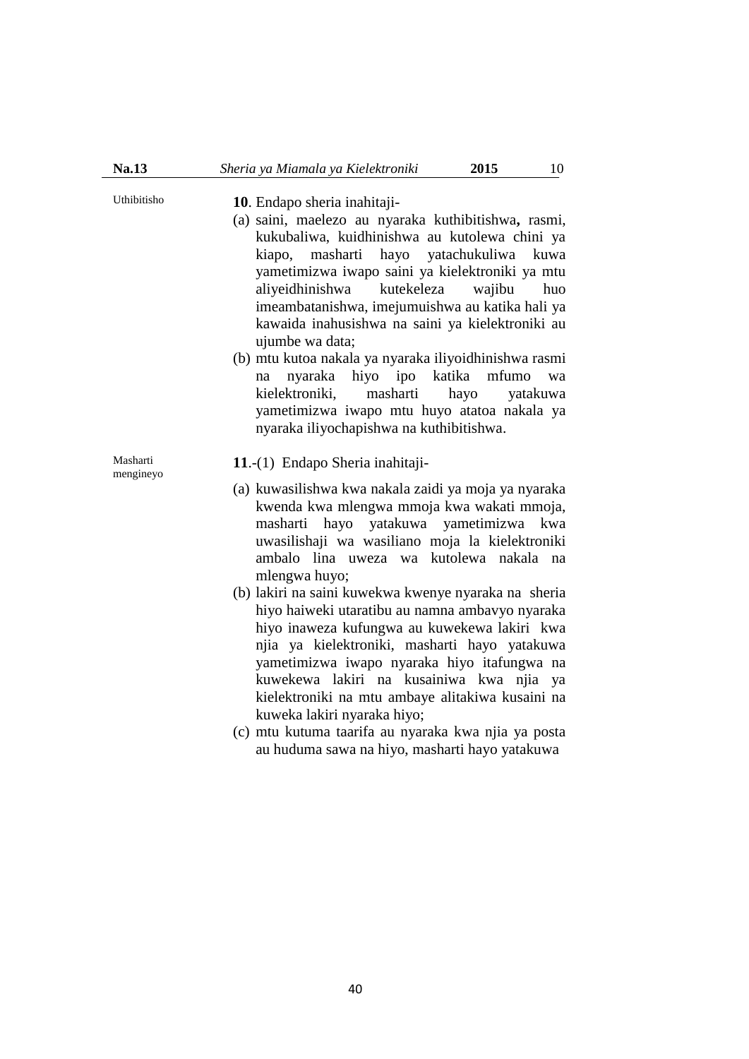Uthibitisho

**10**. Endapo sheria inahitaji-

(a) saini, maelezo au nyaraka kuthibitishwa**,** rasmi, kukubaliwa, kuidhinishwa au kutolewa chini ya kiapo, masharti hayo yatachukuliwa kuwa yametimizwa iwapo saini ya kielektroniki ya mtu aliyeidhinishwa kutekeleza wajibu huo imeambatanishwa, imejumuishwa au katika hali ya kawaida inahusishwa na saini ya kielektroniki au ujumbe wa data;

(b) mtu kutoa nakala ya nyaraka iliyoidhinishwa rasmi na nyaraka hiyo ipo katika mfumo wa kielektroniki, masharti hayo yatakuwa yametimizwa iwapo mtu huyo atatoa nakala ya nyaraka iliyochapishwa na kuthibitishwa.

Masharti mengineyo

**11**.-(1) Endapo Sheria inahitaji-

(a) kuwasilishwa kwa nakala zaidi ya moja ya nyaraka kwenda kwa mlengwa mmoja kwa wakati mmoja, masharti hayo yatakuwa yametimizwa kwa uwasilishaji wa wasiliano moja la kielektroniki ambalo lina uweza wa kutolewa nakala na mlengwa huyo;

(b) lakiri na saini kuwekwa kwenye nyaraka na sheria hiyo haiweki utaratibu au namna ambavyo nyaraka hiyo inaweza kufungwa au kuwekewa lakiri kwa njia ya kielektroniki, masharti hayo yatakuwa yametimizwa iwapo nyaraka hiyo itafungwa na kuwekewa lakiri na kusainiwa kwa njia ya kielektroniki na mtu ambaye alitakiwa kusaini na kuweka lakiri nyaraka hiyo;

(c) mtu kutuma taarifa au nyaraka kwa njia ya posta au huduma sawa na hiyo, masharti hayo yatakuwa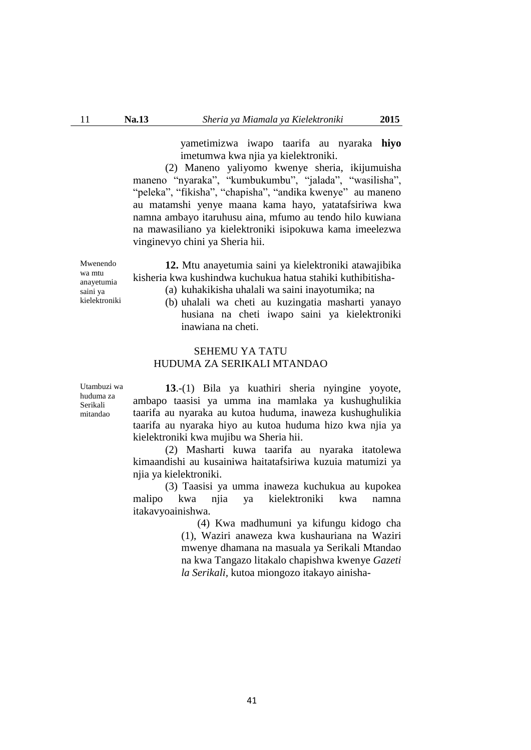yametimizwa iwapo taarifa au nyaraka **hiyo** imetumwa kwa njia ya kielektroniki.

(2) Maneno yaliyomo kwenye sheria, ikijumuisha maneno "nyaraka", "kumbukumbu", "jalada", "wasilisha", "peleka", "fikisha", "chapisha", "andika kwenye" au maneno au matamshi yenye maana kama hayo, yatatafsiriwa kwa namna ambayo itaruhusu aina, mfumo au tendo hilo kuwiana na mawasiliano ya kielektroniki isipokuwa kama imeelezwa vinginevyo chini ya Sheria hii.

Mwenendo wa mtu anayetumia saini ya kielektroniki

**12.** Mtu anayetumia saini ya kielektroniki atawajibika kisheria kwa kushindwa kuchukua hatua stahiki kuthibitisha-

(a) kuhakikisha uhalali wa saini inayotumika; na

(b) uhalali wa cheti au kuzingatia masharti yanayo husiana na cheti iwapo saini ya kielektroniki inawiana na cheti.

## SEHEMU YA TATU
## HUDUMA ZA SERIKALI MTANDAO

Utambuzi wa huduma za Serikali mitandao

**13**.-(1) Bila ya kuathiri sheria nyingine yoyote, ambapo taasisi ya umma ina mamlaka ya kushughulikia taarifa au nyaraka au kutoa huduma, inaweza kushughulikia taarifa au nyaraka hiyo au kutoa huduma hizo kwa njia ya kielektroniki kwa mujibu wa Sheria hii.

(2) Masharti kuwa taarifa au nyaraka itatolewa kimaandishi au kusainiwa haitatafsiriwa kuzuia matumizi ya njia ya kielektroniki.

(3) Taasisi ya umma inaweza kuchukua au kupokea malipo kwa njia ya kielektroniki kwa namna itakavyoainishwa.

(4) Kwa madhumuni ya kifungu kidogo cha (1), Waziri anaweza kwa kushauriana na Waziri mwenye dhamana na masuala ya Serikali Mtandao na kwa Tangazo litakalo chapishwa kwenye *Gazeti la Serikali*, kutoa miongozo itakayo ainisha-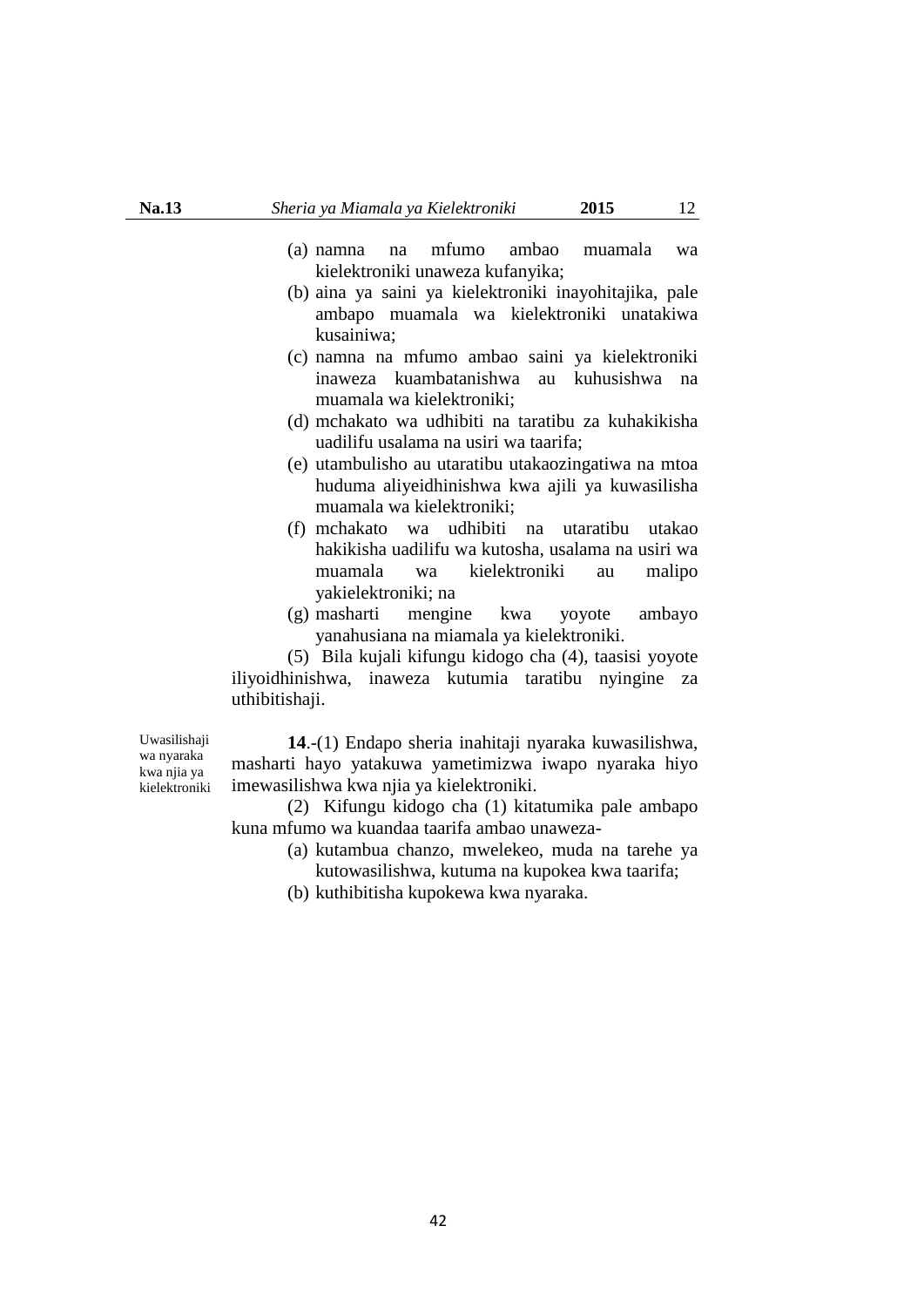(a) namna na mfumo ambao muamala wa kielektroniki unaweza kufanyika;
(b) aina ya saini ya kielektroniki inayohitajika, pale ambapo muamala wa kielektroniki unatakiwa kusainiwa;
(c) namna na mfumo ambao saini ya kielektroniki inaweza kuambatanishwa au kuhusishwa na muamala wa kielektroniki;
(d) mchakato wa udhibiti na taratibu za kuhakikisha uadilifu usalama na usiri wa taarifa;
(e) utambulisho au utaratibu utakaozingatiwa na mtoa huduma aliyeidhinishwa kwa ajili ya kuwasilisha muamala wa kielektroniki;
(f) mchakato wa udhibiti na utaratibu utakao hakikisha uadilifu wa kutosha, usalama na usiri wa muamala wa kielektroniki au malipo yakielektroniki; na
(g) masharti mengine kwa yoyote ambayo yanahusiana na miamala ya kielektroniki.

(5) Bila kujali kifungu kidogo cha (4), taasisi yoyote iliyoidhinishwa, inaweza kutumia taratibu nyingine za uthibitishaji.

Uwasilishaji wa nyaraka kwa njia ya kielektroniki

**14**.-(1) Endapo sheria inahitaji nyaraka kuwasilishwa, masharti hayo yatakuwa yametimizwa iwapo nyaraka hiyo imewasilishwa kwa njia ya kielektroniki.

(2) Kifungu kidogo cha (1) kitatumika pale ambapo kuna mfumo wa kuandaa taarifa ambao unaweza-

(a) kutambua chanzo, mwelekeo, muda na tarehe ya kutowasilishwa, kutuma na kupokea kwa taarifa;
(b) kuthibitisha kupokewa kwa nyaraka.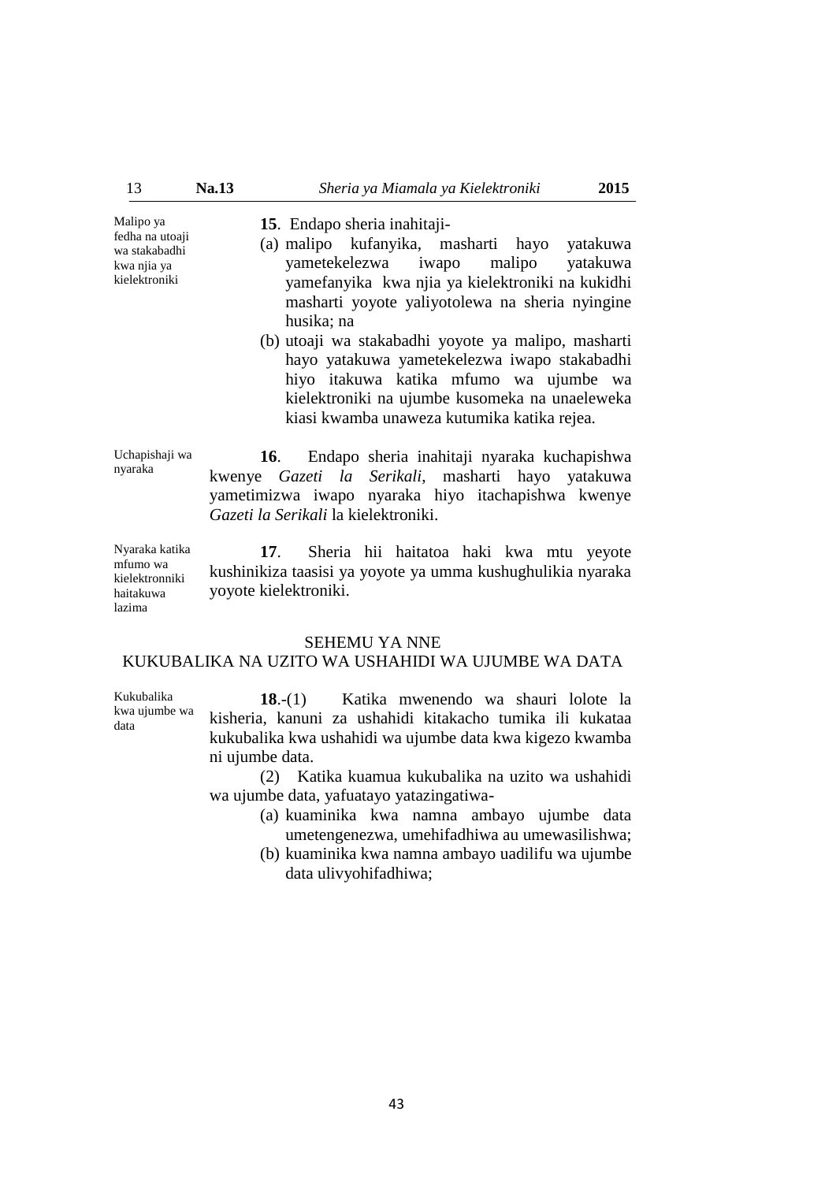Malipo ya fedha na utoaji wa stakabadhi kwa njia ya kielektroniki

**15**. Endapo sheria inahitaji-

(a) malipo kufanyika, masharti hayo yatakuwa yametekelezwa iwapo malipo yatakuwa yamefanyika kwa njia ya kielektroniki na kukidhi masharti yoyote yaliyotolewa na sheria nyingine husika; na

(b) utoaji wa stakabadhi yoyote ya malipo, masharti hayo yatakuwa yametekelezwa iwapo stakabadhi hiyo itakuwa katika mfumo wa ujumbe wa kielektroniki na ujumbe kusomeka na unaeleweka kiasi kwamba unaweza kutumika katika rejea.

Uchapishaji wa nyaraka

**16**. Endapo sheria inahitaji nyaraka kuchapishwa kwenye *Gazeti la Serikali*, masharti hayo yatakuwa yametimizwa iwapo nyaraka hiyo itachapishwa kwenye *Gazeti la Serikali* la kielektroniki.

Nyaraka katika mfumo wa kielektronniki haitakuwa lazima

**17**. Sheria hii haitatoa haki kwa mtu yeyote kushinikiza taasisi ya yoyote ya umma kushughulikia nyaraka yoyote kielektroniki.

## SEHEMU YA NNE
## KUKUBALIKA NA UZITO WA USHAHIDI WA UJUMBE WA DATA

Kukubalika kwa ujumbe wa data

**18**.-(1) Katika mwenendo wa shauri lolote la kisheria, kanuni za ushahidi kitakacho tumika ili kukataa kukubalika kwa ushahidi wa ujumbe data kwa kigezo kwamba ni ujumbe data.

(2) Katika kuamua kukubalika na uzito wa ushahidi wa ujumbe data, yafuatayo yatazingatiwa-

(a) kuaminika kwa namna ambayo ujumbe data umetengenezwa, umehifadhiwa au umewasilishwa;

(b) kuaminika kwa namna ambayo uadilifu wa ujumbe data ulivyohifadhiwa;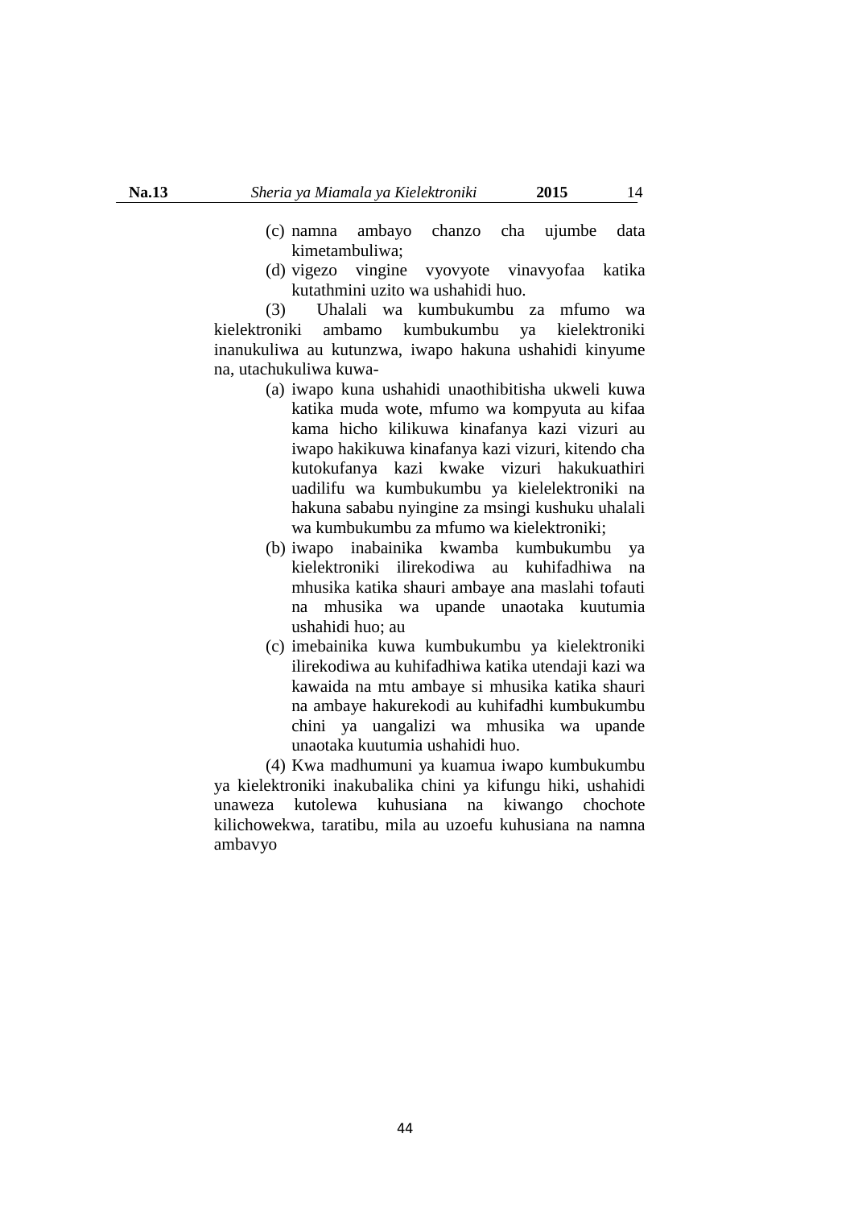(c) namna ambayo chanzo cha ujumbe data kimetambuliwa;

(d) vigezo vingine vyovyote vinavyofaa katika kutathmini uzito wa ushahidi huo.

(3) Uhalali wa kumbukumbu za mfumo wa kielektroniki ambamo kumbukumbu ya kielektroniki inanukuliwa au kutunzwa, iwapo hakuna ushahidi kinyume na, utachukuliwa kuwa-

(a) iwapo kuna ushahidi unaothibitisha ukweli kuwa katika muda wote, mfumo wa kompyuta au kifaa kama hicho kilikuwa kinafanya kazi vizuri au iwapo hakikuwa kinafanya kazi vizuri, kitendo cha kutokufanya kazi kwake vizuri hakukuathiri uadilifu wa kumbukumbu ya kielelektroniki na hakuna sababu nyingine za msingi kushuku uhalali wa kumbukumbu za mfumo wa kielektroniki;

(b) iwapo inabainika kwamba kumbukumbu ya kielektroniki ilirekodiwa au kuhifadhiwa na mhusika katika shauri ambaye ana maslahi tofauti na mhusika wa upande unaotaka kuutumia ushahidi huo; au

(c) imebainika kuwa kumbukumbu ya kielektroniki ilirekodiwa au kuhifadhiwa katika utendaji kazi wa kawaida na mtu ambaye si mhusika katika shauri na ambaye hakurekodi au kuhifadhi kumbukumbu chini ya uangalizi wa mhusika wa upande unaotaka kuutumia ushahidi huo.

(4) Kwa madhumuni ya kuamua iwapo kumbukumbu ya kielektroniki inakubalika chini ya kifungu hiki, ushahidi unaweza kutolewa kuhusiana na kiwango chochote kilichowekwa, taratibu, mila au uzoefu kuhusiana na namna ambavyo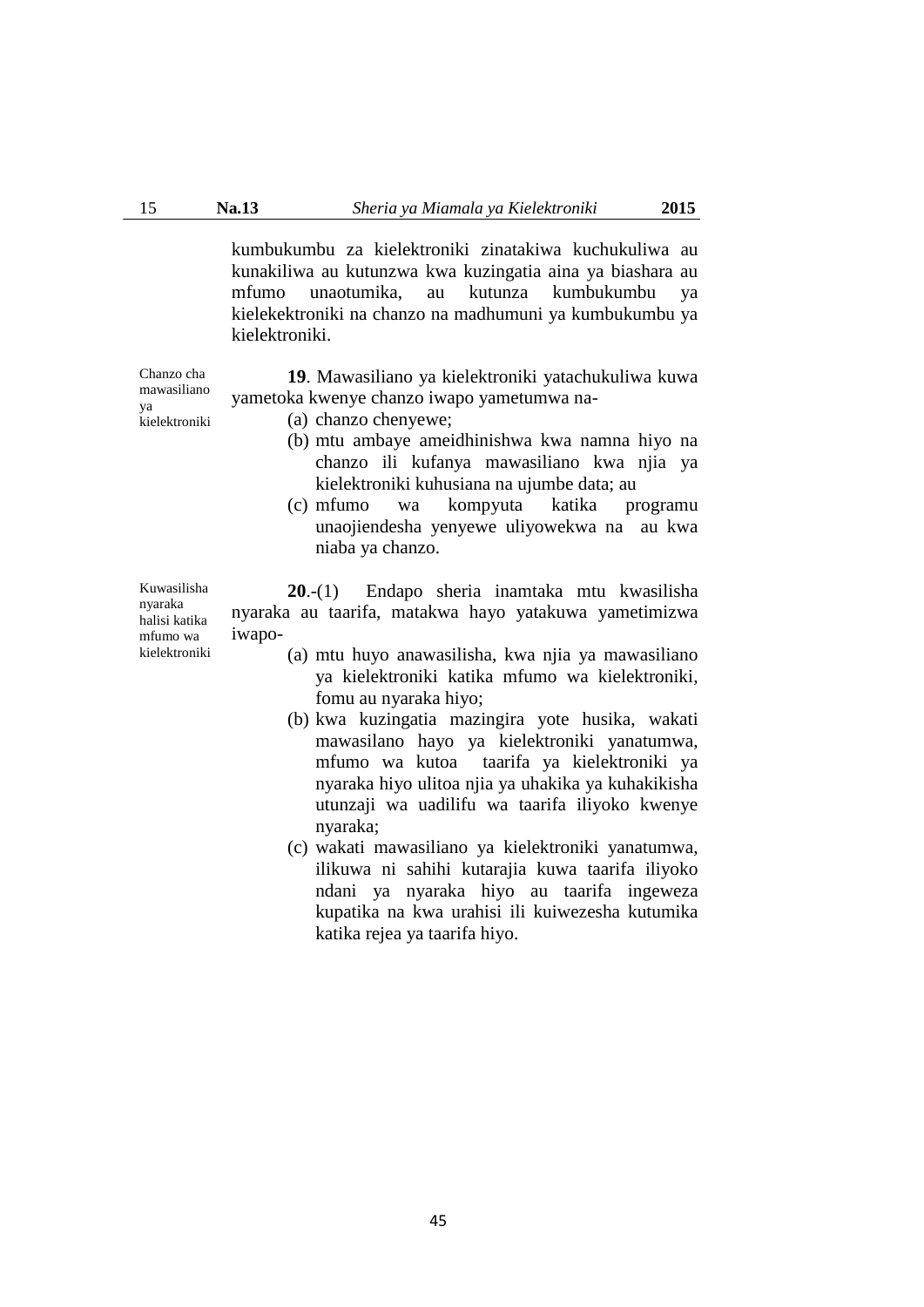kumbukumbu za kielektroniki zinatakiwa kuchukuliwa au kunakiliwa au kutunzwa kwa kuzingatia aina ya biashara au mfumo unaotumika, au kutunza kumbukumbu ya kielekektroniki na chanzo na madhumuni ya kumbukumbu ya kielektroniki.

Chanzo cha mawasiliano ya kielektroniki

**19**. Mawasiliano ya kielektroniki yatachukuliwa kuwa yametoka kwenye chanzo iwapo yametumwa na-

(a) chanzo chenyewe;
(b) mtu ambaye ameidhinishwa kwa namna hiyo na chanzo ili kufanya mawasiliano kwa njia ya kielektroniki kuhusiana na ujumbe data; au
(c) mfumo wa kompyuta katika programu unaojiendesha yenyewe uliyowekwa na au kwa niaba ya chanzo.

Kuwasilisha nyaraka halisi katika mfumo wa kielektroniki

**20**.-(1) Endapo sheria inamtaka mtu kwasilisha nyaraka au taarifa, matakwa hayo yatakuwa yametimizwa iwapo-

(a) mtu huyo anawasilisha, kwa njia ya mawasiliano ya kielektroniki katika mfumo wa kielektroniki, fomu au nyaraka hiyo;
(b) kwa kuzingatia mazingira yote husika, wakati mawasilano hayo ya kielektroniki yanatumwa, mfumo wa kutoa taarifa ya kielektroniki ya nyaraka hiyo ulitoa njia ya uhakika ya kuhakikisha utunzaji wa uadilifu wa taarifa iliyoko kwenye nyaraka;
(c) wakati mawasiliano ya kielektroniki yanatumwa, ilikuwa ni sahihi kutarajia kuwa taarifa iliyoko ndani ya nyaraka hiyo au taarifa ingeweza kupatika na kwa urahisi ili kuiwezesha kutumika katika rejea ya taarifa hiyo.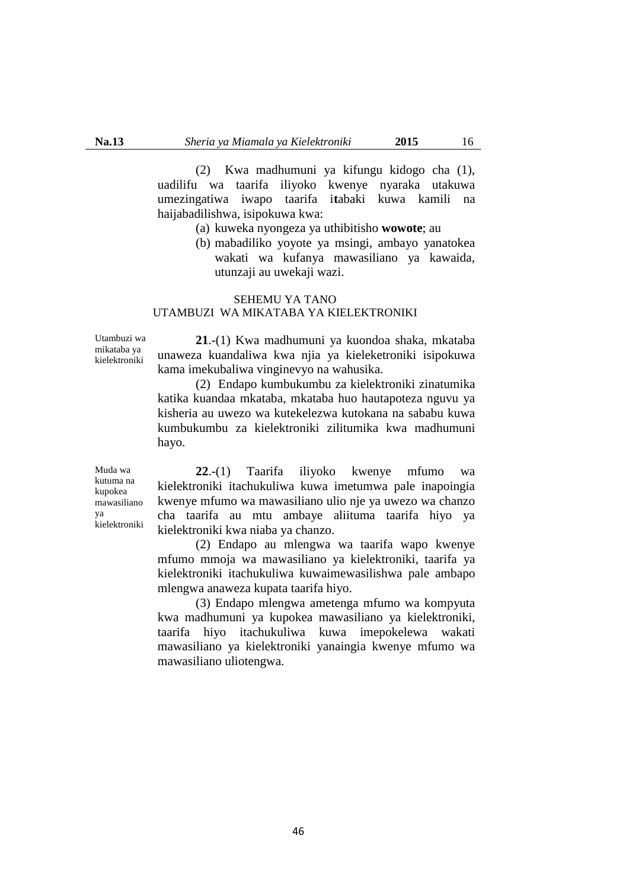(2) Kwa madhumuni ya kifungu kidogo cha (1), uadilifu wa taarifa iliyoko kwenye nyaraka utakuwa umezingatiwa iwapo taarifa itabaki kuwa kamili na haijabadilishwa, isipokuwa kwa:

(a) kuweka nyongeza ya uthibitisho **wowote**; au
(b) mabadiliko yoyote ya msingi, ambayo yanatokea wakati wa kufanya mawasiliano ya kawaida, utunzaji au uwekaji wazi.

## SEHEMU YA TANO
## UTAMBUZI WA MIKATABA YA KIELEKTRONIKI

*Utambuzi wa mikataba ya kielektroniki*

**21**.-(1) Kwa madhumuni ya kuondoa shaka, mkataba unaweza kuandaliwa kwa njia ya kieleketroniki isipokuwa kama imekubaliwa vinginevyo na wahusika.

(2) Endapo kumbukumbu za kielektroniki zinatumika katika kuandaa mkataba, mkataba huo hautapoteza nguvu ya kisheria au uwezo wa kutekelezwa kutokana na sababu kuwa kumbukumbu za kielektroniki zilitumika kwa madhumuni hayo.

*Muda wa kutuma na kupokea mawasiliano ya kielektroniki*

**22**.-(1) Taarifa iliyoko kwenye mfumo wa kielektroniki itachukuliwa kuwa imetumwa pale inapoingia kwenye mfumo wa mawasiliano ulio nje ya uwezo wa chanzo cha taarifa au mtu ambaye aliituma taarifa hiyo ya kielektroniki kwa niaba ya chanzo.

(2) Endapo au mlengwa wa taarifa wapo kwenye mfumo mmoja wa mawasiliano ya kielektroniki, taarifa ya kielektroniki itachukuliwa kuwaimewasilishwa pale ambapo mlengwa anaweza kupata taarifa hiyo.

(3) Endapo mlengwa ametenga mfumo wa kompyuta kwa madhumuni ya kupokea mawasiliano ya kielektroniki, taarifa hiyo itachukuliwa kuwa imepokelewa wakati mawasiliano ya kielektroniki yanaingia kwenye mfumo wa mawasiliano uliotengwa.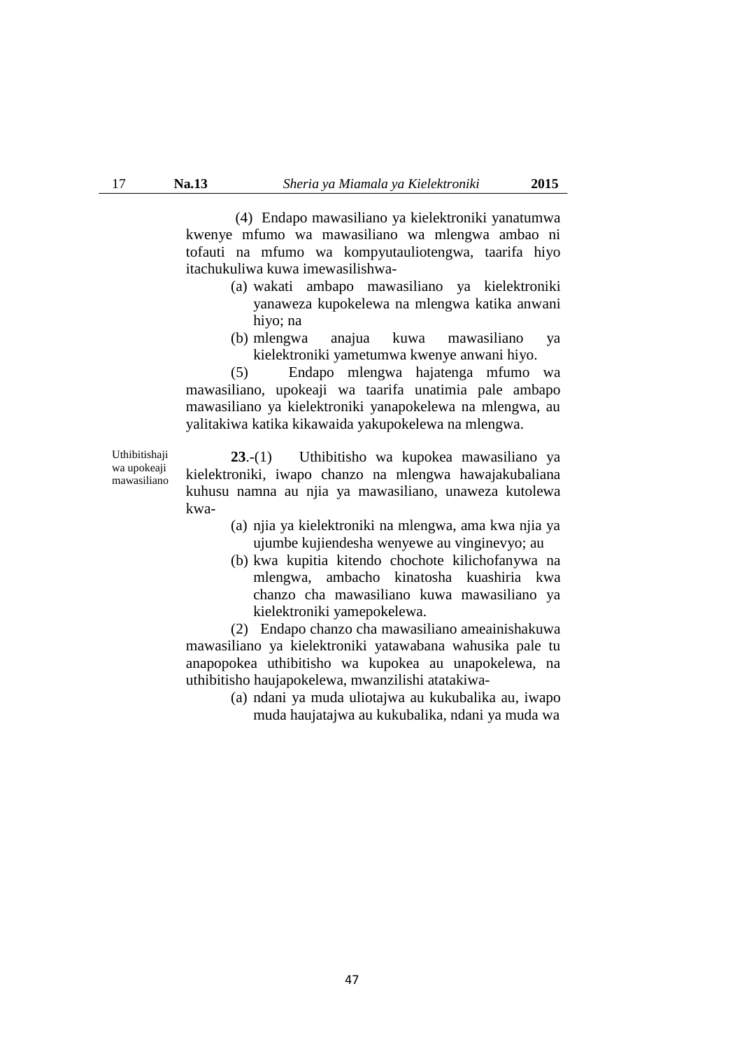(4) Endapo mawasiliano ya kielektroniki yanatumwa kwenye mfumo wa mawasiliano wa mlengwa ambao ni tofauti na mfumo wa kompyutauliotengwa, taarifa hiyo itachukuliwa kuwa imewasilishwa-

(a) wakati ambapo mawasiliano ya kielektroniki yanaweza kupokelewa na mlengwa katika anwani hiyo; na

(b) mlengwa anajua kuwa mawasiliano ya kielektroniki yametumwa kwenye anwani hiyo.

(5) Endapo mlengwa hajatenga mfumo wa mawasiliano, upokeaji wa taarifa unatimia pale ambapo mawasiliano ya kielektroniki yanapokelewa na mlengwa, au yalitakiwa katika kikawaida yakupokelewa na mlengwa.

*Uthibitishaji wa upokeaji mawasiliano*

**23**.-(1) Uthibitisho wa kupokea mawasiliano ya kielektroniki, iwapo chanzo na mlengwa hawajakubaliana kuhusu namna au njia ya mawasiliano, unaweza kutolewa kwa-

(a) njia ya kielektroniki na mlengwa, ama kwa njia ya ujumbe kujiendesha wenyewe au vinginevyo; au

(b) kwa kupitia kitendo chochote kilichofanywa na mlengwa, ambacho kinatosha kuashiria kwa chanzo cha mawasiliano kuwa mawasiliano ya kielektroniki yamepokelewa.

(2) Endapo chanzo cha mawasiliano ameainishakuwa mawasiliano ya kielektroniki yatawabana wahusika pale tu anapopokea uthibitisho wa kupokea au unapokelewa, na uthibitisho haujapokelewa, mwanzilishi atatakiwa-

(a) ndani ya muda uliotajwa au kukubalika au, iwapo muda haujatajwa au kukubalika, ndani ya muda wa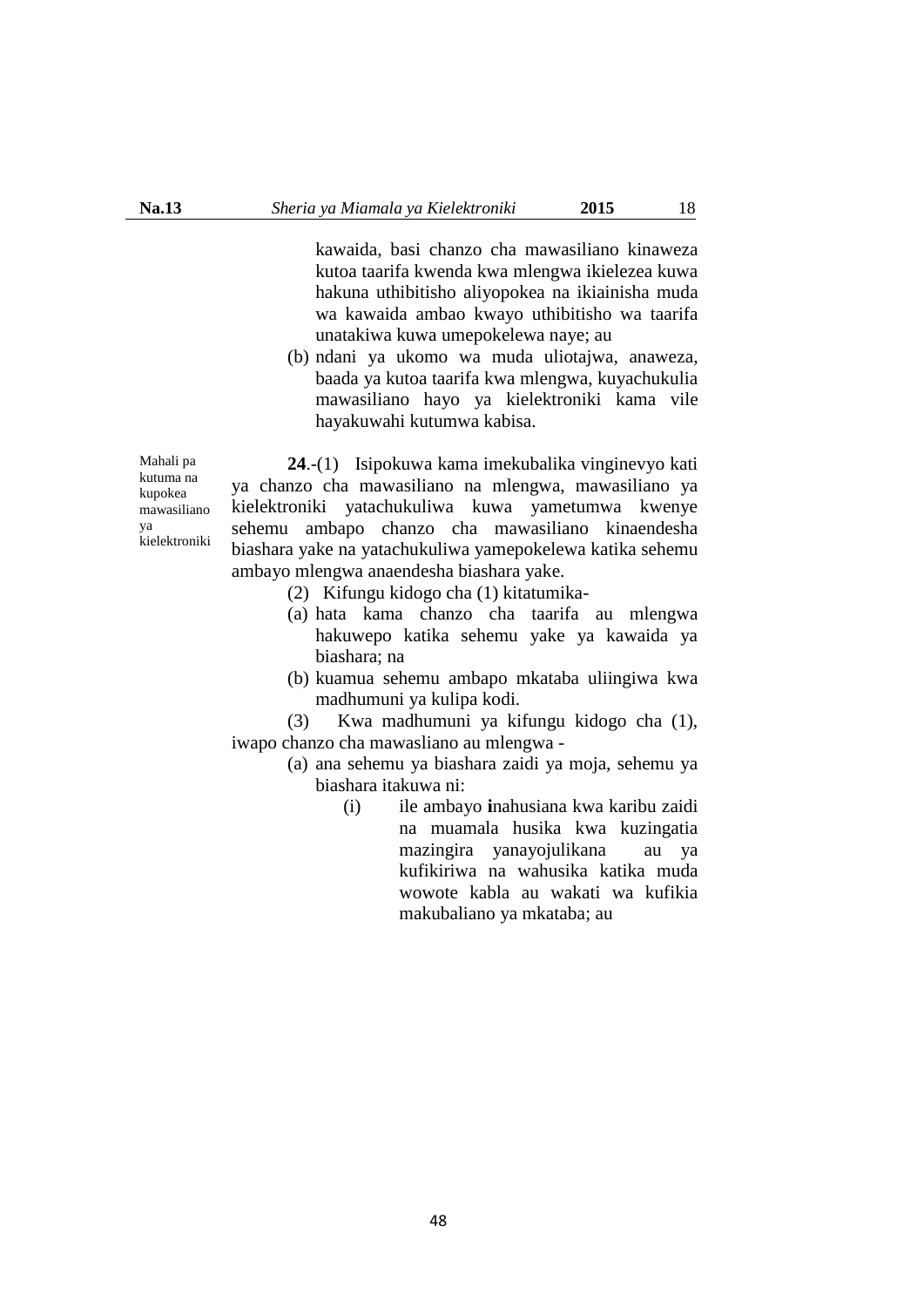kawaida, basi chanzo cha mawasiliano kinaweza kutoa taarifa kwenda kwa mlengwa ikielezea kuwa hakuna uthibitisho aliyopokea na ikiainisha muda wa kawaida ambao kwayo uthibitisho wa taarifa unatakiwa kuwa umepokelewa naye; au

(b) ndani ya ukomo wa muda uliotajwa, anaweza, baada ya kutoa taarifa kwa mlengwa, kuyachukulia mawasiliano hayo ya kielektroniki kama vile hayakuwahi kutumwa kabisa.

Mahali pa kutuma na kupokea mawasiliano ya kielektroniki

**24**.-(1) Isipokuwa kama imekubalika vinginevyo kati ya chanzo cha mawasiliano na mlengwa, mawasiliano ya kielektroniki yatachukuliwa kuwa yametumwa kwenye sehemu ambapo chanzo cha mawasiliano kinaendesha biashara yake na yatachukuliwa yamepokelewa katika sehemu ambayo mlengwa anaendesha biashara yake.

(2) Kifungu kidogo cha (1) kitatumika-

(a) hata kama chanzo cha taarifa au mlengwa hakuwepo katika sehemu yake ya kawaida ya biashara; na

(b) kuamua sehemu ambapo mkataba uliingiwa kwa madhumuni ya kulipa kodi.

(3) Kwa madhumuni ya kifungu kidogo cha (1), iwapo chanzo cha mawasliano au mlengwa -

(a) ana sehemu ya biashara zaidi ya moja, sehemu ya biashara itakuwa ni:

(i) ile ambayo **i**nahusiana kwa karibu zaidi na muamala husika kwa kuzingatia mazingira yanayojulikana au ya kufikiriwa na wahusika katika muda wowote kabla au wakati wa kufikia makubaliano ya mkataba; au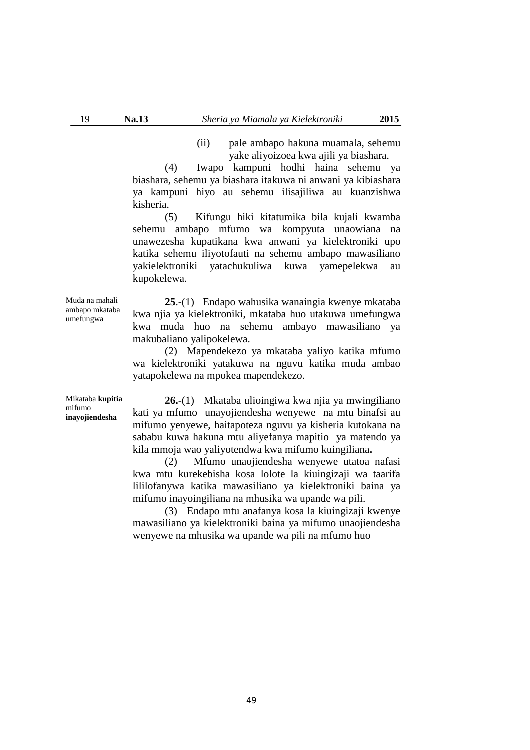(ii) pale ambapo hakuna muamala, sehemu yake aliyoizoea kwa ajili ya biashara.

(4) Iwapo kampuni hodhi haina sehemu ya biashara, sehemu ya biashara itakuwa ni anwani ya kibiashara ya kampuni hiyo au sehemu ilisajiliwa au kuanzishwa kisheria.

(5) Kifungu hiki kitatumika bila kujali kwamba sehemu ambapo mfumo wa kompyuta unaowiana na unawezesha kupatikana kwa anwani ya kielektroniki upo katika sehemu iliyotofauti na sehemu ambapo mawasiliano yakielektroniki yatachukuliwa kuwa yamepelekwa au kupokelewa.

Muda na mahali ambapo mkataba umefungwa

**25**.-(1) Endapo wahusika wanaingia kwenye mkataba kwa njia ya kielektroniki, mkataba huo utakuwa umefungwa kwa muda huo na sehemu ambayo mawasiliano ya makubaliano yalipokelewa.

(2) Mapendekezo ya mkataba yaliyo katika mfumo wa kielektroniki yatakuwa na nguvu katika muda ambao yatapokelewa na mpokea mapendekezo.

Mikataba **kupitia** mifumo **inayojiendesha**

**26.**-(1) Mkataba ulioingiwa kwa njia ya mwingiliano kati ya mfumo unayojiendesha wenyewe na mtu binafsi au mifumo yenyewe, haitapoteza nguvu ya kisheria kutokana na sababu kuwa hakuna mtu aliyefanya mapitio ya matendo ya kila mmoja wao yaliyotendwa kwa mifumo kuingiliana**.**

(2) Mfumo unaojiendesha wenyewe utatoa nafasi kwa mtu kurekebisha kosa lolote la kiuingizaji wa taarifa lililofanywa katika mawasiliano ya kielektroniki baina ya mifumo inayoingiliana na mhusika wa upande wa pili.

(3) Endapo mtu anafanya kosa la kiuingizaji kwenye mawasiliano ya kielektroniki baina ya mifumo unaojiendesha wenyewe na mhusika wa upande wa pili na mfumo huo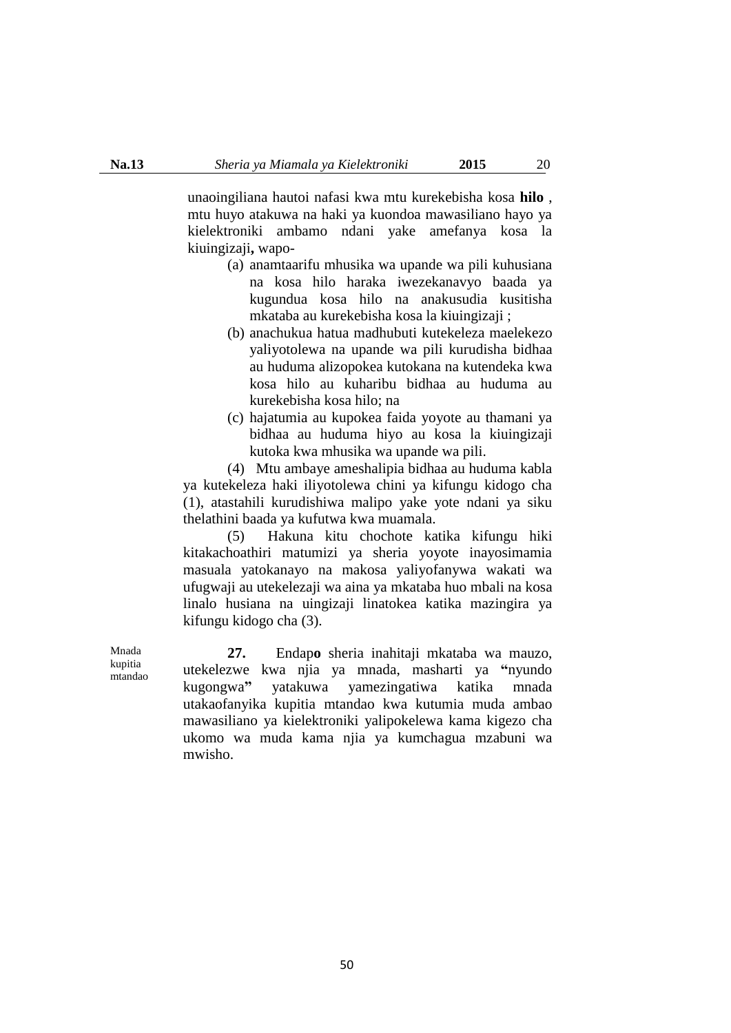unaoingiliana hautoi nafasi kwa mtu kurekebisha kosa **hilo** , mtu huyo atakuwa na haki ya kuondoa mawasiliano hayo ya kielektroniki ambamo ndani yake amefanya kosa la kiuingizaji**,** wapo-

(a) anamtaarifu mhusika wa upande wa pili kuhusiana na kosa hilo haraka iwezekanavyo baada ya kugundua kosa hilo na anakusudia kusitisha mkataba au kurekebisha kosa la kiuingizaji ;

(b) anachukua hatua madhubuti kutekeleza maelekezo yaliyotolewa na upande wa pili kurudisha bidhaa au huduma alizopokea kutokana na kutendeka kwa kosa hilo au kuharibu bidhaa au huduma au kurekebisha kosa hilo; na

(c) hajatumia au kupokea faida yoyote au thamani ya bidhaa au huduma hiyo au kosa la kiuingizaji kutoka kwa mhusika wa upande wa pili.

(4) Mtu ambaye ameshalipia bidhaa au huduma kabla ya kutekeleza haki iliyotolewa chini ya kifungu kidogo cha (1), atastahili kurudishiwa malipo yake yote ndani ya siku thelathini baada ya kufutwa kwa muamala.

(5) Hakuna kitu chochote katika kifungu hiki kitakachoathiri matumizi ya sheria yoyote inayosimamia masuala yatokanayo na makosa yaliyofanywa wakati wa ufugwaji au utekelezaji wa aina ya mkataba huo mbali na kosa linalo husiana na uingizaji linatokea katika mazingira ya kifungu kidogo cha (3).

Mnada kupitia mtandao

**27.** Endap**o** sheria inahitaji mkataba wa mauzo, utekelezwe kwa njia ya mnada, masharti ya **"**nyundo kugongwa**"** yatakuwa yamezingatiwa katika mnada utakaofanyika kupitia mtandao kwa kutumia muda ambao mawasiliano ya kielektroniki yalipokelewa kama kigezo cha ukomo wa muda kama njia ya kumchagua mzabuni wa mwisho.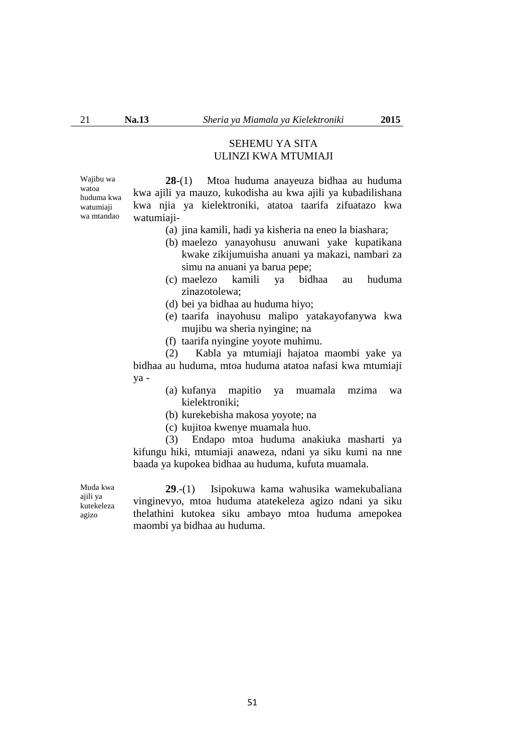## SEHEMU YA SITA
## ULINZI KWA MTUMIAJI

*Wajibu wa watoa huduma kwa watumiaji wa mtandao*

**28**-(1) Mtoa huduma anayeuza bidhaa au huduma kwa ajili ya mauzo, kukodisha au kwa ajili ya kubadilishana kwa njia ya kielektroniki, atatoa taarifa zifuatazo kwa watumiaji-

(a) jina kamili, hadi ya kisheria na eneo la biashara;

(b) maelezo yanayohusu anuwani yake kupatikana kwake zikijumuisha anuani ya makazi, nambari za simu na anuani ya barua pepe;

(c) maelezo kamili ya bidhaa au huduma zinazotolewa;

(d) bei ya bidhaa au huduma hiyo;

(e) taarifa inayohusu malipo yatakayofanywa kwa mujibu wa sheria nyingine; na

(f) taarifa nyingine yoyote muhimu.

(2) Kabla ya mtumiaji hajatoa maombi yake ya bidhaa au huduma, mtoa huduma atatoa nafasi kwa mtumiaji ya -

(a) kufanya mapitio ya muamala mzima wa kielektroniki;

(b) kurekebisha makosa yoyote; na

(c) kujitoa kwenye muamala huo.

(3) Endapo mtoa huduma anakiuka masharti ya kifungu hiki, mtumiaji anaweza, ndani ya siku kumi na nne baada ya kupokea bidhaa au huduma, kufuta muamala.

*Muda kwa ajili ya kutekeleza agizo*

**29**.-(1) Isipokuwa kama wahusika wamekubaliana vinginevyo, mtoa huduma atatekeleza agizo ndani ya siku thelathini kutokea siku ambayo mtoa huduma amepokea maombi ya bidhaa au huduma.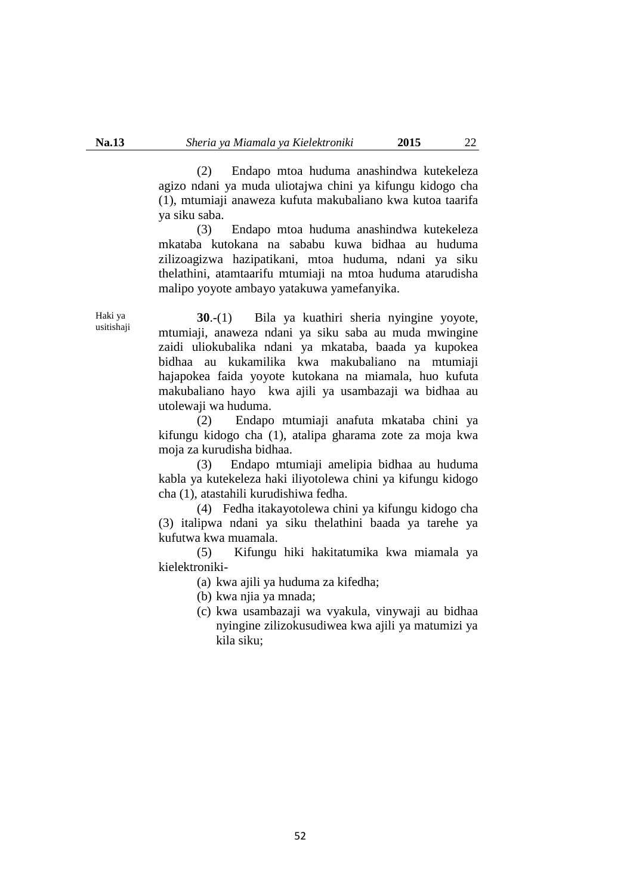(2) Endapo mtoa huduma anashindwa kutekeleza agizo ndani ya muda uliotajwa chini ya kifungu kidogo cha (1), mtumiaji anaweza kufuta makubaliano kwa kutoa taarifa ya siku saba.

(3) Endapo mtoa huduma anashindwa kutekeleza mkataba kutokana na sababu kuwa bidhaa au huduma zilizoagizwa hazipatikani, mtoa huduma, ndani ya siku thelathini, atamtaarifu mtumiaji na mtoa huduma atarudisha malipo yoyote ambayo yatakuwa yamefanyika.

Haki ya usitishaji

**30**.-(1) Bila ya kuathiri sheria nyingine yoyote, mtumiaji, anaweza ndani ya siku saba au muda mwingine zaidi uliokubalika ndani ya mkataba, baada ya kupokea bidhaa au kukamilika kwa makubaliano na mtumiaji hajapokea faida yoyote kutokana na miamala, huo kufuta makubaliano hayo kwa ajili ya usambazaji wa bidhaa au utolewaji wa huduma.

(2) Endapo mtumiaji anafuta mkataba chini ya kifungu kidogo cha (1), atalipa gharama zote za moja kwa moja za kurudisha bidhaa.

(3) Endapo mtumiaji amelipia bidhaa au huduma kabla ya kutekeleza haki iliyotolewa chini ya kifungu kidogo cha (1), atastahili kurudishiwa fedha.

(4) Fedha itakayotolewa chini ya kifungu kidogo cha (3) italipwa ndani ya siku thelathini baada ya tarehe ya kufutwa kwa muamala.

(5) Kifungu hiki hakitatumika kwa miamala ya kielektroniki-

(a) kwa ajili ya huduma za kifedha;
(b) kwa njia ya mnada;
(c) kwa usambazaji wa vyakula, vinywaji au bidhaa nyingine zilizokusudiwea kwa ajili ya matumizi ya kila siku;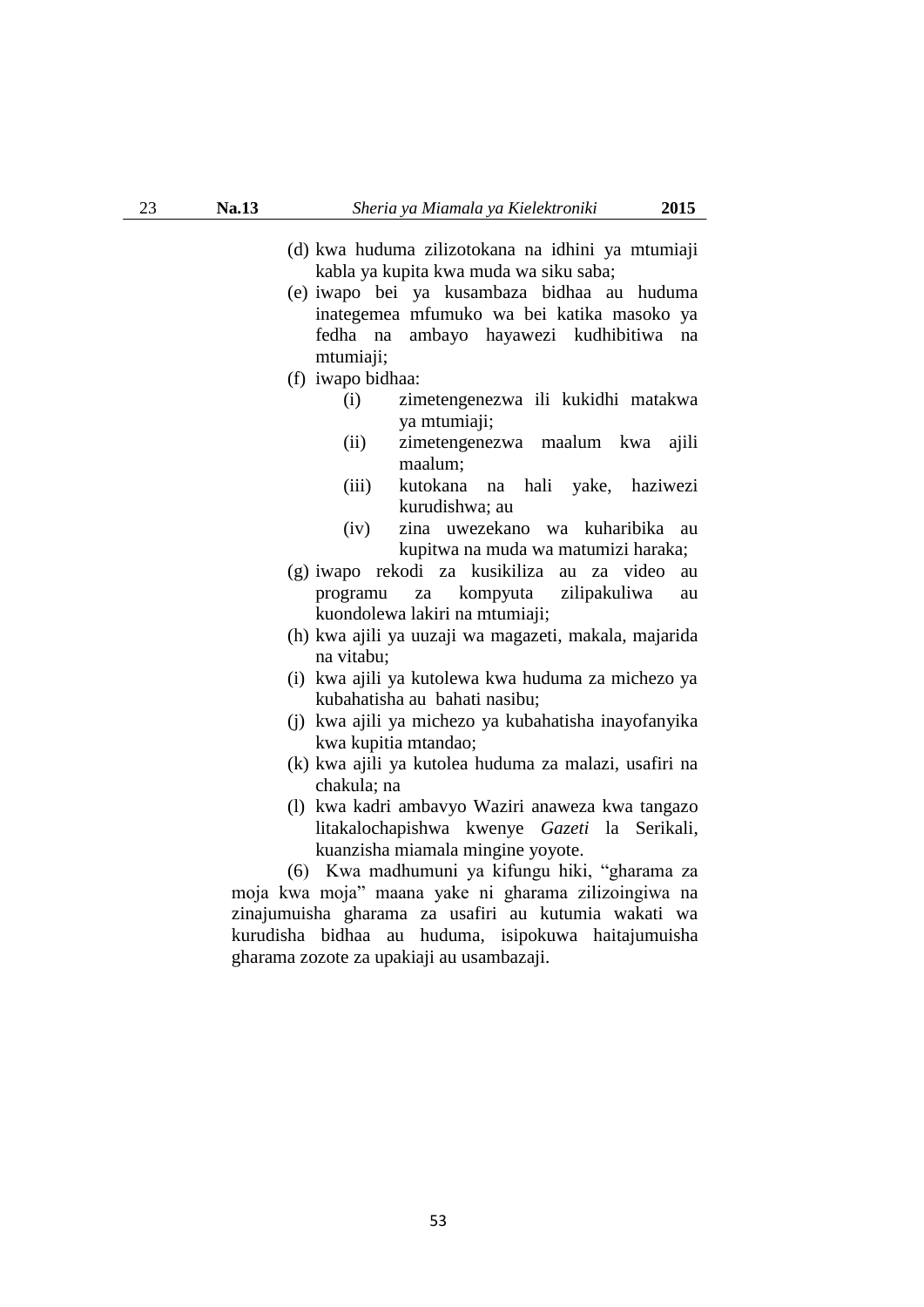(d) kwa huduma zilizotokana na idhini ya mtumiaji kabla ya kupita kwa muda wa siku saba;

(e) iwapo bei ya kusambaza bidhaa au huduma inategemea mfumuko wa bei katika masoko ya fedha na ambayo hayawezi kudhibitiwa na mtumiaji;

(f) iwapo bidhaa:

  (i) zimetengenezwa ili kukidhi matakwa ya mtumiaji;

  (ii) zimetengenezwa maalum kwa ajili maalum;

  (iii) kutokana na hali yake, haziwezi kurudishwa; au

  (iv) zina uwezekano wa kuharibika au kupitwa na muda wa matumizi haraka;

(g) iwapo rekodi za kusikiliza au za video au programu za kompyuta zilipakuliwa au kuondolewa lakiri na mtumiaji;

(h) kwa ajili ya uuzaji wa magazeti, makala, majarida na vitabu;

(i) kwa ajili ya kutolewa kwa huduma za michezo ya kubahatisha au bahati nasibu;

(j) kwa ajili ya michezo ya kubahatisha inayofanyika kwa kupitia mtandao;

(k) kwa ajili ya kutolea huduma za malazi, usafiri na chakula; na

(l) kwa kadri ambavyo Waziri anaweza kwa tangazo litakalochapishwa kwenye *Gazeti* la Serikali, kuanzisha miamala mingine yoyote.

(6) Kwa madhumuni ya kifungu hiki, "gharama za moja kwa moja" maana yake ni gharama zilizoingiwa na zinajumuisha gharama za usafiri au kutumia wakati wa kurudisha bidhaa au huduma, isipokuwa haitajumuisha gharama zozote za upakiaji au usambazaji.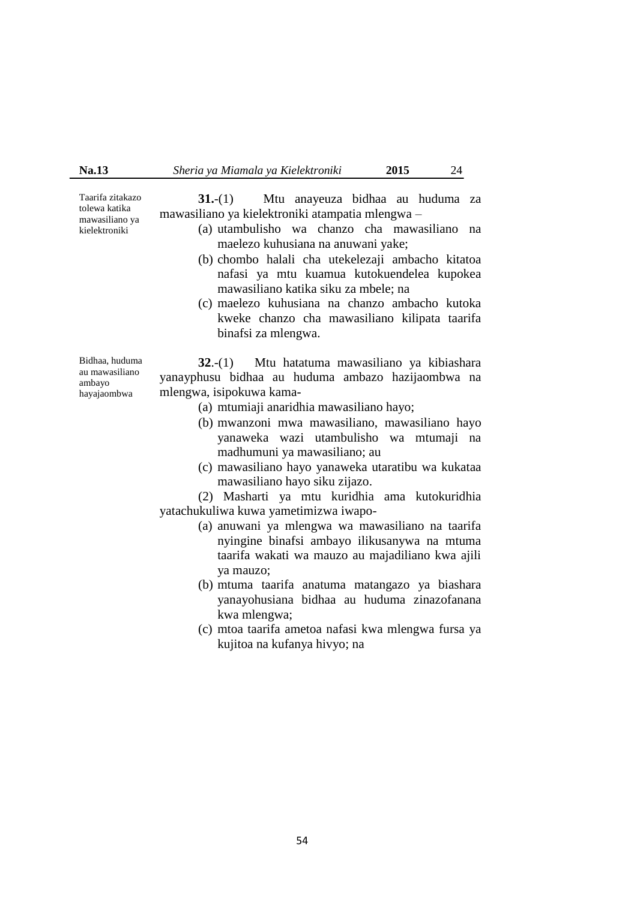Taarifa zitakazo tolewa katika mawasiliano ya kielektroniki

**31.**-(1) Mtu anayeuza bidhaa au huduma za mawasiliano ya kielektroniki atampatia mlengwa –

(a) utambulisho wa chanzo cha mawasiliano na maelezo kuhusiana na anuwani yake;

(b) chombo halali cha utekelezaji ambacho kitatoa nafasi ya mtu kuamua kutokuendelea kupokea mawasiliano katika siku za mbele; na

(c) maelezo kuhusiana na chanzo ambacho kutoka kweke chanzo cha mawasiliano kilipata taarifa binafsi za mlengwa.

Bidhaa, huduma au mawasiliano ambayo hayajaombwa

**32**.-(1) Mtu hatatuma mawasiliano ya kibiashara yanayphusu bidhaa au huduma ambazo hazijaombwa na mlengwa, isipokuwa kama-

(a) mtumiaji anaridhia mawasiliano hayo;

(b) mwanzoni mwa mawasiliano, mawasiliano hayo yanaweka wazi utambulisho wa mtumaji na madhumuni ya mawasiliano; au

(c) mawasiliano hayo yanaweka utaratibu wa kukataa mawasiliano hayo siku zijazo.

(2) Masharti ya mtu kuridhia ama kutokuridhia yatachukuliwa kuwa yametimizwa iwapo-

(a) anuwani ya mlengwa wa mawasiliano na taarifa nyingine binafsi ambayo ilikusanywa na mtuma taarifa wakati wa mauzo au majadiliano kwa ajili ya mauzo;

(b) mtuma taarifa anatuma matangazo ya biashara yanayohusiana bidhaa au huduma zinazofanana kwa mlengwa;

(c) mtoa taarifa ametoa nafasi kwa mlengwa fursa ya kujitoa na kufanya hivyo; na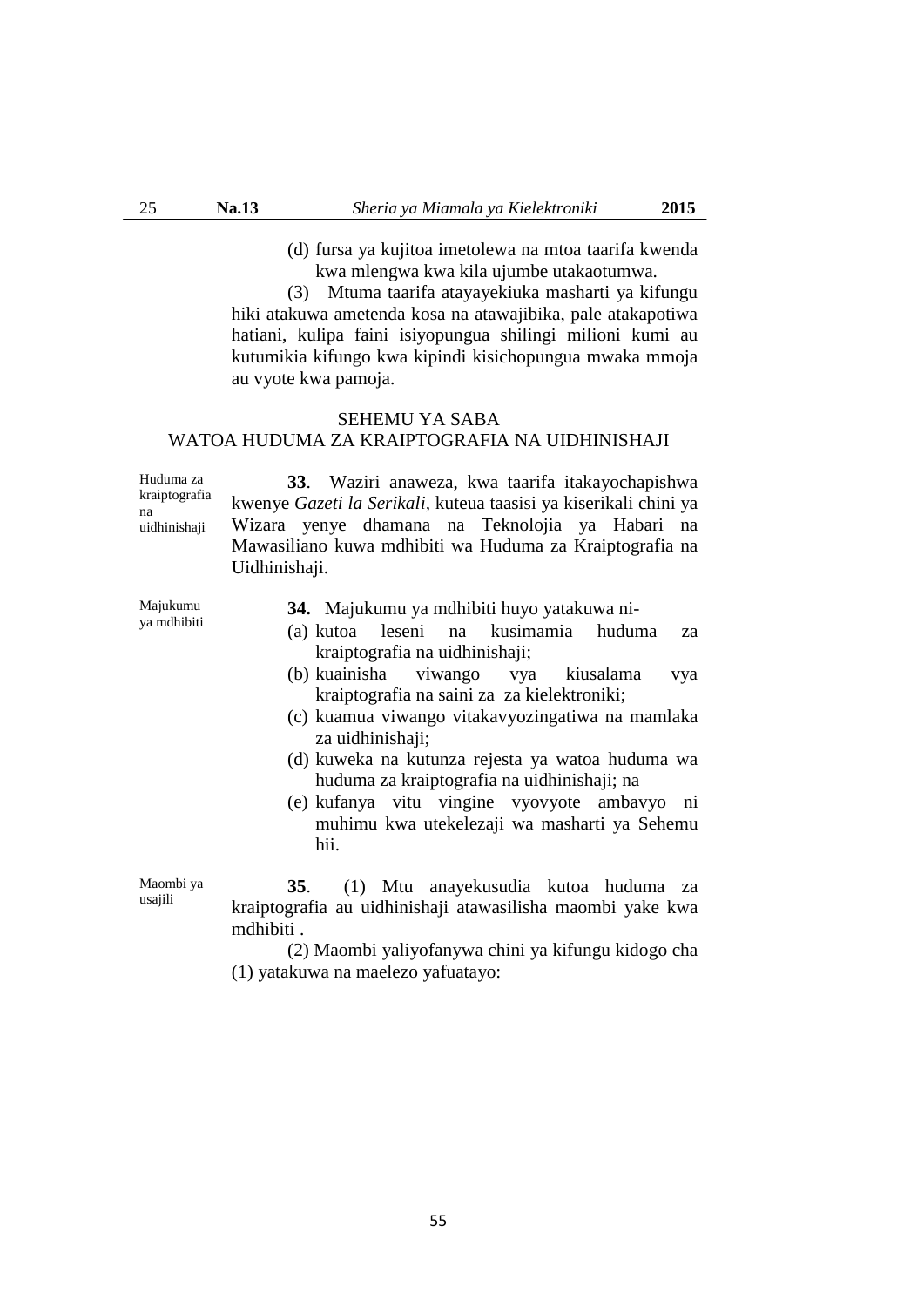(d) fursa ya kujitoa imetolewa na mtoa taarifa kwenda kwa mlengwa kwa kila ujumbe utakaotumwa.

(3) Mtuma taarifa atayayekiuka masharti ya kifungu hiki atakuwa ametenda kosa na atawajibika, pale atakapotiwa hatiani, kulipa faini isiyopungua shilingi milioni kumi au kutumikia kifungo kwa kipindi kisichopungua mwaka mmoja au vyote kwa pamoja.

## SEHEMU YA SABA
## WATOA HUDUMA ZA KRAIPTOGRAFIA NA UIDHINISHAJI

Huduma za kraiptografia na uidhinishaji

**33**. Waziri anaweza, kwa taarifa itakayochapishwa kwenye *Gazeti la Serikali*, kuteua taasisi ya kiserikali chini ya Wizara yenye dhamana na Teknolojia ya Habari na Mawasiliano kuwa mdhibiti wa Huduma za Kraiptografia na Uidhinishaji.

Majukumu ya mdhibiti

**34.** Majukumu ya mdhibiti huyo yatakuwa ni-

(a) kutoa leseni na kusimamia huduma za kraiptografia na uidhinishaji;

(b) kuainisha viwango vya kiusalama vya kraiptografia na saini za za kielektroniki;

(c) kuamua viwango vitakavyozingatiwa na mamlaka za uidhinishaji;

(d) kuweka na kutunza rejesta ya watoa huduma wa huduma za kraiptografia na uidhinishaji; na

(e) kufanya vitu vingine vyovyote ambavyo ni muhimu kwa utekelezaji wa masharti ya Sehemu hii.

Maombi ya usajili

**35**. (1) Mtu anayekusudia kutoa huduma za kraiptografia au uidhinishaji atawasilisha maombi yake kwa mdhibiti .

(2) Maombi yaliyofanywa chini ya kifungu kidogo cha (1) yatakuwa na maelezo yafuatayo: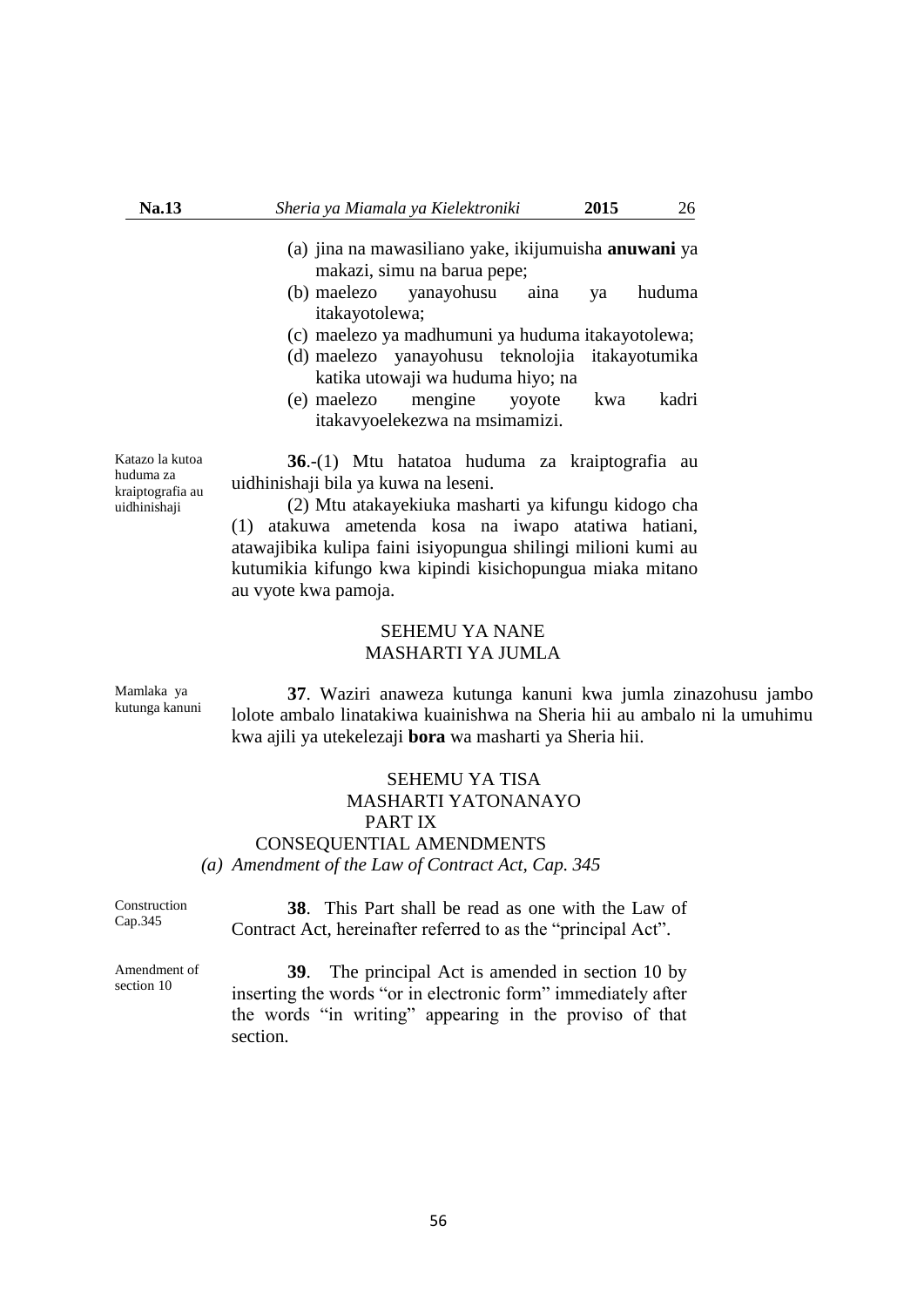(a) jina na mawasiliano yake, ikijumuisha **anuwani** ya makazi, simu na barua pepe;
(b) maelezo yanayohusu aina ya huduma itakayotolewa;
(c) maelezo ya madhumuni ya huduma itakayotolewa;
(d) maelezo yanayohusu teknolojia itakayotumika katika utowaji wa huduma hiyo; na
(e) maelezo mengine yoyote kwa kadri itakavyoelekezwa na msimamizi.

Katazo la kutoa huduma za kraiptografia au uidhinishaji

**36**.-(1) Mtu hatatoa huduma za kraiptografia au uidhinishaji bila ya kuwa na leseni.

(2) Mtu atakayekiuka masharti ya kifungu kidogo cha (1) atakuwa ametenda kosa na iwapo atatiwa hatiani, atawajibika kulipa faini isiyopungua shilingi milioni kumi au kutumikia kifungo kwa kipindi kisichopungua miaka mitano au vyote kwa pamoja.

## SEHEMU YA NANE
## MASHARTI YA JUMLA

Mamlaka ya kutunga kanuni

**37**. Waziri anaweza kutunga kanuni kwa jumla zinazohusu jambo lolote ambalo linatakiwa kuainishwa na Sheria hii au ambalo ni la umuhimu kwa ajili ya utekelezaji **bora** wa masharti ya Sheria hii.

## SEHEMU YA TISA
## MASHARTI YATONANAYO
## PART IX
## CONSEQUENTIAL AMENDMENTS

*(a) Amendment of the Law of Contract Act, Cap. 345*

Construction Cap.345

**38**. This Part shall be read as one with the Law of Contract Act, hereinafter referred to as the "principal Act".

Amendment of section 10

**39**. The principal Act is amended in section 10 by inserting the words "or in electronic form" immediately after the words "in writing" appearing in the proviso of that section.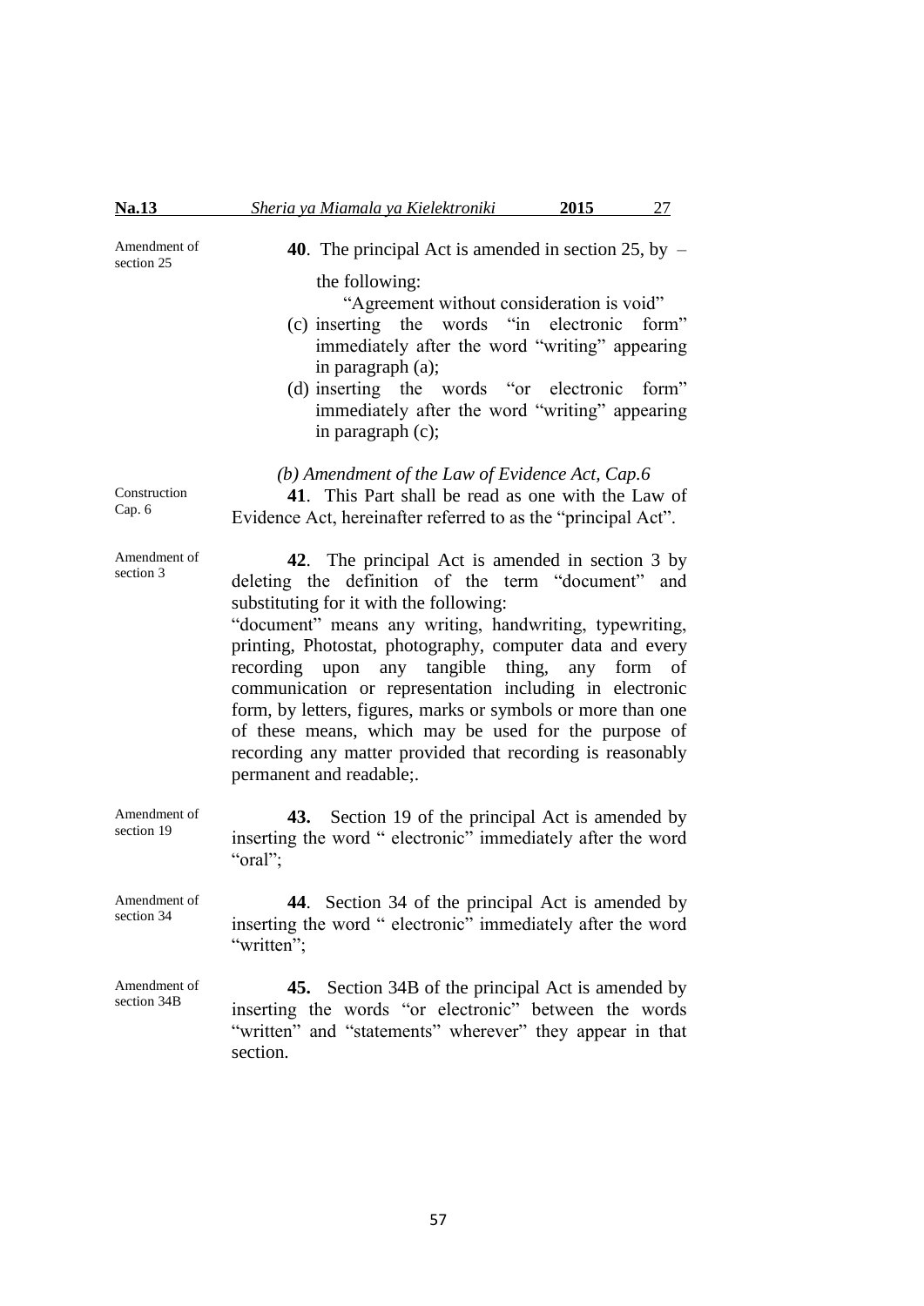Amendment of section 25

**40**. The principal Act is amended in section 25, by –

the following:

"Agreement without consideration is void"

(c) inserting the words "in electronic form" immediately after the word "writing" appearing in paragraph (a);

(d) inserting the words "or electronic form" immediately after the word "writing" appearing in paragraph (c);

*(b) Amendment of the Law of Evidence Act, Cap.6*

Construction Cap. 6

**41**. This Part shall be read as one with the Law of Evidence Act, hereinafter referred to as the "principal Act".

Amendment of section 3

**42**. The principal Act is amended in section 3 by deleting the definition of the term "document" and substituting for it with the following:

"document" means any writing, handwriting, typewriting, printing, Photostat, photography, computer data and every recording upon any tangible thing, any form of communication or representation including in electronic form, by letters, figures, marks or symbols or more than one of these means, which may be used for the purpose of recording any matter provided that recording is reasonably permanent and readable;.

Amendment of section 19

**43.** Section 19 of the principal Act is amended by inserting the word " electronic" immediately after the word "oral";

Amendment of section 34

**44**. Section 34 of the principal Act is amended by inserting the word " electronic" immediately after the word "written";

Amendment of section 34B

**45.** Section 34B of the principal Act is amended by inserting the words "or electronic" between the words "written" and "statements" wherever" they appear in that section.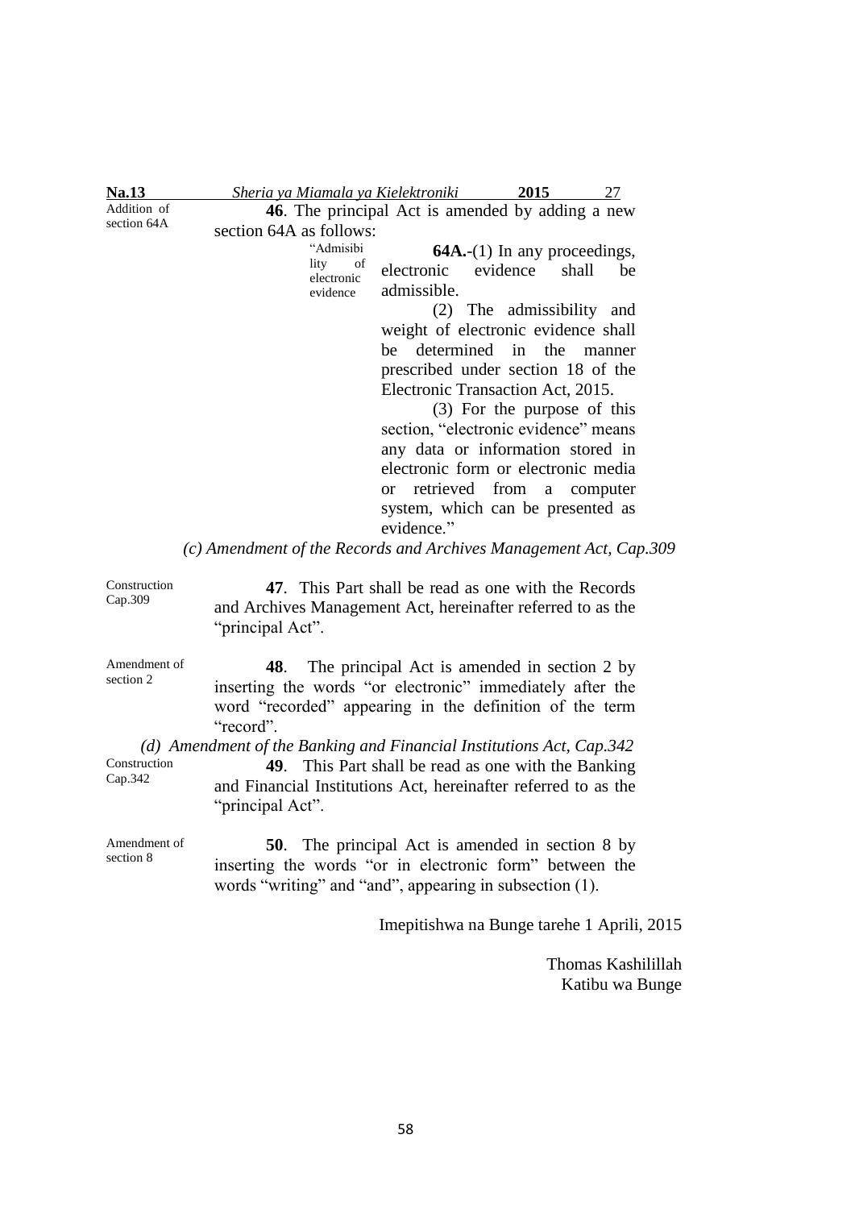Addition of section 64A

**46**. The principal Act is amended by adding a new section 64A as follows:

"Admissibility of electronic evidence

**64A.**-(1) In any proceedings, electronic evidence shall be admissible.

(2) The admissibility and weight of electronic evidence shall be determined in the manner prescribed under section 18 of the Electronic Transaction Act, 2015.

(3) For the purpose of this section, "electronic evidence" means any data or information stored in electronic form or electronic media or retrieved from a computer system, which can be presented as evidence."

*(c) Amendment of the Records and Archives Management Act, Cap.309*

Construction Cap.309

**47**. This Part shall be read as one with the Records and Archives Management Act, hereinafter referred to as the "principal Act".

Amendment of section 2

**48**. The principal Act is amended in section 2 by inserting the words "or electronic" immediately after the word "recorded" appearing in the definition of the term "record".

*(d) Amendment of the Banking and Financial Institutions Act, Cap.342*

Construction Cap.342

**49**. This Part shall be read as one with the Banking and Financial Institutions Act, hereinafter referred to as the "principal Act".

Amendment of section 8

**50**. The principal Act is amended in section 8 by inserting the words "or in electronic form" between the words "writing" and "and", appearing in subsection (1).

Imepitishwa na Bunge tarehe 1 Aprili, 2015

Thomas Kashilillah
Katibu wa Bunge